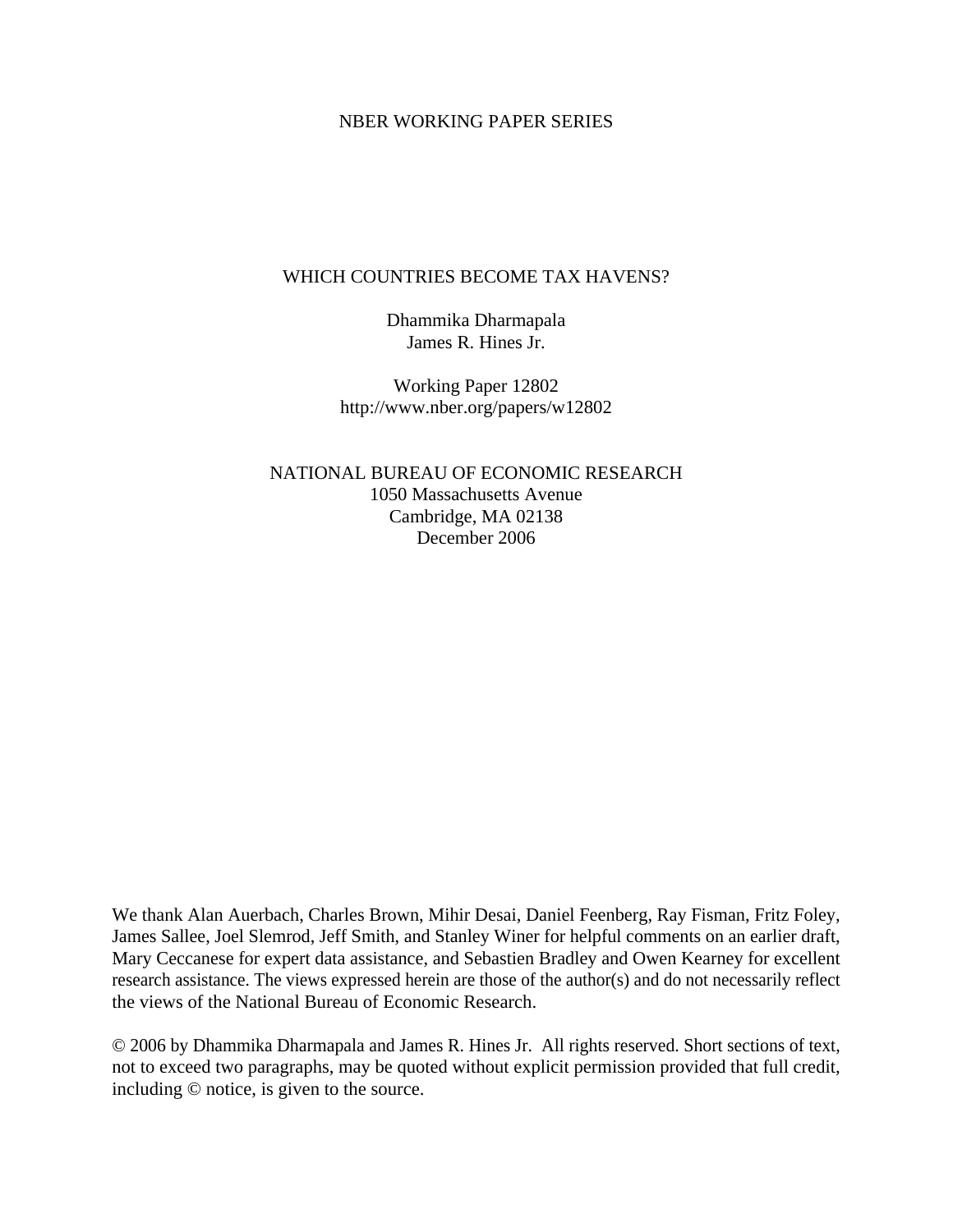NBER WORKING PAPER SERIES

# WHICH COUNTRIES BECOME TAX HAVENS?

Dhammika Dharmapala
James R. Hines Jr.

Working Paper 12802
http://www.nber.org/papers/w12802

NATIONAL BUREAU OF ECONOMIC RESEARCH
1050 Massachusetts Avenue
Cambridge, MA 02138
December 2006

We thank Alan Auerbach, Charles Brown, Mihir Desai, Daniel Feenberg, Ray Fisman, Fritz Foley, James Sallee, Joel Slemrod, Jeff Smith, and Stanley Winer for helpful comments on an earlier draft, Mary Ceccanese for expert data assistance, and Sebastien Bradley and Owen Kearney for excellent research assistance. The views expressed herein are those of the author(s) and do not necessarily reflect the views of the National Bureau of Economic Research.

© 2006 by Dhammika Dharmapala and James R. Hines Jr. All rights reserved. Short sections of text, not to exceed two paragraphs, may be quoted without explicit permission provided that full credit, including © notice, is given to the source.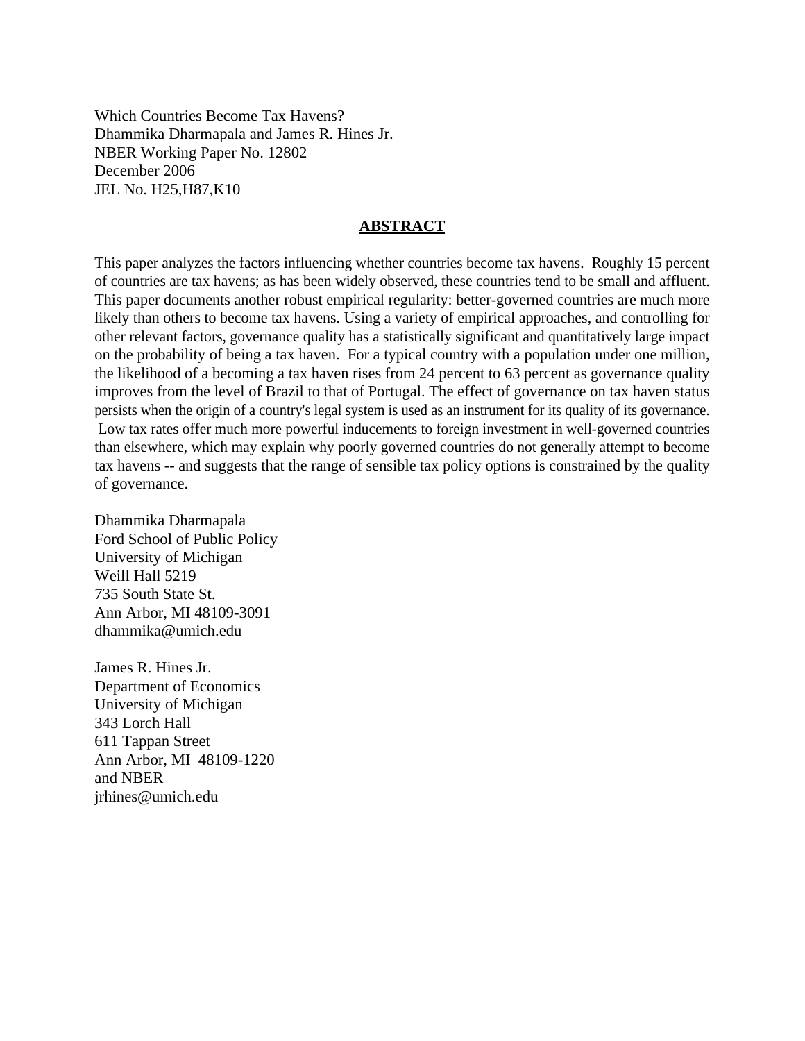Which Countries Become Tax Havens?
Dhammika Dharmapala and James R. Hines Jr.
NBER Working Paper No. 12802
December 2006
JEL No. H25,H87,K10

## ABSTRACT

This paper analyzes the factors influencing whether countries become tax havens. Roughly 15 percent of countries are tax havens; as has been widely observed, these countries tend to be small and affluent. This paper documents another robust empirical regularity: better-governed countries are much more likely than others to become tax havens. Using a variety of empirical approaches, and controlling for other relevant factors, governance quality has a statistically significant and quantitatively large impact on the probability of being a tax haven. For a typical country with a population under one million, the likelihood of a becoming a tax haven rises from 24 percent to 63 percent as governance quality improves from the level of Brazil to that of Portugal. The effect of governance on tax haven status persists when the origin of a country's legal system is used as an instrument for its quality of its governance. Low tax rates offer much more powerful inducements to foreign investment in well-governed countries than elsewhere, which may explain why poorly governed countries do not generally attempt to become tax havens -- and suggests that the range of sensible tax policy options is constrained by the quality of governance.

Dhammika Dharmapala
Ford School of Public Policy
University of Michigan
Weill Hall 5219
735 South State St.
Ann Arbor, MI 48109-3091
dhammika@umich.edu

James R. Hines Jr.
Department of Economics
University of Michigan
343 Lorch Hall
611 Tappan Street
Ann Arbor, MI 48109-1220
and NBER
jrhines@umich.edu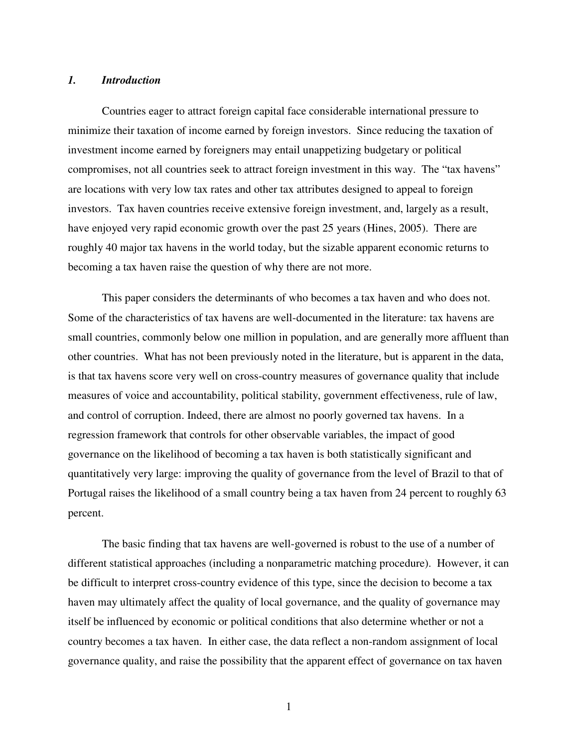## *1. Introduction*

Countries eager to attract foreign capital face considerable international pressure to minimize their taxation of income earned by foreign investors. Since reducing the taxation of investment income earned by foreigners may entail unappetizing budgetary or political compromises, not all countries seek to attract foreign investment in this way. The "tax havens" are locations with very low tax rates and other tax attributes designed to appeal to foreign investors. Tax haven countries receive extensive foreign investment, and, largely as a result, have enjoyed very rapid economic growth over the past 25 years (Hines, 2005). There are roughly 40 major tax havens in the world today, but the sizable apparent economic returns to becoming a tax haven raise the question of why there are not more.

This paper considers the determinants of who becomes a tax haven and who does not. Some of the characteristics of tax havens are well-documented in the literature: tax havens are small countries, commonly below one million in population, and are generally more affluent than other countries. What has not been previously noted in the literature, but is apparent in the data, is that tax havens score very well on cross-country measures of governance quality that include measures of voice and accountability, political stability, government effectiveness, rule of law, and control of corruption. Indeed, there are almost no poorly governed tax havens. In a regression framework that controls for other observable variables, the impact of good governance on the likelihood of becoming a tax haven is both statistically significant and quantitatively very large: improving the quality of governance from the level of Brazil to that of Portugal raises the likelihood of a small country being a tax haven from 24 percent to roughly 63 percent.

The basic finding that tax havens are well-governed is robust to the use of a number of different statistical approaches (including a nonparametric matching procedure). However, it can be difficult to interpret cross-country evidence of this type, since the decision to become a tax haven may ultimately affect the quality of local governance, and the quality of governance may itself be influenced by economic or political conditions that also determine whether or not a country becomes a tax haven. In either case, the data reflect a non-random assignment of local governance quality, and raise the possibility that the apparent effect of governance on tax haven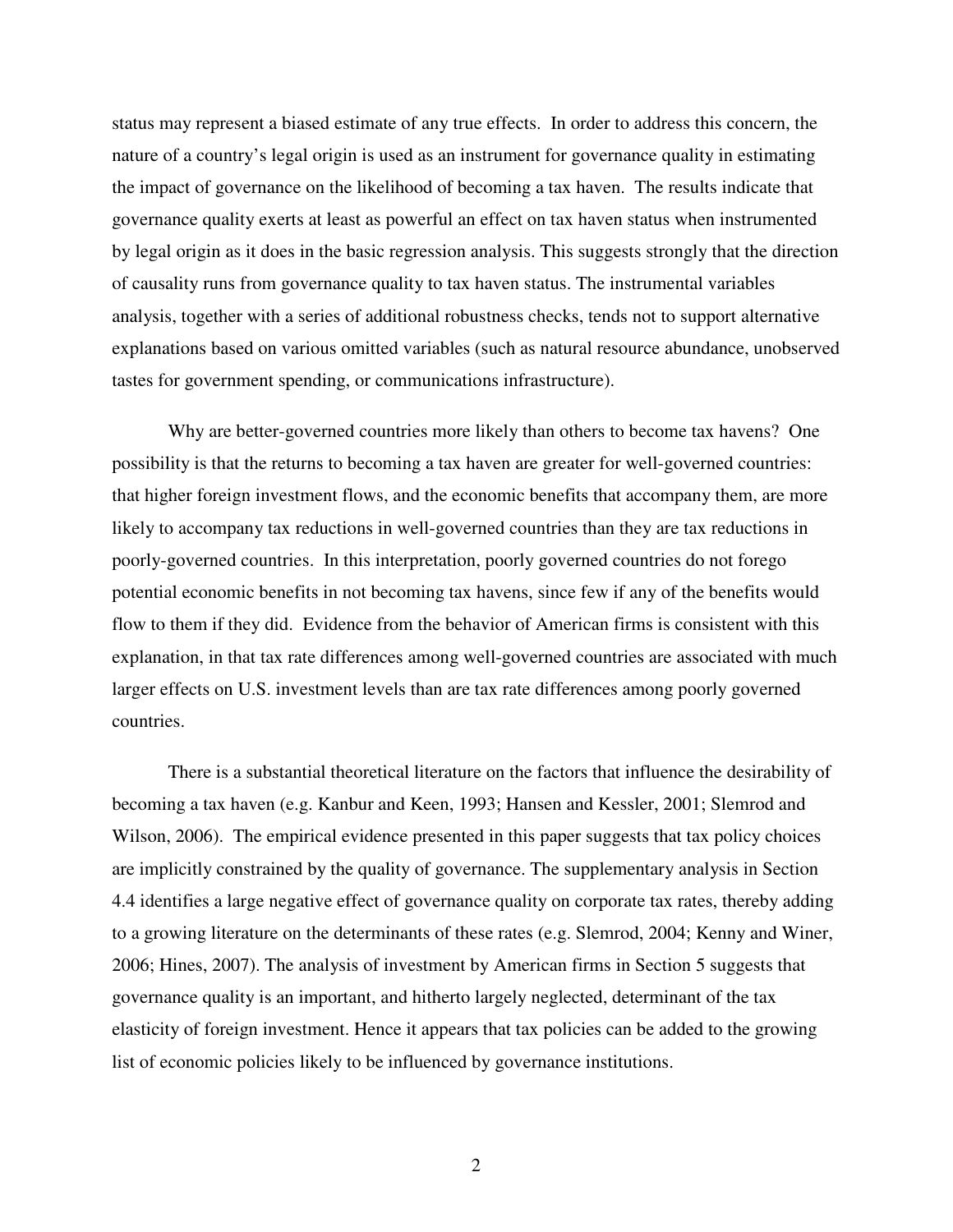status may represent a biased estimate of any true effects. In order to address this concern, the nature of a country's legal origin is used as an instrument for governance quality in estimating the impact of governance on the likelihood of becoming a tax haven. The results indicate that governance quality exerts at least as powerful an effect on tax haven status when instrumented by legal origin as it does in the basic regression analysis. This suggests strongly that the direction of causality runs from governance quality to tax haven status. The instrumental variables analysis, together with a series of additional robustness checks, tends not to support alternative explanations based on various omitted variables (such as natural resource abundance, unobserved tastes for government spending, or communications infrastructure).

Why are better-governed countries more likely than others to become tax havens? One possibility is that the returns to becoming a tax haven are greater for well-governed countries: that higher foreign investment flows, and the economic benefits that accompany them, are more likely to accompany tax reductions in well-governed countries than they are tax reductions in poorly-governed countries. In this interpretation, poorly governed countries do not forego potential economic benefits in not becoming tax havens, since few if any of the benefits would flow to them if they did. Evidence from the behavior of American firms is consistent with this explanation, in that tax rate differences among well-governed countries are associated with much larger effects on U.S. investment levels than are tax rate differences among poorly governed countries.

There is a substantial theoretical literature on the factors that influence the desirability of becoming a tax haven (e.g. Kanbur and Keen, 1993; Hansen and Kessler, 2001; Slemrod and Wilson, 2006). The empirical evidence presented in this paper suggests that tax policy choices are implicitly constrained by the quality of governance. The supplementary analysis in Section 4.4 identifies a large negative effect of governance quality on corporate tax rates, thereby adding to a growing literature on the determinants of these rates (e.g. Slemrod, 2004; Kenny and Winer, 2006; Hines, 2007). The analysis of investment by American firms in Section 5 suggests that governance quality is an important, and hitherto largely neglected, determinant of the tax elasticity of foreign investment. Hence it appears that tax policies can be added to the growing list of economic policies likely to be influenced by governance institutions.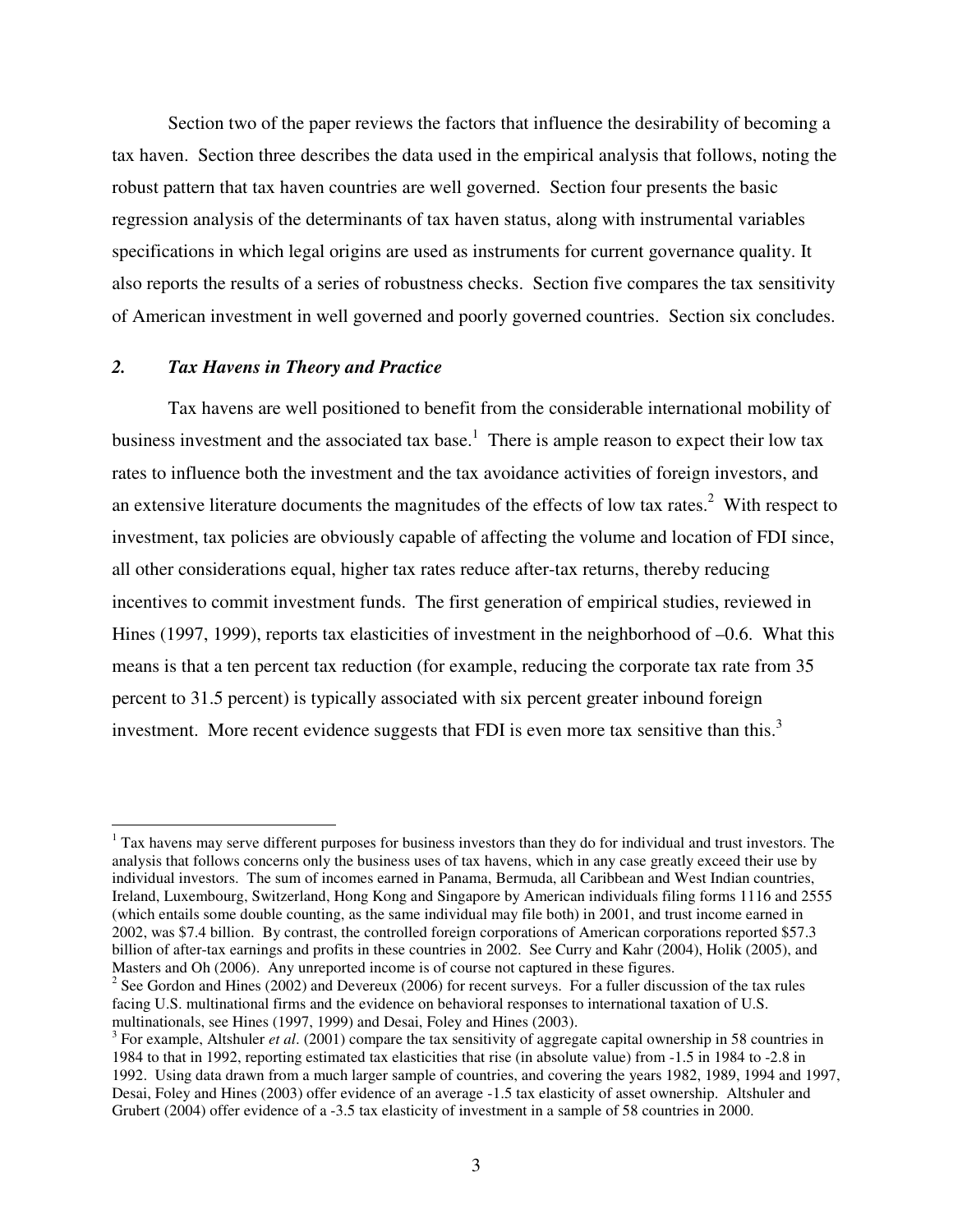Section two of the paper reviews the factors that influence the desirability of becoming a tax haven. Section three describes the data used in the empirical analysis that follows, noting the robust pattern that tax haven countries are well governed. Section four presents the basic regression analysis of the determinants of tax haven status, along with instrumental variables specifications in which legal origins are used as instruments for current governance quality. It also reports the results of a series of robustness checks. Section five compares the tax sensitivity of American investment in well governed and poorly governed countries. Section six concludes.

## *2. Tax Havens in Theory and Practice*

Tax havens are well positioned to benefit from the considerable international mobility of business investment and the associated tax base.[1] There is ample reason to expect their low tax rates to influence both the investment and the tax avoidance activities of foreign investors, and an extensive literature documents the magnitudes of the effects of low tax rates.[2] With respect to investment, tax policies are obviously capable of affecting the volume and location of FDI since, all other considerations equal, higher tax rates reduce after-tax returns, thereby reducing incentives to commit investment funds. The first generation of empirical studies, reviewed in Hines (1997, 1999), reports tax elasticities of investment in the neighborhood of –0.6. What this means is that a ten percent tax reduction (for example, reducing the corporate tax rate from 35 percent to 31.5 percent) is typically associated with six percent greater inbound foreign investment. More recent evidence suggests that FDI is even more tax sensitive than this.[3]

---

[1] Tax havens may serve different purposes for business investors than they do for individual and trust investors. The analysis that follows concerns only the business uses of tax havens, which in any case greatly exceed their use by individual investors. The sum of incomes earned in Panama, Bermuda, all Caribbean and West Indian countries, Ireland, Luxembourg, Switzerland, Hong Kong and Singapore by American individuals filing forms 1116 and 2555 (which entails some double counting, as the same individual may file both) in 2001, and trust income earned in 2002, was \$7.4 billion. By contrast, the controlled foreign corporations of American corporations reported \$57.3 billion of after-tax earnings and profits in these countries in 2002. See Curry and Kahr (2004), Holik (2005), and Masters and Oh (2006). Any unreported income is of course not captured in these figures.

[2] See Gordon and Hines (2002) and Devereux (2006) for recent surveys. For a fuller discussion of the tax rules facing U.S. multinational firms and the evidence on behavioral responses to international taxation of U.S. multinationals, see Hines (1997, 1999) and Desai, Foley and Hines (2003).

[3] For example, Altshuler *et al*. (2001) compare the tax sensitivity of aggregate capital ownership in 58 countries in 1984 to that in 1992, reporting estimated tax elasticities that rise (in absolute value) from -1.5 in 1984 to -2.8 in 1992. Using data drawn from a much larger sample of countries, and covering the years 1982, 1989, 1994 and 1997, Desai, Foley and Hines (2003) offer evidence of an average -1.5 tax elasticity of asset ownership. Altshuler and Grubert (2004) offer evidence of a -3.5 tax elasticity of investment in a sample of 58 countries in 2000.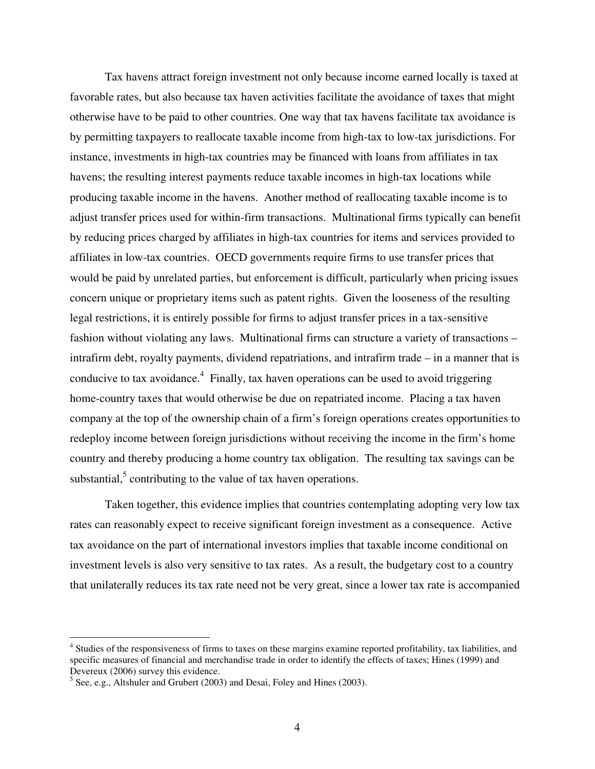Tax havens attract foreign investment not only because income earned locally is taxed at favorable rates, but also because tax haven activities facilitate the avoidance of taxes that might otherwise have to be paid to other countries. One way that tax havens facilitate tax avoidance is by permitting taxpayers to reallocate taxable income from high-tax to low-tax jurisdictions. For instance, investments in high-tax countries may be financed with loans from affiliates in tax havens; the resulting interest payments reduce taxable incomes in high-tax locations while producing taxable income in the havens. Another method of reallocating taxable income is to adjust transfer prices used for within-firm transactions. Multinational firms typically can benefit by reducing prices charged by affiliates in high-tax countries for items and services provided to affiliates in low-tax countries. OECD governments require firms to use transfer prices that would be paid by unrelated parties, but enforcement is difficult, particularly when pricing issues concern unique or proprietary items such as patent rights. Given the looseness of the resulting legal restrictions, it is entirely possible for firms to adjust transfer prices in a tax-sensitive fashion without violating any laws. Multinational firms can structure a variety of transactions – intrafirm debt, royalty payments, dividend repatriations, and intrafirm trade – in a manner that is conducive to tax avoidance.[4] Finally, tax haven operations can be used to avoid triggering home-country taxes that would otherwise be due on repatriated income. Placing a tax haven company at the top of the ownership chain of a firm's foreign operations creates opportunities to redeploy income between foreign jurisdictions without receiving the income in the firm's home country and thereby producing a home country tax obligation. The resulting tax savings can be substantial,[5] contributing to the value of tax haven operations.

Taken together, this evidence implies that countries contemplating adopting very low tax rates can reasonably expect to receive significant foreign investment as a consequence. Active tax avoidance on the part of international investors implies that taxable income conditional on investment levels is also very sensitive to tax rates. As a result, the budgetary cost to a country that unilaterally reduces its tax rate need not be very great, since a lower tax rate is accompanied

---

[4] Studies of the responsiveness of firms to taxes on these margins examine reported profitability, tax liabilities, and specific measures of financial and merchandise trade in order to identify the effects of taxes; Hines (1999) and Devereux (2006) survey this evidence.

[5] See, e.g., Altshuler and Grubert (2003) and Desai, Foley and Hines (2003).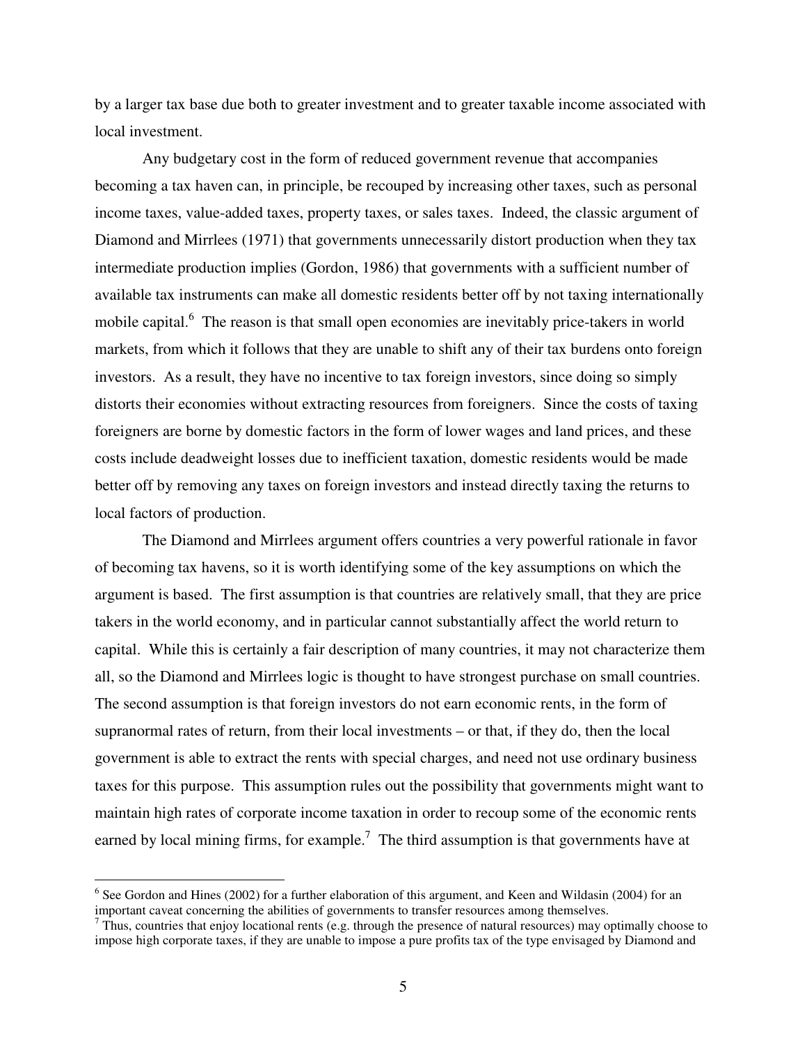by a larger tax base due both to greater investment and to greater taxable income associated with local investment.

Any budgetary cost in the form of reduced government revenue that accompanies becoming a tax haven can, in principle, be recouped by increasing other taxes, such as personal income taxes, value-added taxes, property taxes, or sales taxes. Indeed, the classic argument of Diamond and Mirrlees (1971) that governments unnecessarily distort production when they tax intermediate production implies (Gordon, 1986) that governments with a sufficient number of available tax instruments can make all domestic residents better off by not taxing internationally mobile capital.[6] The reason is that small open economies are inevitably price-takers in world markets, from which it follows that they are unable to shift any of their tax burdens onto foreign investors. As a result, they have no incentive to tax foreign investors, since doing so simply distorts their economies without extracting resources from foreigners. Since the costs of taxing foreigners are borne by domestic factors in the form of lower wages and land prices, and these costs include deadweight losses due to inefficient taxation, domestic residents would be made better off by removing any taxes on foreign investors and instead directly taxing the returns to local factors of production.

The Diamond and Mirrlees argument offers countries a very powerful rationale in favor of becoming tax havens, so it is worth identifying some of the key assumptions on which the argument is based. The first assumption is that countries are relatively small, that they are price takers in the world economy, and in particular cannot substantially affect the world return to capital. While this is certainly a fair description of many countries, it may not characterize them all, so the Diamond and Mirrlees logic is thought to have strongest purchase on small countries. The second assumption is that foreign investors do not earn economic rents, in the form of supranormal rates of return, from their local investments – or that, if they do, then the local government is able to extract the rents with special charges, and need not use ordinary business taxes for this purpose. This assumption rules out the possibility that governments might want to maintain high rates of corporate income taxation in order to recoup some of the economic rents earned by local mining firms, for example.[7] The third assumption is that governments have at

[6] See Gordon and Hines (2002) for a further elaboration of this argument, and Keen and Wildasin (2004) for an important caveat concerning the abilities of governments to transfer resources among themselves.

[7] Thus, countries that enjoy locational rents (e.g. through the presence of natural resources) may optimally choose to impose high corporate taxes, if they are unable to impose a pure profits tax of the type envisaged by Diamond and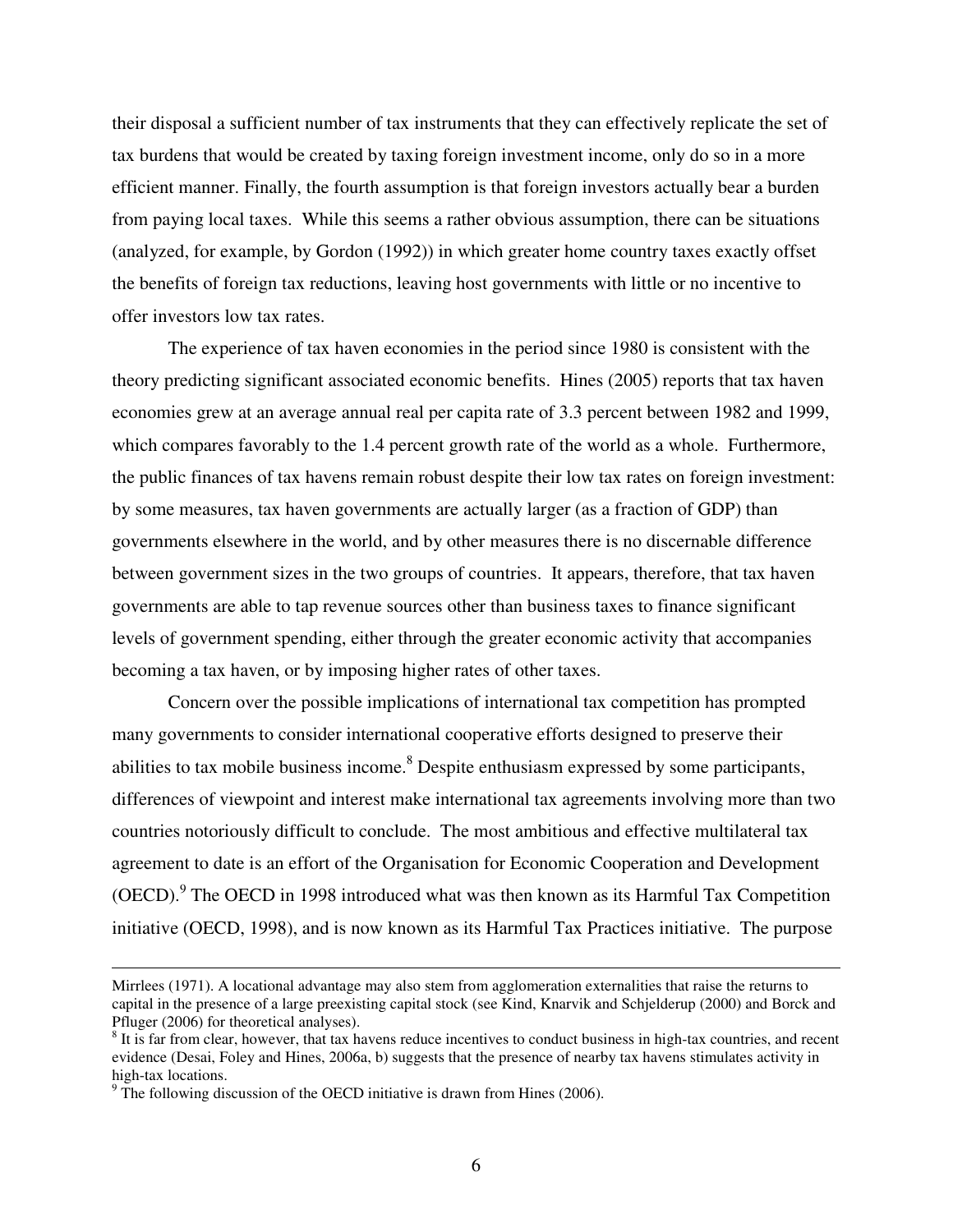their disposal a sufficient number of tax instruments that they can effectively replicate the set of tax burdens that would be created by taxing foreign investment income, only do so in a more efficient manner. Finally, the fourth assumption is that foreign investors actually bear a burden from paying local taxes. While this seems a rather obvious assumption, there can be situations (analyzed, for example, by Gordon (1992)) in which greater home country taxes exactly offset the benefits of foreign tax reductions, leaving host governments with little or no incentive to offer investors low tax rates.

The experience of tax haven economies in the period since 1980 is consistent with the theory predicting significant associated economic benefits. Hines (2005) reports that tax haven economies grew at an average annual real per capita rate of 3.3 percent between 1982 and 1999, which compares favorably to the 1.4 percent growth rate of the world as a whole. Furthermore, the public finances of tax havens remain robust despite their low tax rates on foreign investment: by some measures, tax haven governments are actually larger (as a fraction of GDP) than governments elsewhere in the world, and by other measures there is no discernable difference between government sizes in the two groups of countries. It appears, therefore, that tax haven governments are able to tap revenue sources other than business taxes to finance significant levels of government spending, either through the greater economic activity that accompanies becoming a tax haven, or by imposing higher rates of other taxes.

Concern over the possible implications of international tax competition has prompted many governments to consider international cooperative efforts designed to preserve their abilities to tax mobile business income.[8] Despite enthusiasm expressed by some participants, differences of viewpoint and interest make international tax agreements involving more than two countries notoriously difficult to conclude. The most ambitious and effective multilateral tax agreement to date is an effort of the Organisation for Economic Cooperation and Development (OECD).[9] The OECD in 1998 introduced what was then known as its Harmful Tax Competition initiative (OECD, 1998), and is now known as its Harmful Tax Practices initiative. The purpose

---

Mirrlees (1971). A locational advantage may also stem from agglomeration externalities that raise the returns to capital in the presence of a large preexisting capital stock (see Kind, Knarvik and Schjelderup (2000) and Borck and Pfluger (2006) for theoretical analyses).

[8] It is far from clear, however, that tax havens reduce incentives to conduct business in high-tax countries, and recent evidence (Desai, Foley and Hines, 2006a, b) suggests that the presence of nearby tax havens stimulates activity in high-tax locations.

[9] The following discussion of the OECD initiative is drawn from Hines (2006).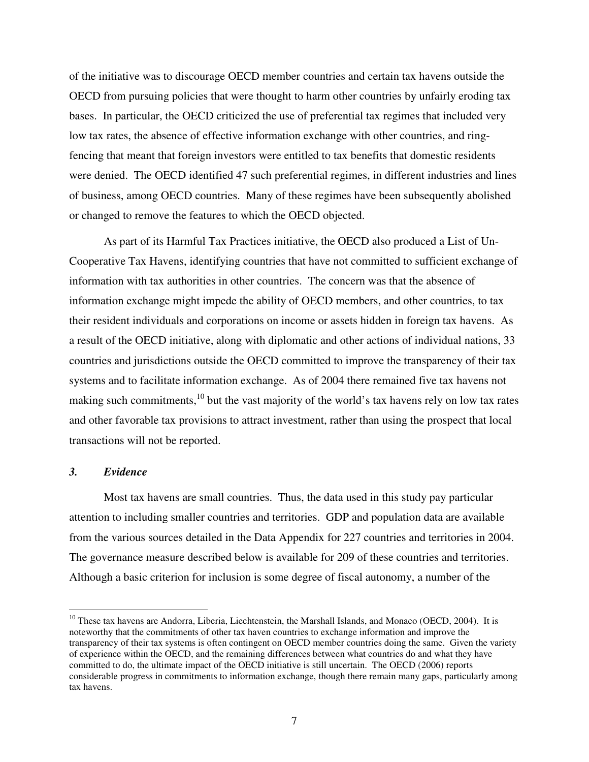of the initiative was to discourage OECD member countries and certain tax havens outside the OECD from pursuing policies that were thought to harm other countries by unfairly eroding tax bases. In particular, the OECD criticized the use of preferential tax regimes that included very low tax rates, the absence of effective information exchange with other countries, and ring-fencing that meant that foreign investors were entitled to tax benefits that domestic residents were denied. The OECD identified 47 such preferential regimes, in different industries and lines of business, among OECD countries. Many of these regimes have been subsequently abolished or changed to remove the features to which the OECD objected.

As part of its Harmful Tax Practices initiative, the OECD also produced a List of Un-Cooperative Tax Havens, identifying countries that have not committed to sufficient exchange of information with tax authorities in other countries. The concern was that the absence of information exchange might impede the ability of OECD members, and other countries, to tax their resident individuals and corporations on income or assets hidden in foreign tax havens. As a result of the OECD initiative, along with diplomatic and other actions of individual nations, 33 countries and jurisdictions outside the OECD committed to improve the transparency of their tax systems and to facilitate information exchange. As of 2004 there remained five tax havens not making such commitments,[10] but the vast majority of the world's tax havens rely on low tax rates and other favorable tax provisions to attract investment, rather than using the prospect that local transactions will not be reported.

### *3. Evidence*

Most tax havens are small countries. Thus, the data used in this study pay particular attention to including smaller countries and territories. GDP and population data are available from the various sources detailed in the Data Appendix for 227 countries and territories in 2004. The governance measure described below is available for 209 of these countries and territories. Although a basic criterion for inclusion is some degree of fiscal autonomy, a number of the

[10] These tax havens are Andorra, Liberia, Liechtenstein, the Marshall Islands, and Monaco (OECD, 2004). It is noteworthy that the commitments of other tax haven countries to exchange information and improve the transparency of their tax systems is often contingent on OECD member countries doing the same. Given the variety of experience within the OECD, and the remaining differences between what countries do and what they have committed to do, the ultimate impact of the OECD initiative is still uncertain. The OECD (2006) reports considerable progress in commitments to information exchange, though there remain many gaps, particularly among tax havens.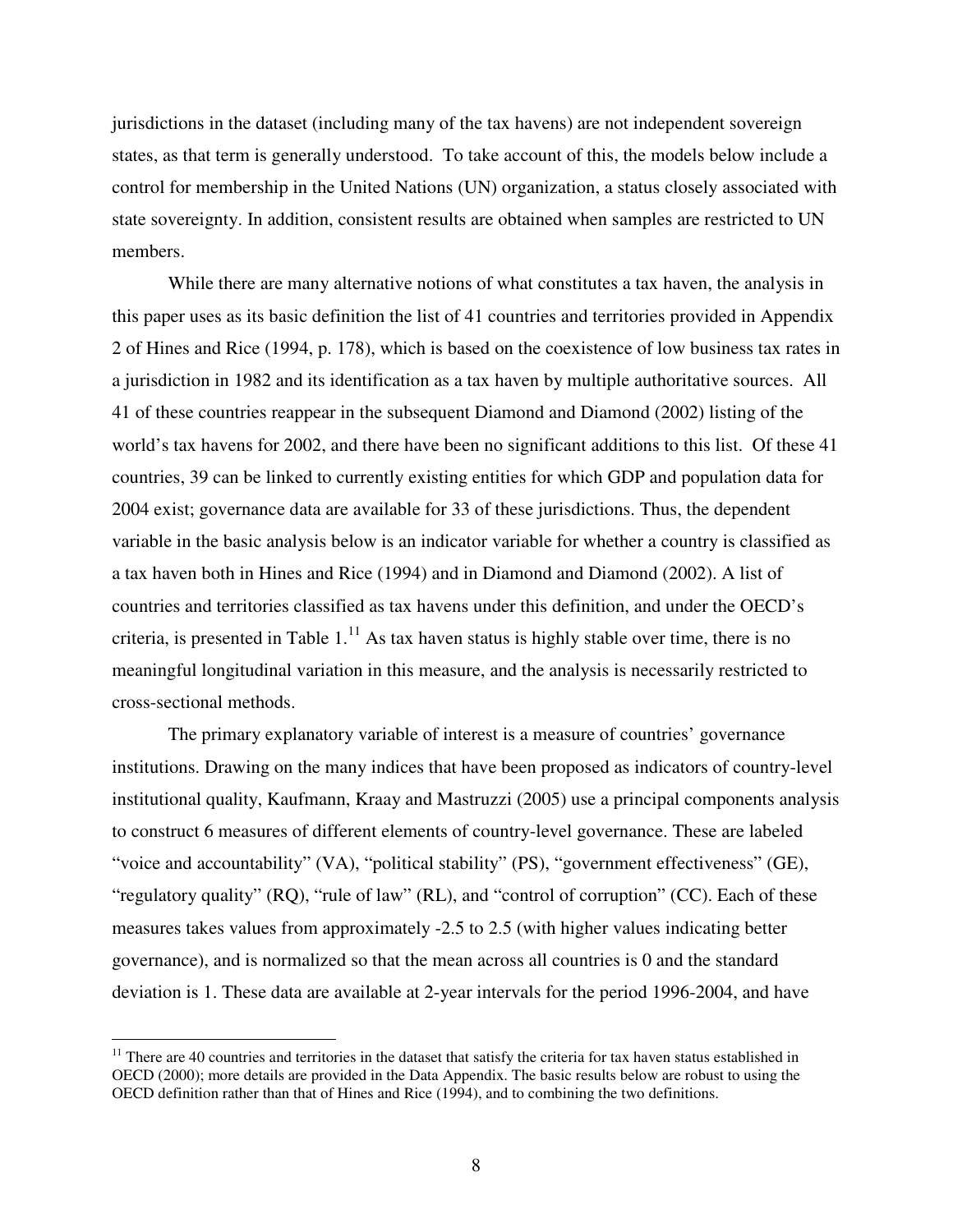jurisdictions in the dataset (including many of the tax havens) are not independent sovereign states, as that term is generally understood. To take account of this, the models below include a control for membership in the United Nations (UN) organization, a status closely associated with state sovereignty. In addition, consistent results are obtained when samples are restricted to UN members.

While there are many alternative notions of what constitutes a tax haven, the analysis in this paper uses as its basic definition the list of 41 countries and territories provided in Appendix 2 of Hines and Rice (1994, p. 178), which is based on the coexistence of low business tax rates in a jurisdiction in 1982 and its identification as a tax haven by multiple authoritative sources. All 41 of these countries reappear in the subsequent Diamond and Diamond (2002) listing of the world's tax havens for 2002, and there have been no significant additions to this list. Of these 41 countries, 39 can be linked to currently existing entities for which GDP and population data for 2004 exist; governance data are available for 33 of these jurisdictions. Thus, the dependent variable in the basic analysis below is an indicator variable for whether a country is classified as a tax haven both in Hines and Rice (1994) and in Diamond and Diamond (2002). A list of countries and territories classified as tax havens under this definition, and under the OECD's criteria, is presented in Table 1.[11] As tax haven status is highly stable over time, there is no meaningful longitudinal variation in this measure, and the analysis is necessarily restricted to cross-sectional methods.

The primary explanatory variable of interest is a measure of countries' governance institutions. Drawing on the many indices that have been proposed as indicators of country-level institutional quality, Kaufmann, Kraay and Mastruzzi (2005) use a principal components analysis to construct 6 measures of different elements of country-level governance. These are labeled "voice and accountability" (VA), "political stability" (PS), "government effectiveness" (GE), "regulatory quality" (RQ), "rule of law" (RL), and "control of corruption" (CC). Each of these measures takes values from approximately -2.5 to 2.5 (with higher values indicating better governance), and is normalized so that the mean across all countries is 0 and the standard deviation is 1. These data are available at 2-year intervals for the period 1996-2004, and have

[11] There are 40 countries and territories in the dataset that satisfy the criteria for tax haven status established in OECD (2000); more details are provided in the Data Appendix. The basic results below are robust to using the OECD definition rather than that of Hines and Rice (1994), and to combining the two definitions.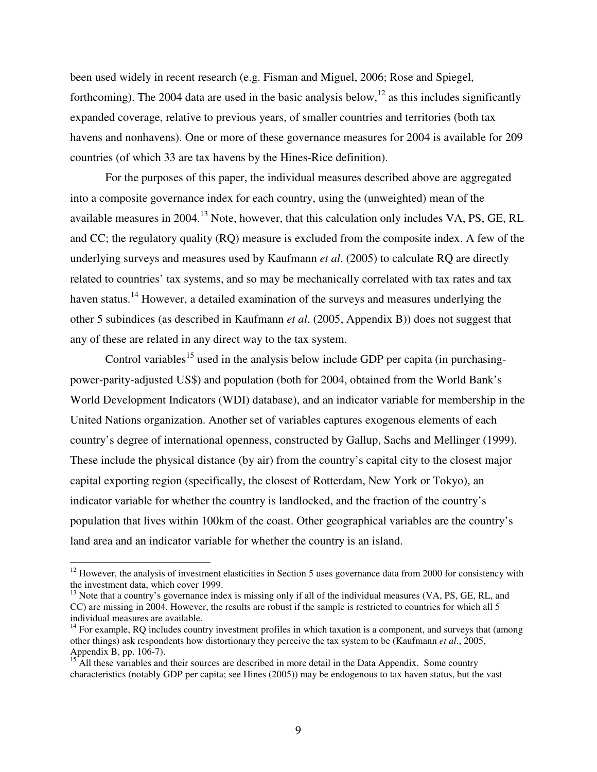been used widely in recent research (e.g. Fisman and Miguel, 2006; Rose and Spiegel, forthcoming). The 2004 data are used in the basic analysis below,[12] as this includes significantly expanded coverage, relative to previous years, of smaller countries and territories (both tax havens and nonhavens). One or more of these governance measures for 2004 is available for 209 countries (of which 33 are tax havens by the Hines-Rice definition).

For the purposes of this paper, the individual measures described above are aggregated into a composite governance index for each country, using the (unweighted) mean of the available measures in 2004.[13] Note, however, that this calculation only includes VA, PS, GE, RL and CC; the regulatory quality (RQ) measure is excluded from the composite index. A few of the underlying surveys and measures used by Kaufmann *et al*. (2005) to calculate RQ are directly related to countries' tax systems, and so may be mechanically correlated with tax rates and tax haven status.[14] However, a detailed examination of the surveys and measures underlying the other 5 subindices (as described in Kaufmann *et al*. (2005, Appendix B)) does not suggest that any of these are related in any direct way to the tax system.

Control variables[15] used in the analysis below include GDP per capita (in purchasing-power-parity-adjusted US$) and population (both for 2004, obtained from the World Bank's World Development Indicators (WDI) database), and an indicator variable for membership in the United Nations organization. Another set of variables captures exogenous elements of each country's degree of international openness, constructed by Gallup, Sachs and Mellinger (1999). These include the physical distance (by air) from the country's capital city to the closest major capital exporting region (specifically, the closest of Rotterdam, New York or Tokyo), an indicator variable for whether the country is landlocked, and the fraction of the country's population that lives within 100km of the coast. Other geographical variables are the country's land area and an indicator variable for whether the country is an island.

---

[12] However, the analysis of investment elasticities in Section 5 uses governance data from 2000 for consistency with the investment data, which cover 1999.

[13] Note that a country's governance index is missing only if all of the individual measures (VA, PS, GE, RL, and CC) are missing in 2004. However, the results are robust if the sample is restricted to countries for which all 5 individual measures are available.

[14] For example, RQ includes country investment profiles in which taxation is a component, and surveys that (among other things) ask respondents how distortionary they perceive the tax system to be (Kaufmann *et al*., 2005, Appendix B, pp. 106-7).

[15] All these variables and their sources are described in more detail in the Data Appendix. Some country characteristics (notably GDP per capita; see Hines (2005)) may be endogenous to tax haven status, but the vast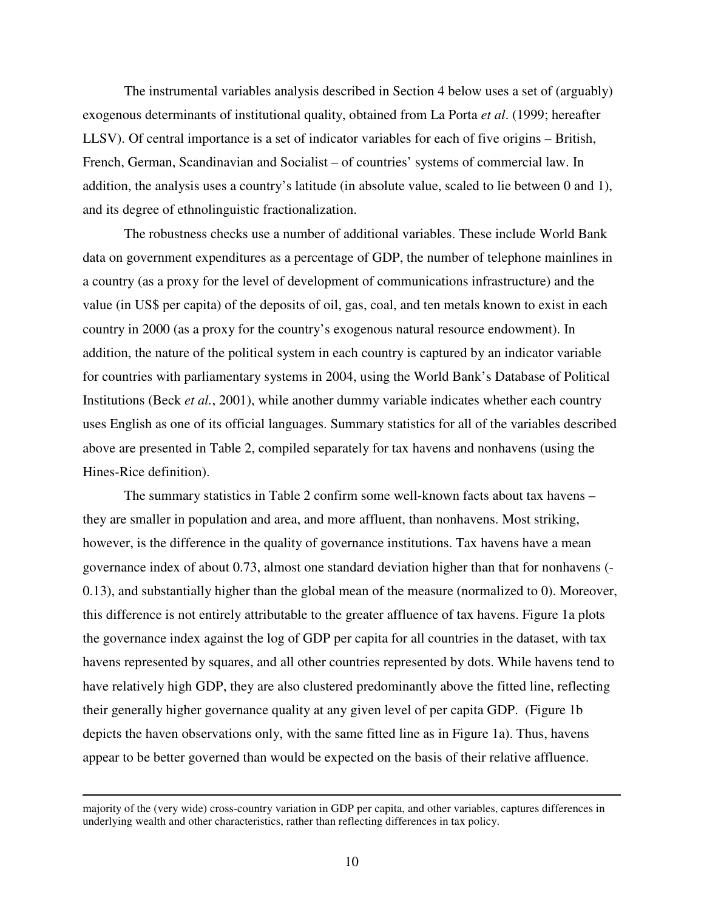The instrumental variables analysis described in Section 4 below uses a set of (arguably) exogenous determinants of institutional quality, obtained from La Porta *et al*. (1999; hereafter LLSV). Of central importance is a set of indicator variables for each of five origins – British, French, German, Scandinavian and Socialist – of countries' systems of commercial law. In addition, the analysis uses a country's latitude (in absolute value, scaled to lie between 0 and 1), and its degree of ethnolinguistic fractionalization.

The robustness checks use a number of additional variables. These include World Bank data on government expenditures as a percentage of GDP, the number of telephone mainlines in a country (as a proxy for the level of development of communications infrastructure) and the value (in US$ per capita) of the deposits of oil, gas, coal, and ten metals known to exist in each country in 2000 (as a proxy for the country's exogenous natural resource endowment). In addition, the nature of the political system in each country is captured by an indicator variable for countries with parliamentary systems in 2004, using the World Bank's Database of Political Institutions (Beck *et al.*, 2001), while another dummy variable indicates whether each country uses English as one of its official languages. Summary statistics for all of the variables described above are presented in Table 2, compiled separately for tax havens and nonhavens (using the Hines-Rice definition).

The summary statistics in Table 2 confirm some well-known facts about tax havens – they are smaller in population and area, and more affluent, than nonhavens. Most striking, however, is the difference in the quality of governance institutions. Tax havens have a mean governance index of about 0.73, almost one standard deviation higher than that for nonhavens (-0.13), and substantially higher than the global mean of the measure (normalized to 0). Moreover, this difference is not entirely attributable to the greater affluence of tax havens. Figure 1a plots the governance index against the log of GDP per capita for all countries in the dataset, with tax havens represented by squares, and all other countries represented by dots. While havens tend to have relatively high GDP, they are also clustered predominantly above the fitted line, reflecting their generally higher governance quality at any given level of per capita GDP. (Figure 1b depicts the haven observations only, with the same fitted line as in Figure 1a). Thus, havens appear to be better governed than would be expected on the basis of their relative affluence.

---

majority of the (very wide) cross-country variation in GDP per capita, and other variables, captures differences in underlying wealth and other characteristics, rather than reflecting differences in tax policy.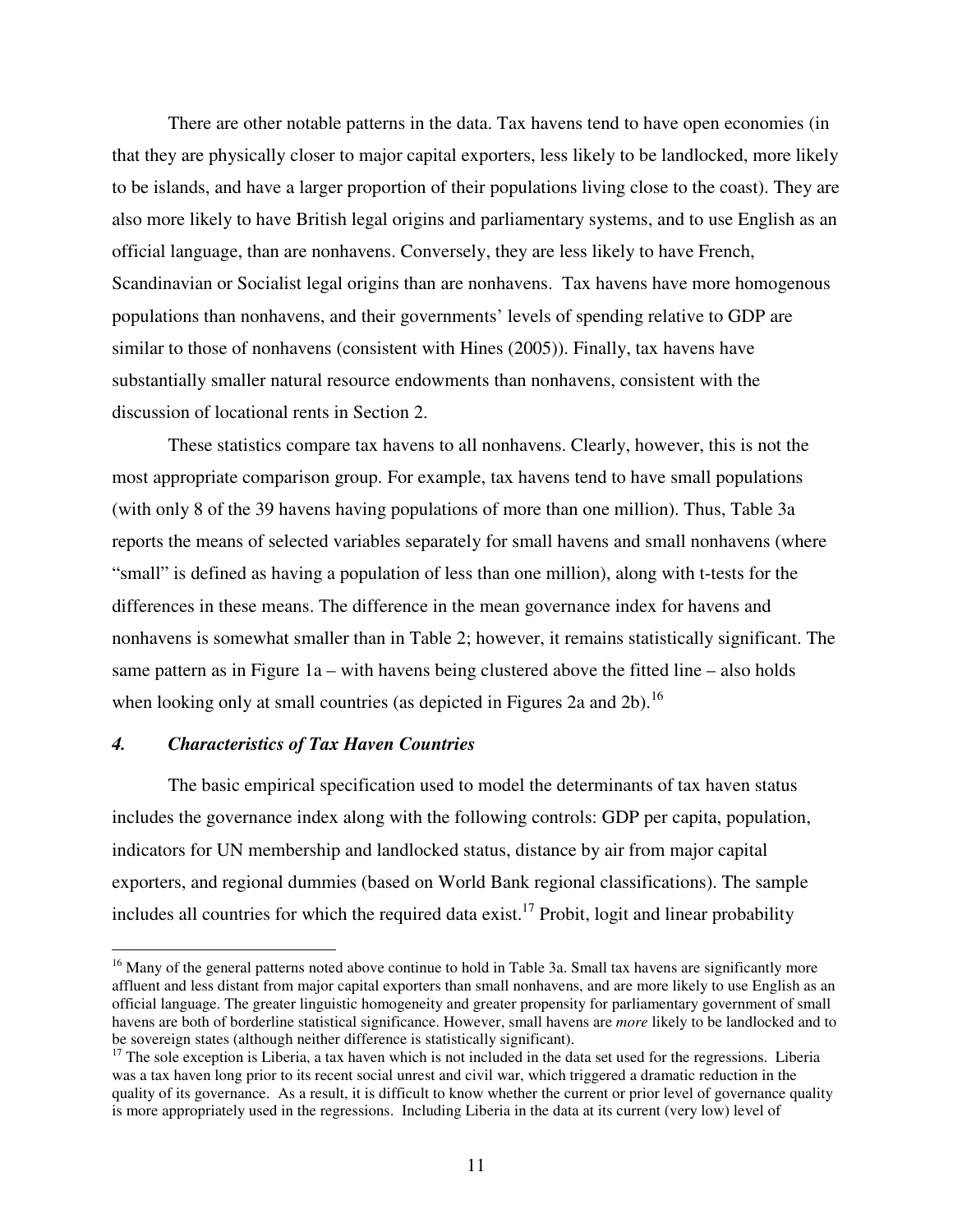There are other notable patterns in the data. Tax havens tend to have open economies (in that they are physically closer to major capital exporters, less likely to be landlocked, more likely to be islands, and have a larger proportion of their populations living close to the coast). They are also more likely to have British legal origins and parliamentary systems, and to use English as an official language, than are nonhavens. Conversely, they are less likely to have French, Scandinavian or Socialist legal origins than are nonhavens. Tax havens have more homogenous populations than nonhavens, and their governments' levels of spending relative to GDP are similar to those of nonhavens (consistent with Hines (2005)). Finally, tax havens have substantially smaller natural resource endowments than nonhavens, consistent with the discussion of locational rents in Section 2.

These statistics compare tax havens to all nonhavens. Clearly, however, this is not the most appropriate comparison group. For example, tax havens tend to have small populations (with only 8 of the 39 havens having populations of more than one million). Thus, Table 3a reports the means of selected variables separately for small havens and small nonhavens (where "small" is defined as having a population of less than one million), along with t-tests for the differences in these means. The difference in the mean governance index for havens and nonhavens is somewhat smaller than in Table 2; however, it remains statistically significant. The same pattern as in Figure 1a – with havens being clustered above the fitted line – also holds when looking only at small countries (as depicted in Figures 2a and 2b).[16]

### *4. Characteristics of Tax Haven Countries*

The basic empirical specification used to model the determinants of tax haven status includes the governance index along with the following controls: GDP per capita, population, indicators for UN membership and landlocked status, distance by air from major capital exporters, and regional dummies (based on World Bank regional classifications). The sample includes all countries for which the required data exist.[17] Probit, logit and linear probability

---

[16] Many of the general patterns noted above continue to hold in Table 3a. Small tax havens are significantly more affluent and less distant from major capital exporters than small nonhavens, and are more likely to use English as an official language. The greater linguistic homogeneity and greater propensity for parliamentary government of small havens are both of borderline statistical significance. However, small havens are *more* likely to be landlocked and to be sovereign states (although neither difference is statistically significant).

[17] The sole exception is Liberia, a tax haven which is not included in the data set used for the regressions. Liberia was a tax haven long prior to its recent social unrest and civil war, which triggered a dramatic reduction in the quality of its governance. As a result, it is difficult to know whether the current or prior level of governance quality is more appropriately used in the regressions. Including Liberia in the data at its current (very low) level of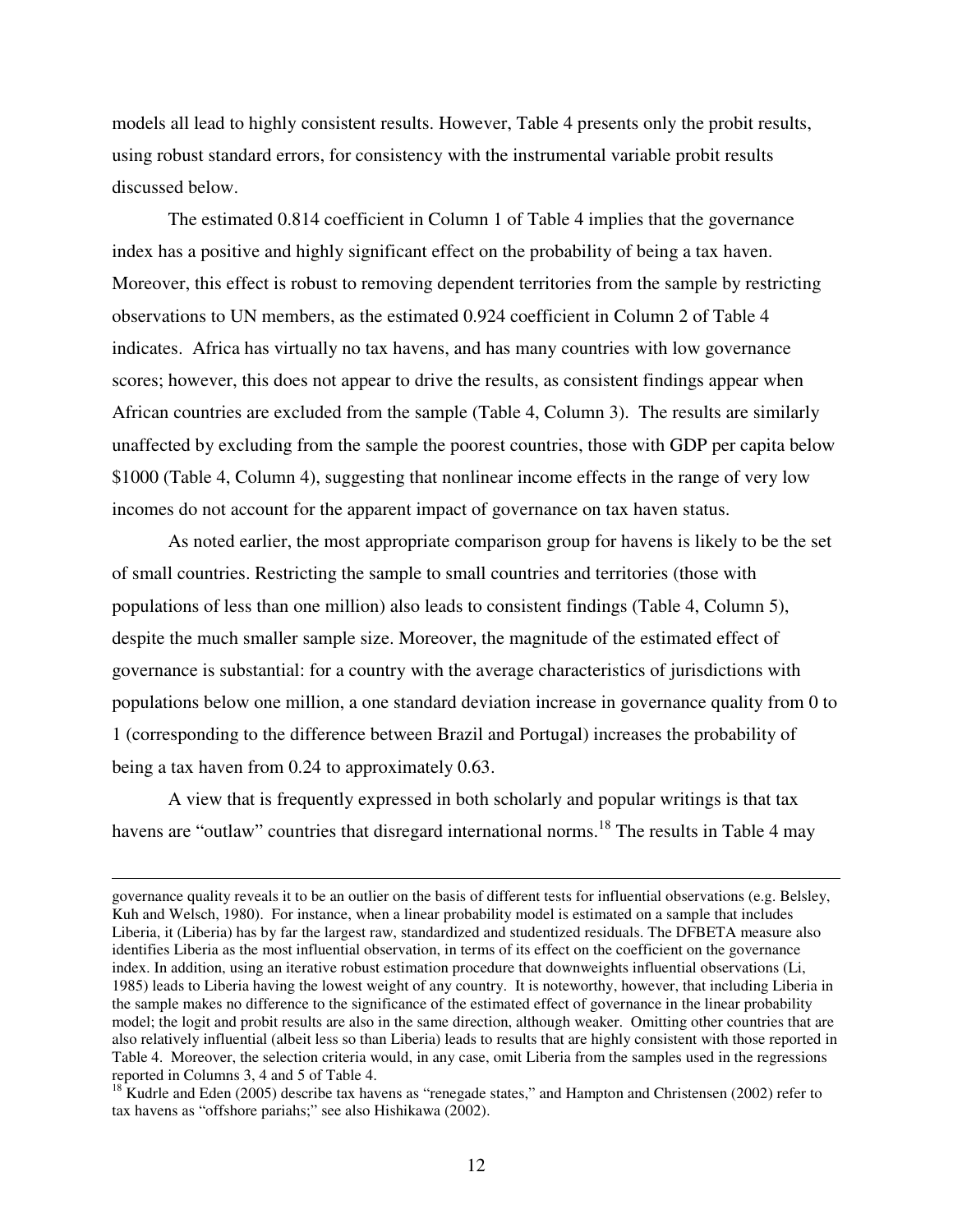models all lead to highly consistent results. However, Table 4 presents only the probit results, using robust standard errors, for consistency with the instrumental variable probit results discussed below.

The estimated 0.814 coefficient in Column 1 of Table 4 implies that the governance index has a positive and highly significant effect on the probability of being a tax haven. Moreover, this effect is robust to removing dependent territories from the sample by restricting observations to UN members, as the estimated 0.924 coefficient in Column 2 of Table 4 indicates. Africa has virtually no tax havens, and has many countries with low governance scores; however, this does not appear to drive the results, as consistent findings appear when African countries are excluded from the sample (Table 4, Column 3). The results are similarly unaffected by excluding from the sample the poorest countries, those with GDP per capita below \$1000 (Table 4, Column 4), suggesting that nonlinear income effects in the range of very low incomes do not account for the apparent impact of governance on tax haven status.

As noted earlier, the most appropriate comparison group for havens is likely to be the set of small countries. Restricting the sample to small countries and territories (those with populations of less than one million) also leads to consistent findings (Table 4, Column 5), despite the much smaller sample size. Moreover, the magnitude of the estimated effect of governance is substantial: for a country with the average characteristics of jurisdictions with populations below one million, a one standard deviation increase in governance quality from 0 to 1 (corresponding to the difference between Brazil and Portugal) increases the probability of being a tax haven from 0.24 to approximately 0.63.

A view that is frequently expressed in both scholarly and popular writings is that tax havens are "outlaw" countries that disregard international norms.[18] The results in Table 4 may

---

governance quality reveals it to be an outlier on the basis of different tests for influential observations (e.g. Belsley, Kuh and Welsch, 1980). For instance, when a linear probability model is estimated on a sample that includes Liberia, it (Liberia) has by far the largest raw, standardized and studentized residuals. The DFBETA measure also identifies Liberia as the most influential observation, in terms of its effect on the coefficient on the governance index. In addition, using an iterative robust estimation procedure that downweights influential observations (Li, 1985) leads to Liberia having the lowest weight of any country. It is noteworthy, however, that including Liberia in the sample makes no difference to the significance of the estimated effect of governance in the linear probability model; the logit and probit results are also in the same direction, although weaker. Omitting other countries that are also relatively influential (albeit less so than Liberia) leads to results that are highly consistent with those reported in Table 4. Moreover, the selection criteria would, in any case, omit Liberia from the samples used in the regressions reported in Columns 3, 4 and 5 of Table 4.

[18] Kudrle and Eden (2005) describe tax havens as "renegade states," and Hampton and Christensen (2002) refer to tax havens as "offshore pariahs;" see also Hishikawa (2002).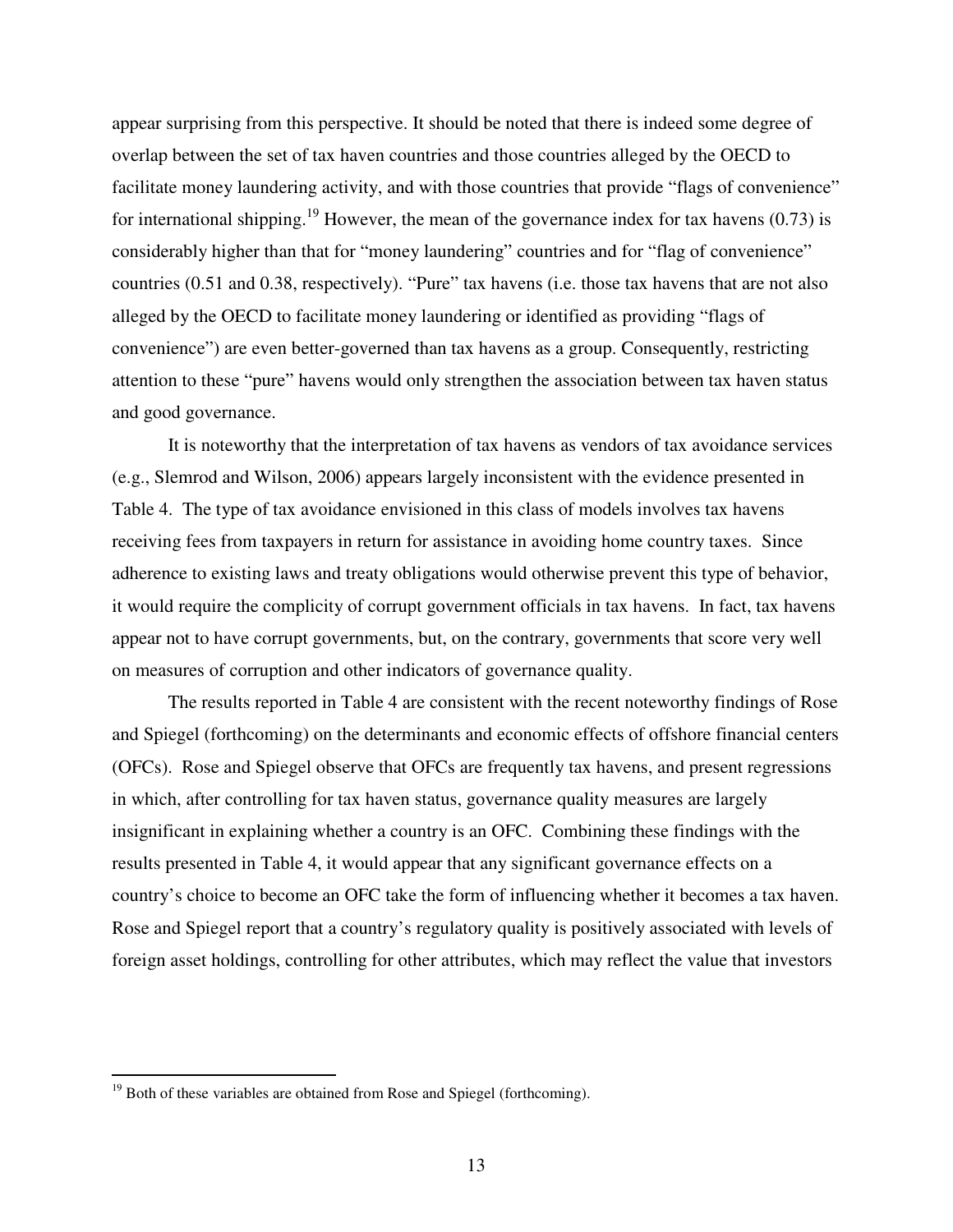appear surprising from this perspective. It should be noted that there is indeed some degree of overlap between the set of tax haven countries and those countries alleged by the OECD to facilitate money laundering activity, and with those countries that provide "flags of convenience" for international shipping.[19] However, the mean of the governance index for tax havens (0.73) is considerably higher than that for "money laundering" countries and for "flag of convenience" countries (0.51 and 0.38, respectively). "Pure" tax havens (i.e. those tax havens that are not also alleged by the OECD to facilitate money laundering or identified as providing "flags of convenience") are even better-governed than tax havens as a group. Consequently, restricting attention to these "pure" havens would only strengthen the association between tax haven status and good governance.

It is noteworthy that the interpretation of tax havens as vendors of tax avoidance services (e.g., Slemrod and Wilson, 2006) appears largely inconsistent with the evidence presented in Table 4. The type of tax avoidance envisioned in this class of models involves tax havens receiving fees from taxpayers in return for assistance in avoiding home country taxes. Since adherence to existing laws and treaty obligations would otherwise prevent this type of behavior, it would require the complicity of corrupt government officials in tax havens. In fact, tax havens appear not to have corrupt governments, but, on the contrary, governments that score very well on measures of corruption and other indicators of governance quality.

The results reported in Table 4 are consistent with the recent noteworthy findings of Rose and Spiegel (forthcoming) on the determinants and economic effects of offshore financial centers (OFCs). Rose and Spiegel observe that OFCs are frequently tax havens, and present regressions in which, after controlling for tax haven status, governance quality measures are largely insignificant in explaining whether a country is an OFC. Combining these findings with the results presented in Table 4, it would appear that any significant governance effects on a country's choice to become an OFC take the form of influencing whether it becomes a tax haven. Rose and Spiegel report that a country's regulatory quality is positively associated with levels of foreign asset holdings, controlling for other attributes, which may reflect the value that investors

[19] Both of these variables are obtained from Rose and Spiegel (forthcoming).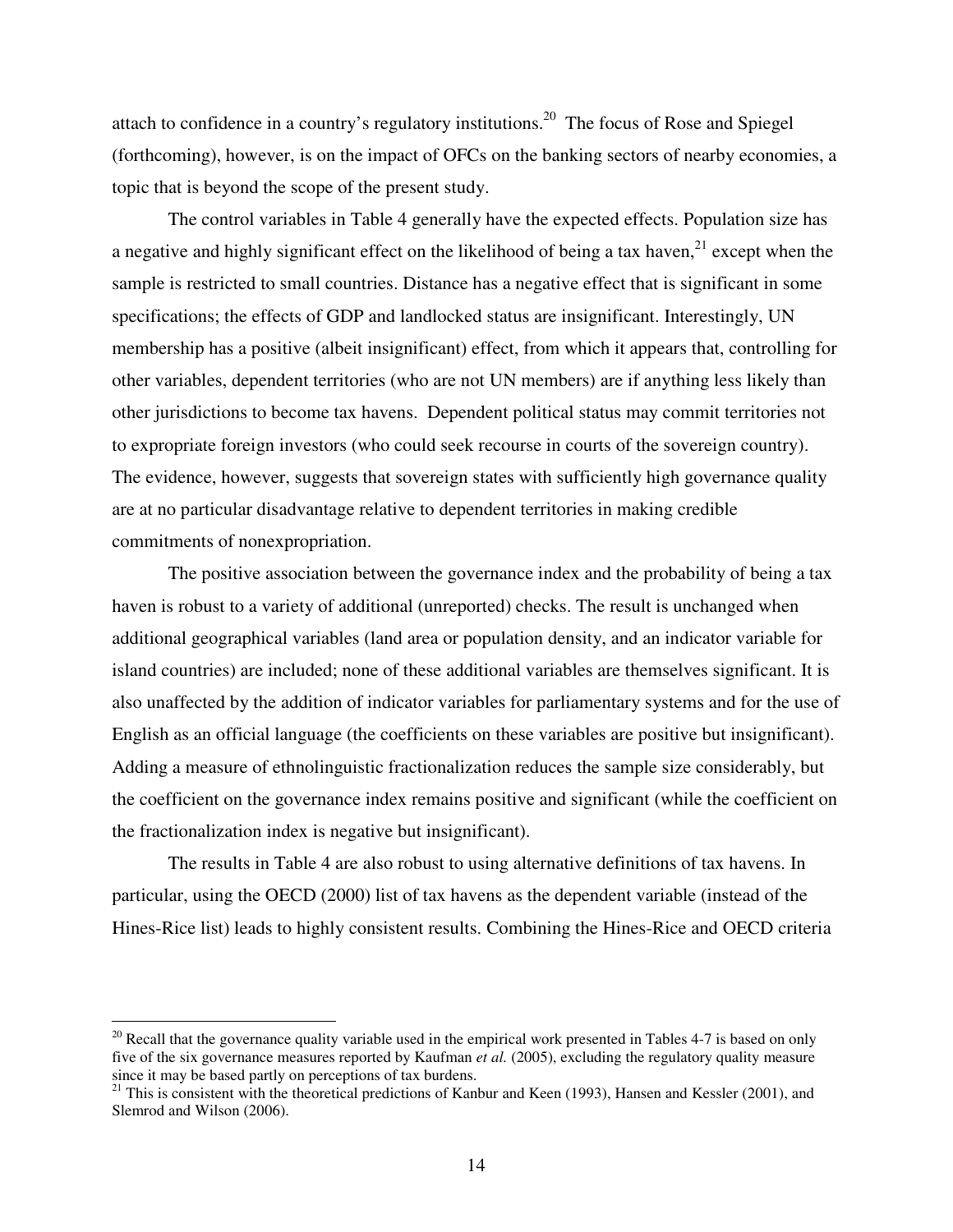attach to confidence in a country's regulatory institutions.[20] The focus of Rose and Spiegel (forthcoming), however, is on the impact of OFCs on the banking sectors of nearby economies, a topic that is beyond the scope of the present study.

The control variables in Table 4 generally have the expected effects. Population size has a negative and highly significant effect on the likelihood of being a tax haven,[21] except when the sample is restricted to small countries. Distance has a negative effect that is significant in some specifications; the effects of GDP and landlocked status are insignificant. Interestingly, UN membership has a positive (albeit insignificant) effect, from which it appears that, controlling for other variables, dependent territories (who are not UN members) are if anything less likely than other jurisdictions to become tax havens. Dependent political status may commit territories not to expropriate foreign investors (who could seek recourse in courts of the sovereign country). The evidence, however, suggests that sovereign states with sufficiently high governance quality are at no particular disadvantage relative to dependent territories in making credible commitments of nonexpropriation.

The positive association between the governance index and the probability of being a tax haven is robust to a variety of additional (unreported) checks. The result is unchanged when additional geographical variables (land area or population density, and an indicator variable for island countries) are included; none of these additional variables are themselves significant. It is also unaffected by the addition of indicator variables for parliamentary systems and for the use of English as an official language (the coefficients on these variables are positive but insignificant). Adding a measure of ethnolinguistic fractionalization reduces the sample size considerably, but the coefficient on the governance index remains positive and significant (while the coefficient on the fractionalization index is negative but insignificant).

The results in Table 4 are also robust to using alternative definitions of tax havens. In particular, using the OECD (2000) list of tax havens as the dependent variable (instead of the Hines-Rice list) leads to highly consistent results. Combining the Hines-Rice and OECD criteria

---

[20] Recall that the governance quality variable used in the empirical work presented in Tables 4-7 is based on only five of the six governance measures reported by Kaufman *et al.* (2005), excluding the regulatory quality measure since it may be based partly on perceptions of tax burdens.

[21] This is consistent with the theoretical predictions of Kanbur and Keen (1993), Hansen and Kessler (2001), and Slemrod and Wilson (2006).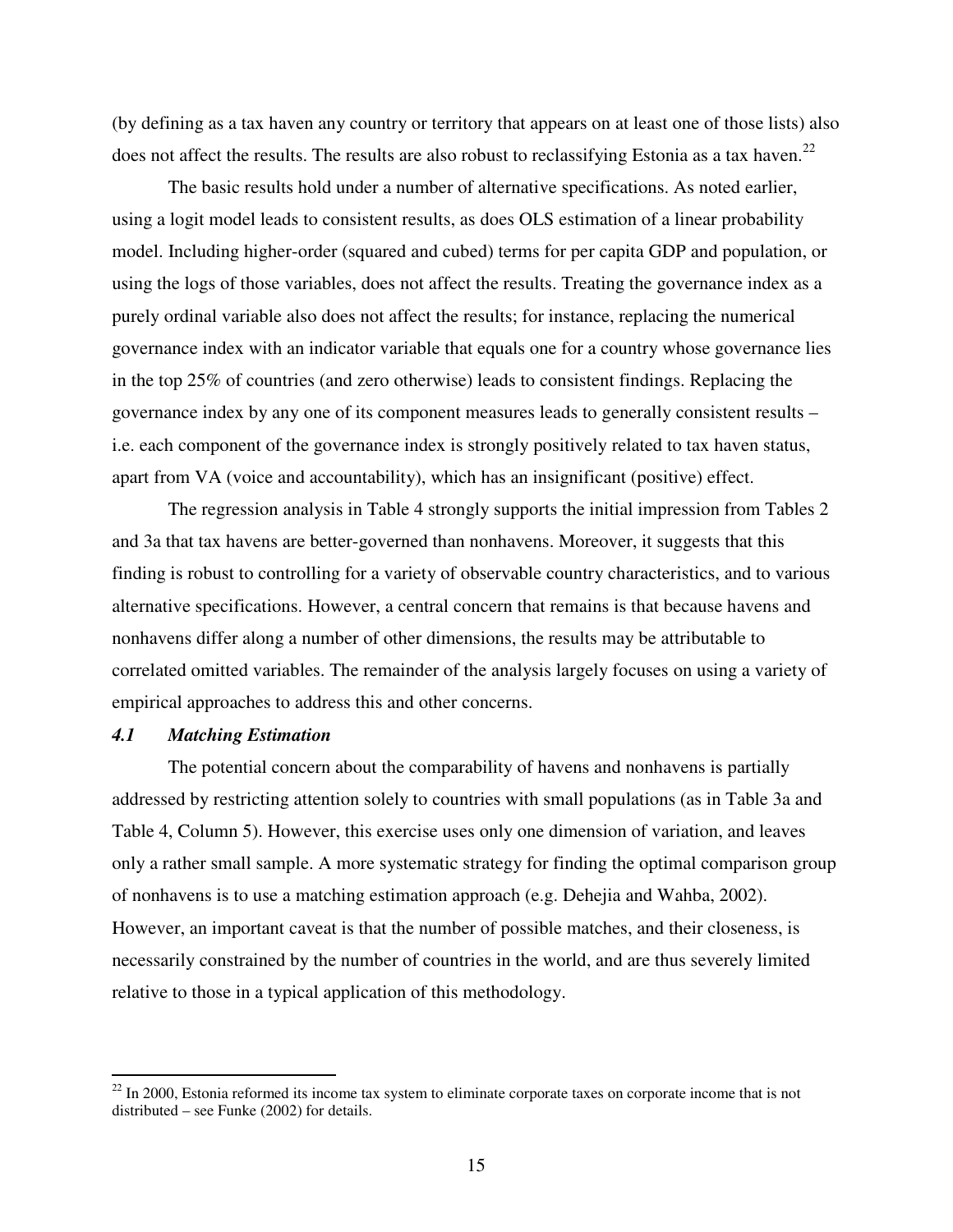(by defining as a tax haven any country or territory that appears on at least one of those lists) also does not affect the results. The results are also robust to reclassifying Estonia as a tax haven.[22]

The basic results hold under a number of alternative specifications. As noted earlier, using a logit model leads to consistent results, as does OLS estimation of a linear probability model. Including higher-order (squared and cubed) terms for per capita GDP and population, or using the logs of those variables, does not affect the results. Treating the governance index as a purely ordinal variable also does not affect the results; for instance, replacing the numerical governance index with an indicator variable that equals one for a country whose governance lies in the top 25% of countries (and zero otherwise) leads to consistent findings. Replacing the governance index by any one of its component measures leads to generally consistent results – i.e. each component of the governance index is strongly positively related to tax haven status, apart from VA (voice and accountability), which has an insignificant (positive) effect.

The regression analysis in Table 4 strongly supports the initial impression from Tables 2 and 3a that tax havens are better-governed than nonhavens. Moreover, it suggests that this finding is robust to controlling for a variety of observable country characteristics, and to various alternative specifications. However, a central concern that remains is that because havens and nonhavens differ along a number of other dimensions, the results may be attributable to correlated omitted variables. The remainder of the analysis largely focuses on using a variety of empirical approaches to address this and other concerns.

### *4.1 Matching Estimation*

The potential concern about the comparability of havens and nonhavens is partially addressed by restricting attention solely to countries with small populations (as in Table 3a and Table 4, Column 5). However, this exercise uses only one dimension of variation, and leaves only a rather small sample. A more systematic strategy for finding the optimal comparison group of nonhavens is to use a matching estimation approach (e.g. Dehejia and Wahba, 2002). However, an important caveat is that the number of possible matches, and their closeness, is necessarily constrained by the number of countries in the world, and are thus severely limited relative to those in a typical application of this methodology.

---

[22] In 2000, Estonia reformed its income tax system to eliminate corporate taxes on corporate income that is not distributed – see Funke (2002) for details.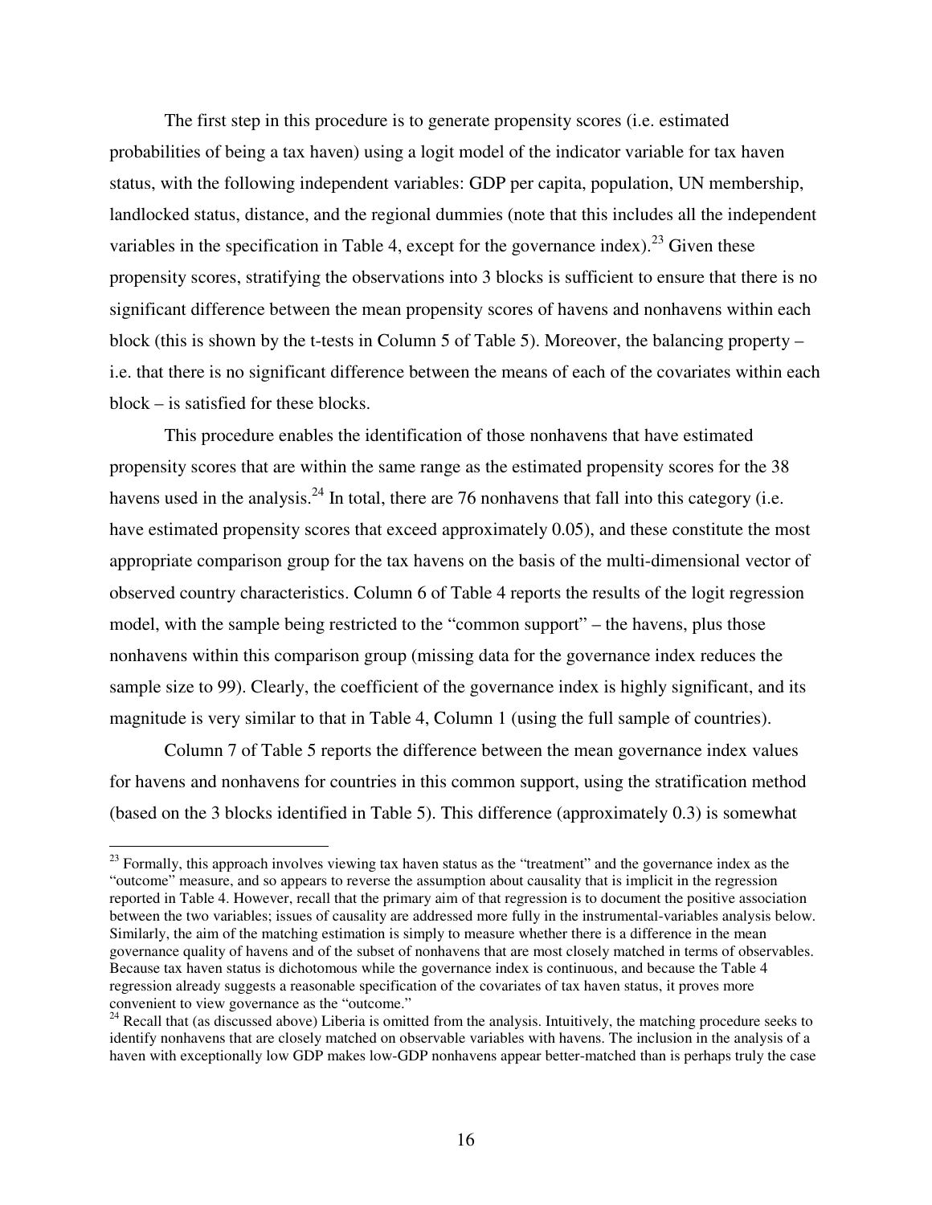The first step in this procedure is to generate propensity scores (i.e. estimated probabilities of being a tax haven) using a logit model of the indicator variable for tax haven status, with the following independent variables: GDP per capita, population, UN membership, landlocked status, distance, and the regional dummies (note that this includes all the independent variables in the specification in Table 4, except for the governance index).[23] Given these propensity scores, stratifying the observations into 3 blocks is sufficient to ensure that there is no significant difference between the mean propensity scores of havens and nonhavens within each block (this is shown by the t-tests in Column 5 of Table 5). Moreover, the balancing property – i.e. that there is no significant difference between the means of each of the covariates within each block – is satisfied for these blocks.

This procedure enables the identification of those nonhavens that have estimated propensity scores that are within the same range as the estimated propensity scores for the 38 havens used in the analysis.[24] In total, there are 76 nonhavens that fall into this category (i.e. have estimated propensity scores that exceed approximately 0.05), and these constitute the most appropriate comparison group for the tax havens on the basis of the multi-dimensional vector of observed country characteristics. Column 6 of Table 4 reports the results of the logit regression model, with the sample being restricted to the "common support" – the havens, plus those nonhavens within this comparison group (missing data for the governance index reduces the sample size to 99). Clearly, the coefficient of the governance index is highly significant, and its magnitude is very similar to that in Table 4, Column 1 (using the full sample of countries).

Column 7 of Table 5 reports the difference between the mean governance index values for havens and nonhavens for countries in this common support, using the stratification method (based on the 3 blocks identified in Table 5). This difference (approximately 0.3) is somewhat

---

[23] Formally, this approach involves viewing tax haven status as the "treatment" and the governance index as the "outcome" measure, and so appears to reverse the assumption about causality that is implicit in the regression reported in Table 4. However, recall that the primary aim of that regression is to document the positive association between the two variables; issues of causality are addressed more fully in the instrumental-variables analysis below. Similarly, the aim of the matching estimation is simply to measure whether there is a difference in the mean governance quality of havens and of the subset of nonhavens that are most closely matched in terms of observables. Because tax haven status is dichotomous while the governance index is continuous, and because the Table 4 regression already suggests a reasonable specification of the covariates of tax haven status, it proves more convenient to view governance as the "outcome."

[24] Recall that (as discussed above) Liberia is omitted from the analysis. Intuitively, the matching procedure seeks to identify nonhavens that are closely matched on observable variables with havens. The inclusion in the analysis of a haven with exceptionally low GDP makes low-GDP nonhavens appear better-matched than is perhaps truly the case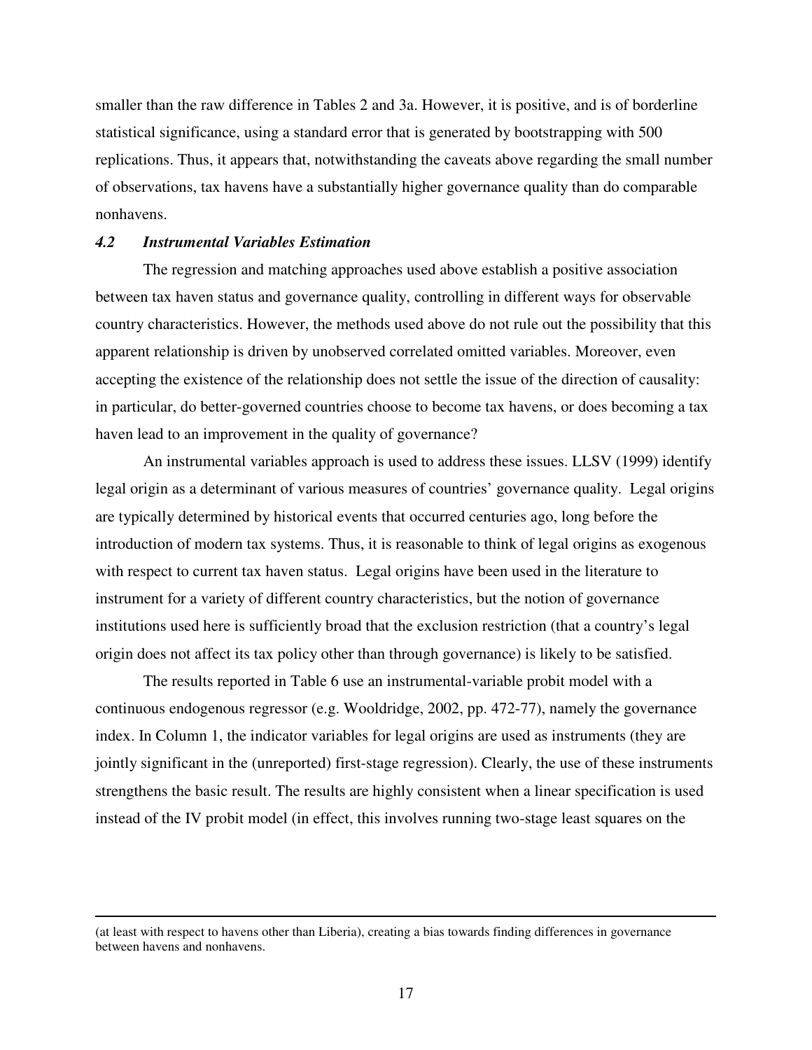smaller than the raw difference in Tables 2 and 3a. However, it is positive, and is of borderline statistical significance, using a standard error that is generated by bootstrapping with 500 replications. Thus, it appears that, notwithstanding the caveats above regarding the small number of observations, tax havens have a substantially higher governance quality than do comparable nonhavens.

### *4.2 Instrumental Variables Estimation*

The regression and matching approaches used above establish a positive association between tax haven status and governance quality, controlling in different ways for observable country characteristics. However, the methods used above do not rule out the possibility that this apparent relationship is driven by unobserved correlated omitted variables. Moreover, even accepting the existence of the relationship does not settle the issue of the direction of causality: in particular, do better-governed countries choose to become tax havens, or does becoming a tax haven lead to an improvement in the quality of governance?

An instrumental variables approach is used to address these issues. LLSV (1999) identify legal origin as a determinant of various measures of countries' governance quality. Legal origins are typically determined by historical events that occurred centuries ago, long before the introduction of modern tax systems. Thus, it is reasonable to think of legal origins as exogenous with respect to current tax haven status. Legal origins have been used in the literature to instrument for a variety of different country characteristics, but the notion of governance institutions used here is sufficiently broad that the exclusion restriction (that a country's legal origin does not affect its tax policy other than through governance) is likely to be satisfied.

The results reported in Table 6 use an instrumental-variable probit model with a continuous endogenous regressor (e.g. Wooldridge, 2002, pp. 472-77), namely the governance index. In Column 1, the indicator variables for legal origins are used as instruments (they are jointly significant in the (unreported) first-stage regression). Clearly, the use of these instruments strengthens the basic result. The results are highly consistent when a linear specification is used instead of the IV probit model (in effect, this involves running two-stage least squares on the

(at least with respect to havens other than Liberia), creating a bias towards finding differences in governance between havens and nonhavens.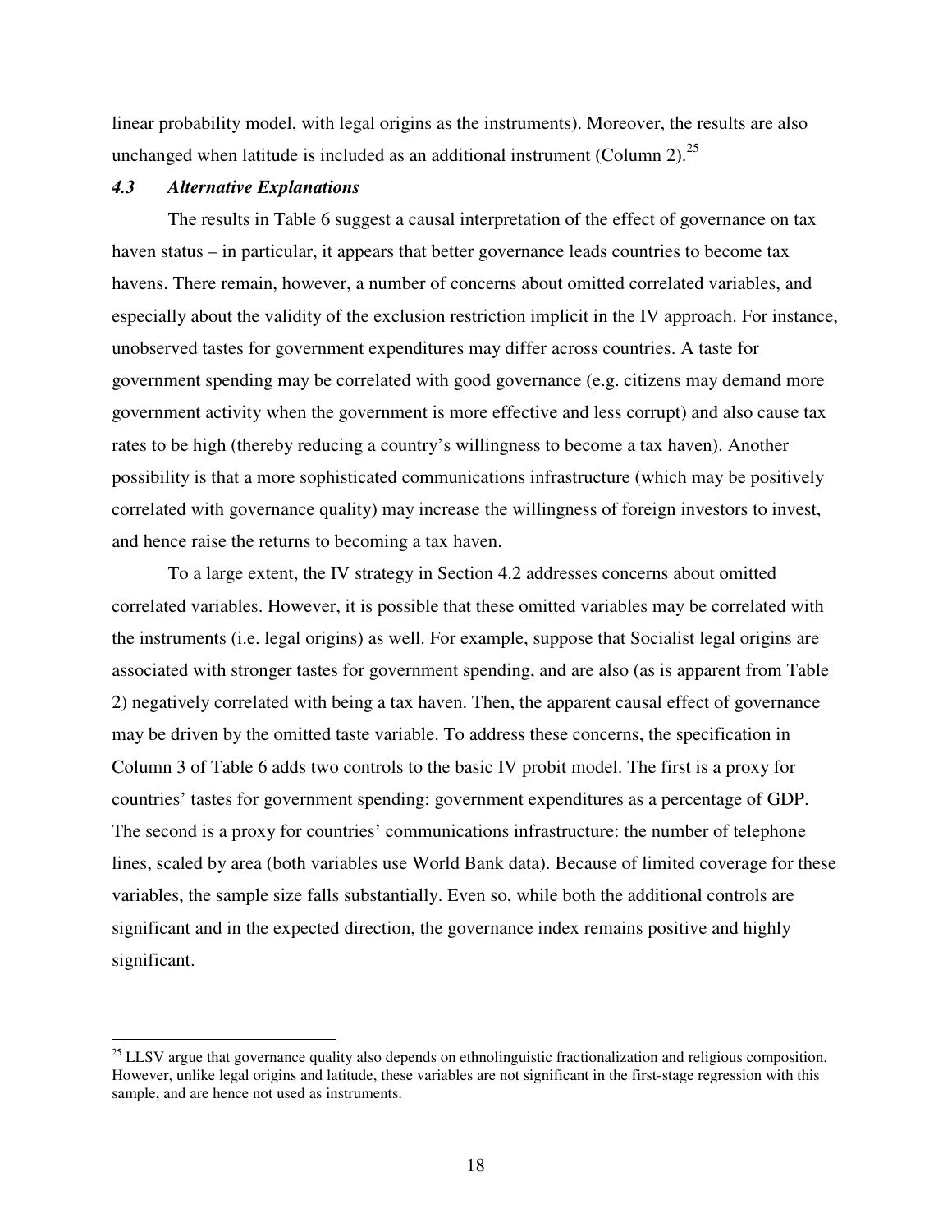linear probability model, with legal origins as the instruments). Moreover, the results are also unchanged when latitude is included as an additional instrument (Column 2).[25]

### *4.3 Alternative Explanations*

The results in Table 6 suggest a causal interpretation of the effect of governance on tax haven status – in particular, it appears that better governance leads countries to become tax havens. There remain, however, a number of concerns about omitted correlated variables, and especially about the validity of the exclusion restriction implicit in the IV approach. For instance, unobserved tastes for government expenditures may differ across countries. A taste for government spending may be correlated with good governance (e.g. citizens may demand more government activity when the government is more effective and less corrupt) and also cause tax rates to be high (thereby reducing a country's willingness to become a tax haven). Another possibility is that a more sophisticated communications infrastructure (which may be positively correlated with governance quality) may increase the willingness of foreign investors to invest, and hence raise the returns to becoming a tax haven.

To a large extent, the IV strategy in Section 4.2 addresses concerns about omitted correlated variables. However, it is possible that these omitted variables may be correlated with the instruments (i.e. legal origins) as well. For example, suppose that Socialist legal origins are associated with stronger tastes for government spending, and are also (as is apparent from Table 2) negatively correlated with being a tax haven. Then, the apparent causal effect of governance may be driven by the omitted taste variable. To address these concerns, the specification in Column 3 of Table 6 adds two controls to the basic IV probit model. The first is a proxy for countries' tastes for government spending: government expenditures as a percentage of GDP. The second is a proxy for countries' communications infrastructure: the number of telephone lines, scaled by area (both variables use World Bank data). Because of limited coverage for these variables, the sample size falls substantially. Even so, while both the additional controls are significant and in the expected direction, the governance index remains positive and highly significant.

---

[25] LLSV argue that governance quality also depends on ethnolinguistic fractionalization and religious composition. However, unlike legal origins and latitude, these variables are not significant in the first-stage regression with this sample, and are hence not used as instruments.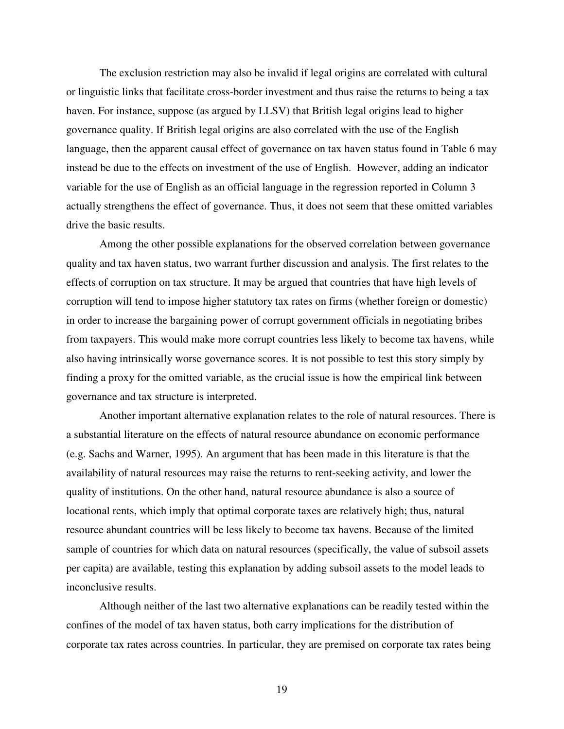The exclusion restriction may also be invalid if legal origins are correlated with cultural or linguistic links that facilitate cross-border investment and thus raise the returns to being a tax haven. For instance, suppose (as argued by LLSV) that British legal origins lead to higher governance quality. If British legal origins are also correlated with the use of the English language, then the apparent causal effect of governance on tax haven status found in Table 6 may instead be due to the effects on investment of the use of English. However, adding an indicator variable for the use of English as an official language in the regression reported in Column 3 actually strengthens the effect of governance. Thus, it does not seem that these omitted variables drive the basic results.

Among the other possible explanations for the observed correlation between governance quality and tax haven status, two warrant further discussion and analysis. The first relates to the effects of corruption on tax structure. It may be argued that countries that have high levels of corruption will tend to impose higher statutory tax rates on firms (whether foreign or domestic) in order to increase the bargaining power of corrupt government officials in negotiating bribes from taxpayers. This would make more corrupt countries less likely to become tax havens, while also having intrinsically worse governance scores. It is not possible to test this story simply by finding a proxy for the omitted variable, as the crucial issue is how the empirical link between governance and tax structure is interpreted.

Another important alternative explanation relates to the role of natural resources. There is a substantial literature on the effects of natural resource abundance on economic performance (e.g. Sachs and Warner, 1995). An argument that has been made in this literature is that the availability of natural resources may raise the returns to rent-seeking activity, and lower the quality of institutions. On the other hand, natural resource abundance is also a source of locational rents, which imply that optimal corporate taxes are relatively high; thus, natural resource abundant countries will be less likely to become tax havens. Because of the limited sample of countries for which data on natural resources (specifically, the value of subsoil assets per capita) are available, testing this explanation by adding subsoil assets to the model leads to inconclusive results.

Although neither of the last two alternative explanations can be readily tested within the confines of the model of tax haven status, both carry implications for the distribution of corporate tax rates across countries. In particular, they are premised on corporate tax rates being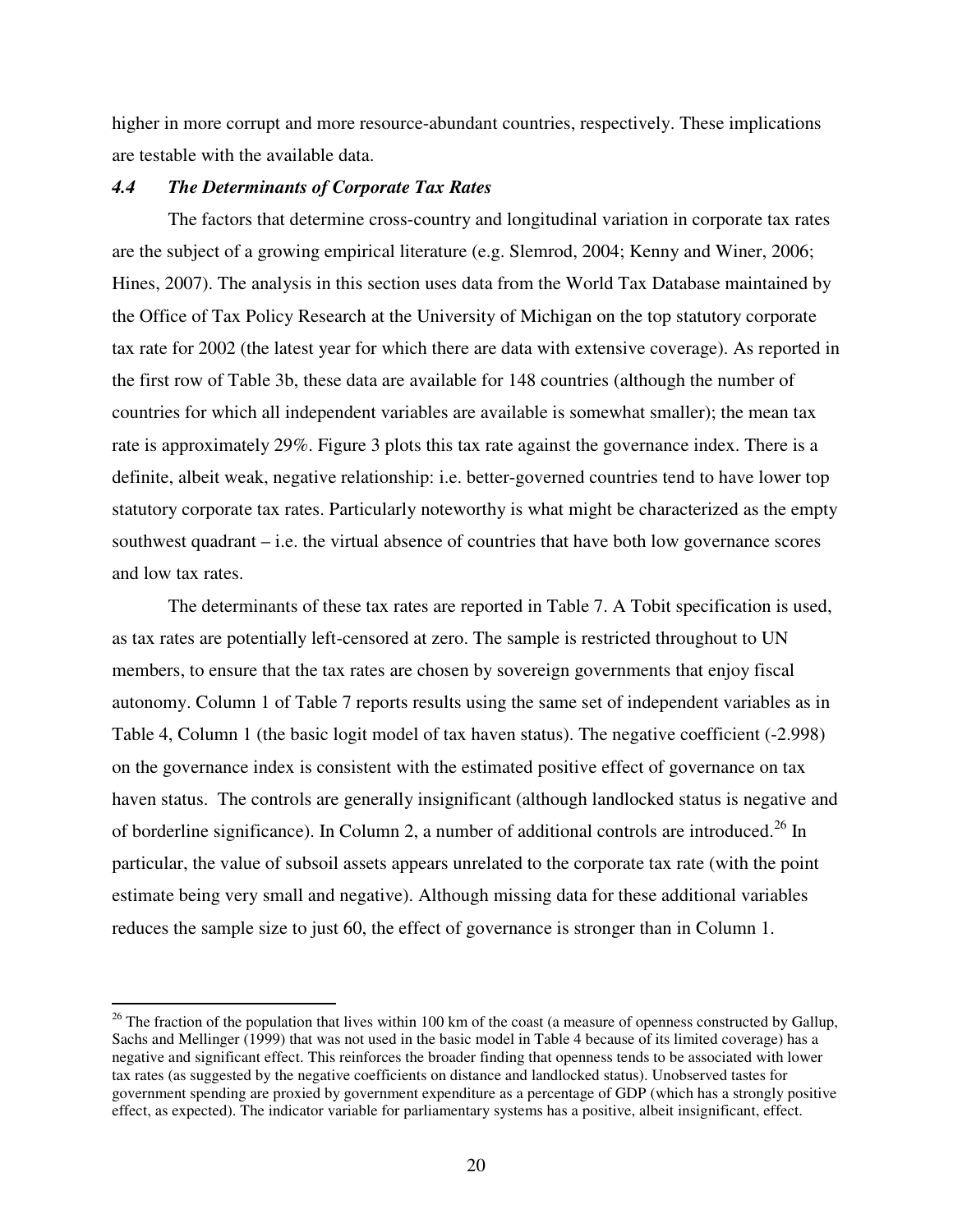higher in more corrupt and more resource-abundant countries, respectively. These implications are testable with the available data.

### *4.4 The Determinants of Corporate Tax Rates*

The factors that determine cross-country and longitudinal variation in corporate tax rates are the subject of a growing empirical literature (e.g. Slemrod, 2004; Kenny and Winer, 2006; Hines, 2007). The analysis in this section uses data from the World Tax Database maintained by the Office of Tax Policy Research at the University of Michigan on the top statutory corporate tax rate for 2002 (the latest year for which there are data with extensive coverage). As reported in the first row of Table 3b, these data are available for 148 countries (although the number of countries for which all independent variables are available is somewhat smaller); the mean tax rate is approximately 29%. Figure 3 plots this tax rate against the governance index. There is a definite, albeit weak, negative relationship: i.e. better-governed countries tend to have lower top statutory corporate tax rates. Particularly noteworthy is what might be characterized as the empty southwest quadrant – i.e. the virtual absence of countries that have both low governance scores and low tax rates.

The determinants of these tax rates are reported in Table 7. A Tobit specification is used, as tax rates are potentially left-censored at zero. The sample is restricted throughout to UN members, to ensure that the tax rates are chosen by sovereign governments that enjoy fiscal autonomy. Column 1 of Table 7 reports results using the same set of independent variables as in Table 4, Column 1 (the basic logit model of tax haven status). The negative coefficient (-2.998) on the governance index is consistent with the estimated positive effect of governance on tax haven status. The controls are generally insignificant (although landlocked status is negative and of borderline significance). In Column 2, a number of additional controls are introduced.[26] In particular, the value of subsoil assets appears unrelated to the corporate tax rate (with the point estimate being very small and negative). Although missing data for these additional variables reduces the sample size to just 60, the effect of governance is stronger than in Column 1.

[26] The fraction of the population that lives within 100 km of the coast (a measure of openness constructed by Gallup, Sachs and Mellinger (1999) that was not used in the basic model in Table 4 because of its limited coverage) has a negative and significant effect. This reinforces the broader finding that openness tends to be associated with lower tax rates (as suggested by the negative coefficients on distance and landlocked status). Unobserved tastes for government spending are proxied by government expenditure as a percentage of GDP (which has a strongly positive effect, as expected). The indicator variable for parliamentary systems has a positive, albeit insignificant, effect.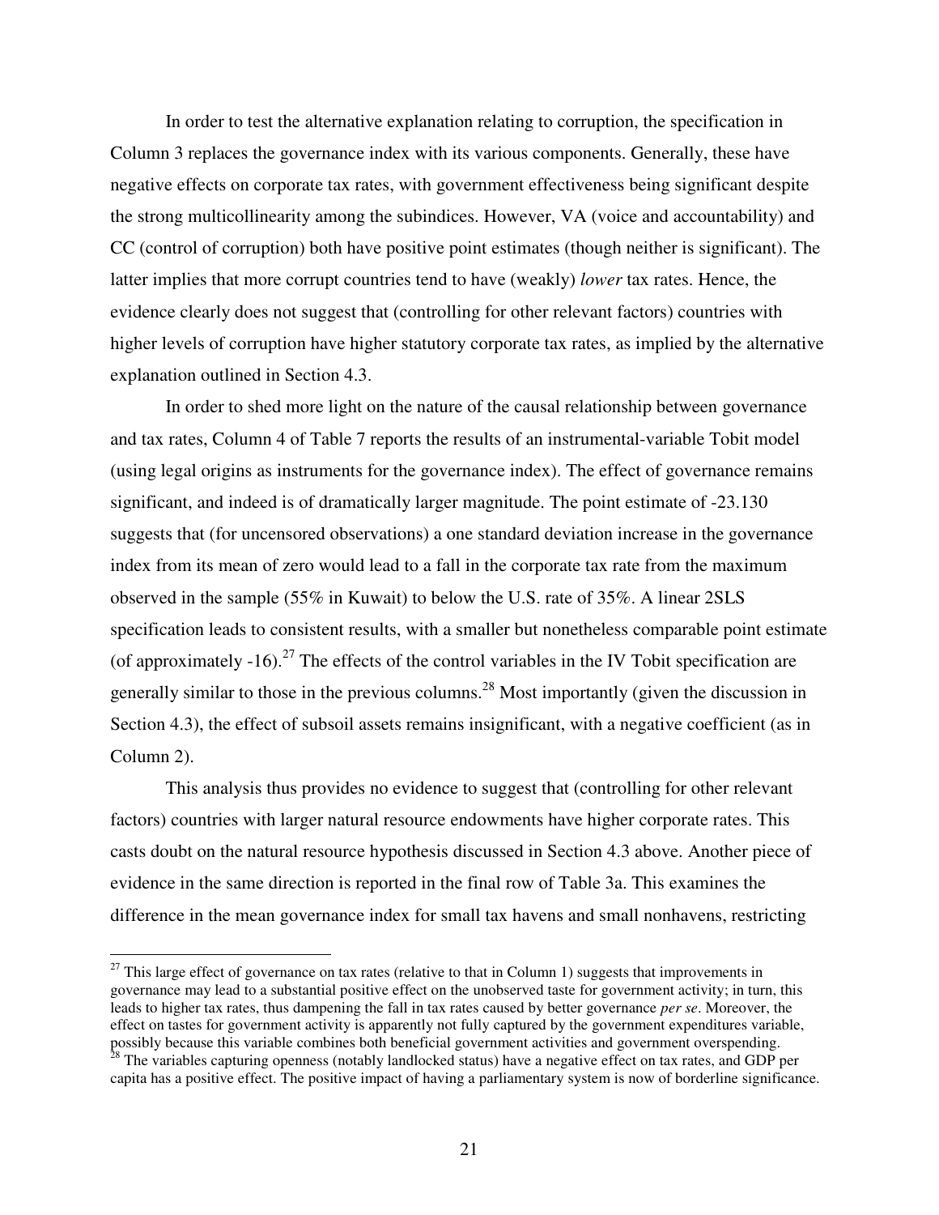In order to test the alternative explanation relating to corruption, the specification in Column 3 replaces the governance index with its various components. Generally, these have negative effects on corporate tax rates, with government effectiveness being significant despite the strong multicollinearity among the subindices. However, VA (voice and accountability) and CC (control of corruption) both have positive point estimates (though neither is significant). The latter implies that more corrupt countries tend to have (weakly) *lower* tax rates. Hence, the evidence clearly does not suggest that (controlling for other relevant factors) countries with higher levels of corruption have higher statutory corporate tax rates, as implied by the alternative explanation outlined in Section 4.3.

In order to shed more light on the nature of the causal relationship between governance and tax rates, Column 4 of Table 7 reports the results of an instrumental-variable Tobit model (using legal origins as instruments for the governance index). The effect of governance remains significant, and indeed is of dramatically larger magnitude. The point estimate of -23.130 suggests that (for uncensored observations) a one standard deviation increase in the governance index from its mean of zero would lead to a fall in the corporate tax rate from the maximum observed in the sample (55% in Kuwait) to below the U.S. rate of 35%. A linear 2SLS specification leads to consistent results, with a smaller but nonetheless comparable point estimate (of approximately -16).[27] The effects of the control variables in the IV Tobit specification are generally similar to those in the previous columns.[28] Most importantly (given the discussion in Section 4.3), the effect of subsoil assets remains insignificant, with a negative coefficient (as in Column 2).

This analysis thus provides no evidence to suggest that (controlling for other relevant factors) countries with larger natural resource endowments have higher corporate rates. This casts doubt on the natural resource hypothesis discussed in Section 4.3 above. Another piece of evidence in the same direction is reported in the final row of Table 3a. This examines the difference in the mean governance index for small tax havens and small nonhavens, restricting

[27] This large effect of governance on tax rates (relative to that in Column 1) suggests that improvements in governance may lead to a substantial positive effect on the unobserved taste for government activity; in turn, this leads to higher tax rates, thus dampening the fall in tax rates caused by better governance *per se*. Moreover, the effect on tastes for government activity is apparently not fully captured by the government expenditures variable, possibly because this variable combines both beneficial government activities and government overspending.

[28] The variables capturing openness (notably landlocked status) have a negative effect on tax rates, and GDP per capita has a positive effect. The positive impact of having a parliamentary system is now of borderline significance.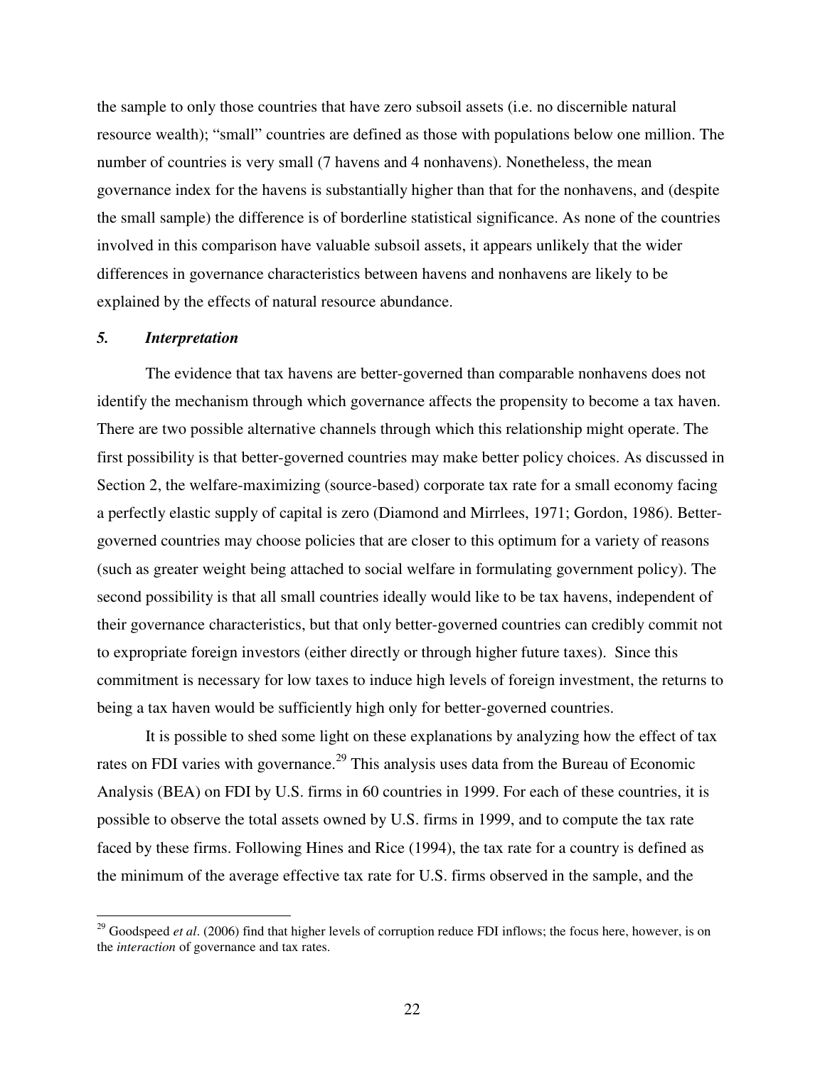the sample to only those countries that have zero subsoil assets (i.e. no discernible natural resource wealth); "small" countries are defined as those with populations below one million. The number of countries is very small (7 havens and 4 nonhavens). Nonetheless, the mean governance index for the havens is substantially higher than that for the nonhavens, and (despite the small sample) the difference is of borderline statistical significance. As none of the countries involved in this comparison have valuable subsoil assets, it appears unlikely that the wider differences in governance characteristics between havens and nonhavens are likely to be explained by the effects of natural resource abundance.

### *5. Interpretation*

The evidence that tax havens are better-governed than comparable nonhavens does not identify the mechanism through which governance affects the propensity to become a tax haven. There are two possible alternative channels through which this relationship might operate. The first possibility is that better-governed countries may make better policy choices. As discussed in Section 2, the welfare-maximizing (source-based) corporate tax rate for a small economy facing a perfectly elastic supply of capital is zero (Diamond and Mirrlees, 1971; Gordon, 1986). Better-governed countries may choose policies that are closer to this optimum for a variety of reasons (such as greater weight being attached to social welfare in formulating government policy). The second possibility is that all small countries ideally would like to be tax havens, independent of their governance characteristics, but that only better-governed countries can credibly commit not to expropriate foreign investors (either directly or through higher future taxes). Since this commitment is necessary for low taxes to induce high levels of foreign investment, the returns to being a tax haven would be sufficiently high only for better-governed countries.

It is possible to shed some light on these explanations by analyzing how the effect of tax rates on FDI varies with governance.[29] This analysis uses data from the Bureau of Economic Analysis (BEA) on FDI by U.S. firms in 60 countries in 1999. For each of these countries, it is possible to observe the total assets owned by U.S. firms in 1999, and to compute the tax rate faced by these firms. Following Hines and Rice (1994), the tax rate for a country is defined as the minimum of the average effective tax rate for U.S. firms observed in the sample, and the

---

[29] Goodspeed *et al*. (2006) find that higher levels of corruption reduce FDI inflows; the focus here, however, is on the *interaction* of governance and tax rates.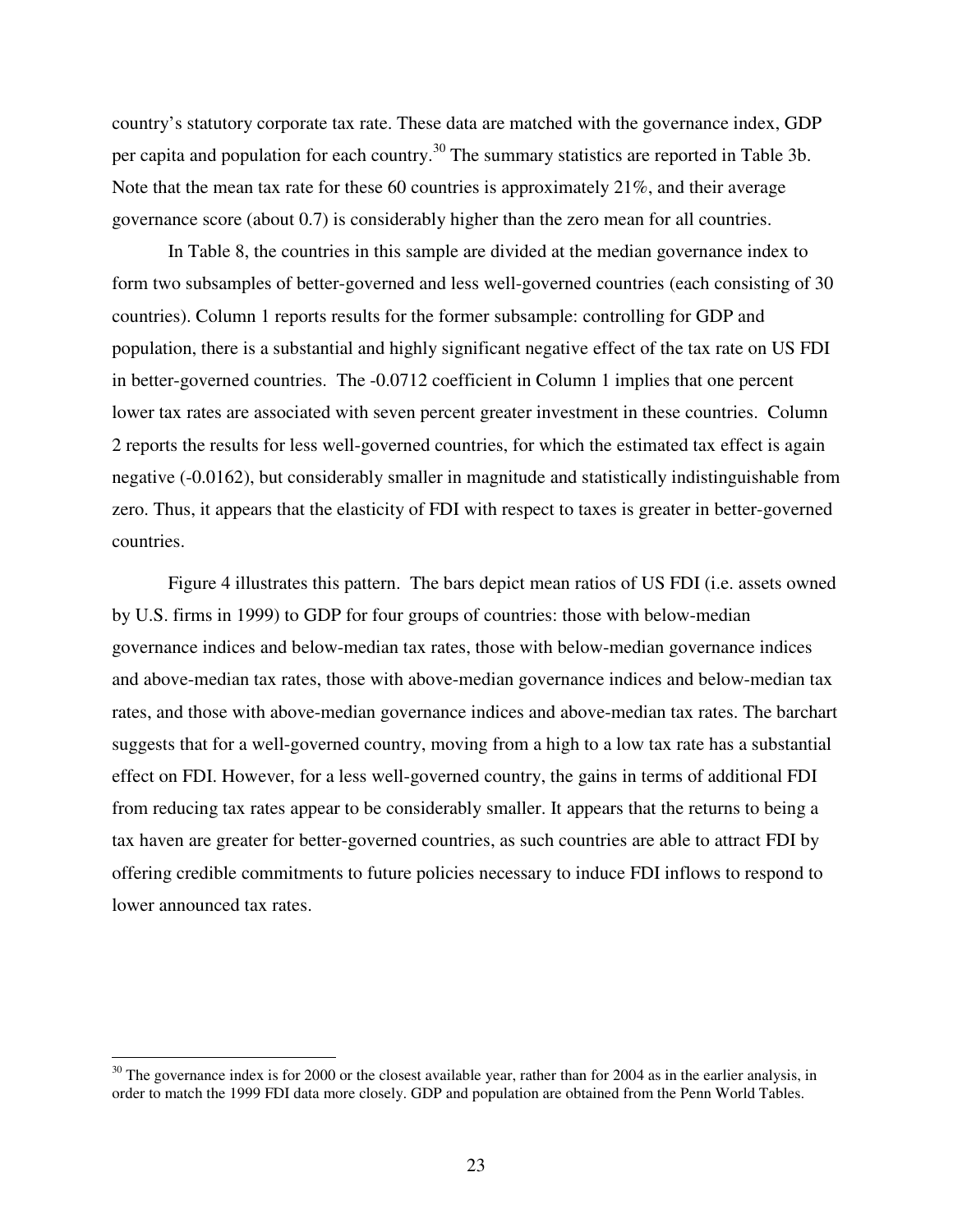country's statutory corporate tax rate. These data are matched with the governance index, GDP per capita and population for each country.[30] The summary statistics are reported in Table 3b. Note that the mean tax rate for these 60 countries is approximately 21%, and their average governance score (about 0.7) is considerably higher than the zero mean for all countries.

In Table 8, the countries in this sample are divided at the median governance index to form two subsamples of better-governed and less well-governed countries (each consisting of 30 countries). Column 1 reports results for the former subsample: controlling for GDP and population, there is a substantial and highly significant negative effect of the tax rate on US FDI in better-governed countries. The -0.0712 coefficient in Column 1 implies that one percent lower tax rates are associated with seven percent greater investment in these countries. Column 2 reports the results for less well-governed countries, for which the estimated tax effect is again negative (-0.0162), but considerably smaller in magnitude and statistically indistinguishable from zero. Thus, it appears that the elasticity of FDI with respect to taxes is greater in better-governed countries.

Figure 4 illustrates this pattern. The bars depict mean ratios of US FDI (i.e. assets owned by U.S. firms in 1999) to GDP for four groups of countries: those with below-median governance indices and below-median tax rates, those with below-median governance indices and above-median tax rates, those with above-median governance indices and below-median tax rates, and those with above-median governance indices and above-median tax rates. The barchart suggests that for a well-governed country, moving from a high to a low tax rate has a substantial effect on FDI. However, for a less well-governed country, the gains in terms of additional FDI from reducing tax rates appear to be considerably smaller. It appears that the returns to being a tax haven are greater for better-governed countries, as such countries are able to attract FDI by offering credible commitments to future policies necessary to induce FDI inflows to respond to lower announced tax rates.

[30] The governance index is for 2000 or the closest available year, rather than for 2004 as in the earlier analysis, in order to match the 1999 FDI data more closely. GDP and population are obtained from the Penn World Tables.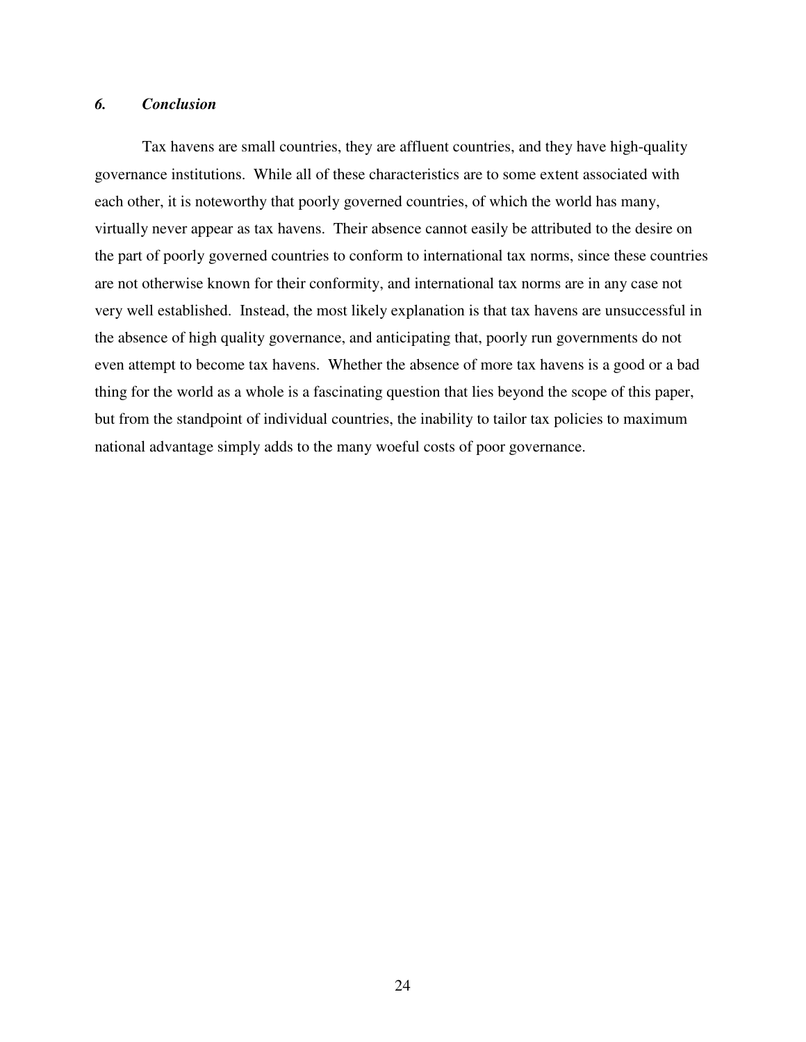## *6. Conclusion*

Tax havens are small countries, they are affluent countries, and they have high-quality governance institutions. While all of these characteristics are to some extent associated with each other, it is noteworthy that poorly governed countries, of which the world has many, virtually never appear as tax havens. Their absence cannot easily be attributed to the desire on the part of poorly governed countries to conform to international tax norms, since these countries are not otherwise known for their conformity, and international tax norms are in any case not very well established. Instead, the most likely explanation is that tax havens are unsuccessful in the absence of high quality governance, and anticipating that, poorly run governments do not even attempt to become tax havens. Whether the absence of more tax havens is a good or a bad thing for the world as a whole is a fascinating question that lies beyond the scope of this paper, but from the standpoint of individual countries, the inability to tailor tax policies to maximum national advantage simply adds to the many woeful costs of poor governance.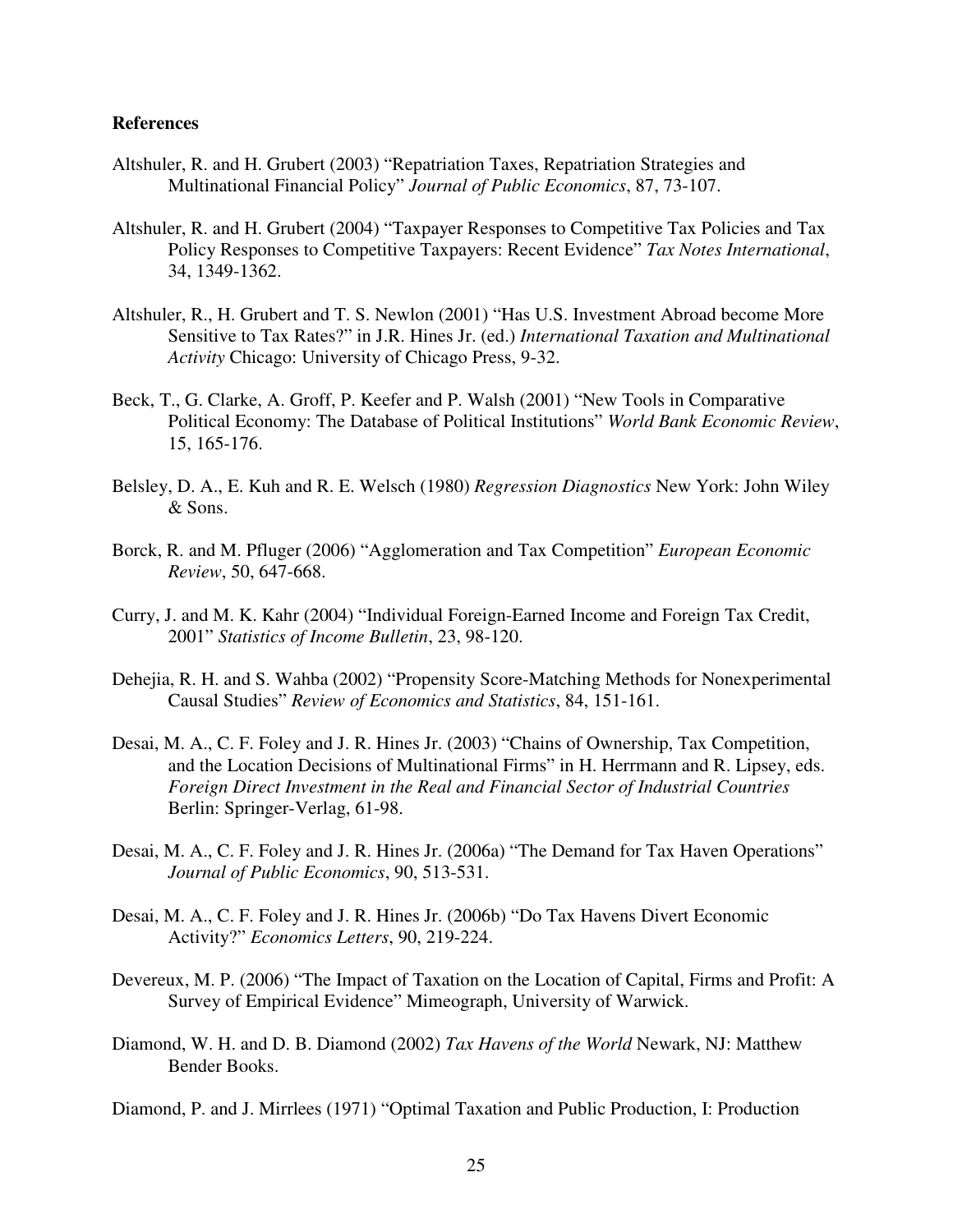**References**

Altshuler, R. and H. Grubert (2003) "Repatriation Taxes, Repatriation Strategies and Multinational Financial Policy" *Journal of Public Economics*, 87, 73-107.

Altshuler, R. and H. Grubert (2004) "Taxpayer Responses to Competitive Tax Policies and Tax Policy Responses to Competitive Taxpayers: Recent Evidence" *Tax Notes International*, 34, 1349-1362.

Altshuler, R., H. Grubert and T. S. Newlon (2001) "Has U.S. Investment Abroad become More Sensitive to Tax Rates?" in J.R. Hines Jr. (ed.) *International Taxation and Multinational Activity* Chicago: University of Chicago Press, 9-32.

Beck, T., G. Clarke, A. Groff, P. Keefer and P. Walsh (2001) "New Tools in Comparative Political Economy: The Database of Political Institutions" *World Bank Economic Review*, 15, 165-176.

Belsley, D. A., E. Kuh and R. E. Welsch (1980) *Regression Diagnostics* New York: John Wiley & Sons.

Borck, R. and M. Pfluger (2006) "Agglomeration and Tax Competition" *European Economic Review*, 50, 647-668.

Curry, J. and M. K. Kahr (2004) "Individual Foreign-Earned Income and Foreign Tax Credit, 2001" *Statistics of Income Bulletin*, 23, 98-120.

Dehejia, R. H. and S. Wahba (2002) "Propensity Score-Matching Methods for Nonexperimental Causal Studies" *Review of Economics and Statistics*, 84, 151-161.

Desai, M. A., C. F. Foley and J. R. Hines Jr. (2003) "Chains of Ownership, Tax Competition, and the Location Decisions of Multinational Firms" in H. Herrmann and R. Lipsey, eds. *Foreign Direct Investment in the Real and Financial Sector of Industrial Countries* Berlin: Springer-Verlag, 61-98.

Desai, M. A., C. F. Foley and J. R. Hines Jr. (2006a) "The Demand for Tax Haven Operations" *Journal of Public Economics*, 90, 513-531.

Desai, M. A., C. F. Foley and J. R. Hines Jr. (2006b) "Do Tax Havens Divert Economic Activity?" *Economics Letters*, 90, 219-224.

Devereux, M. P. (2006) "The Impact of Taxation on the Location of Capital, Firms and Profit: A Survey of Empirical Evidence" Mimeograph, University of Warwick.

Diamond, W. H. and D. B. Diamond (2002) *Tax Havens of the World* Newark, NJ: Matthew Bender Books.

Diamond, P. and J. Mirrlees (1971) "Optimal Taxation and Public Production, I: Production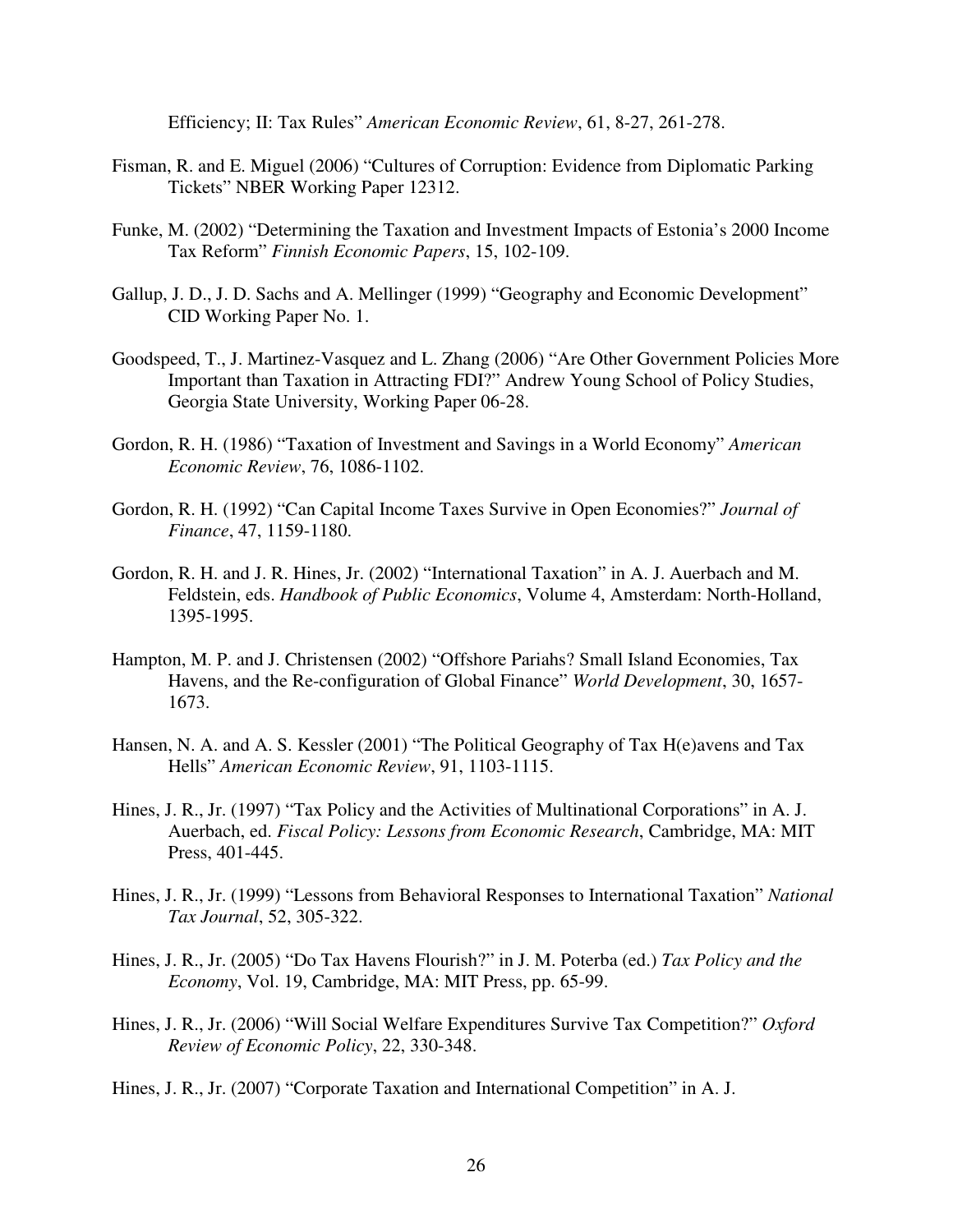Efficiency; II: Tax Rules" *American Economic Review*, 61, 8-27, 261-278.

Fisman, R. and E. Miguel (2006) "Cultures of Corruption: Evidence from Diplomatic Parking Tickets" NBER Working Paper 12312.

Funke, M. (2002) "Determining the Taxation and Investment Impacts of Estonia's 2000 Income Tax Reform" *Finnish Economic Papers*, 15, 102-109.

Gallup, J. D., J. D. Sachs and A. Mellinger (1999) "Geography and Economic Development" CID Working Paper No. 1.

Goodspeed, T., J. Martinez-Vasquez and L. Zhang (2006) "Are Other Government Policies More Important than Taxation in Attracting FDI?" Andrew Young School of Policy Studies, Georgia State University, Working Paper 06-28.

Gordon, R. H. (1986) "Taxation of Investment and Savings in a World Economy" *American Economic Review*, 76, 1086-1102.

Gordon, R. H. (1992) "Can Capital Income Taxes Survive in Open Economies?" *Journal of Finance*, 47, 1159-1180.

Gordon, R. H. and J. R. Hines, Jr. (2002) "International Taxation" in A. J. Auerbach and M. Feldstein, eds. *Handbook of Public Economics*, Volume 4, Amsterdam: North-Holland, 1395-1995.

Hampton, M. P. and J. Christensen (2002) "Offshore Pariahs? Small Island Economies, Tax Havens, and the Re-configuration of Global Finance" *World Development*, 30, 1657-1673.

Hansen, N. A. and A. S. Kessler (2001) "The Political Geography of Tax H(e)avens and Tax Hells" *American Economic Review*, 91, 1103-1115.

Hines, J. R., Jr. (1997) "Tax Policy and the Activities of Multinational Corporations" in A. J. Auerbach, ed. *Fiscal Policy: Lessons from Economic Research*, Cambridge, MA: MIT Press, 401-445.

Hines, J. R., Jr. (1999) "Lessons from Behavioral Responses to International Taxation" *National Tax Journal*, 52, 305-322.

Hines, J. R., Jr. (2005) "Do Tax Havens Flourish?" in J. M. Poterba (ed.) *Tax Policy and the Economy*, Vol. 19, Cambridge, MA: MIT Press, pp. 65-99.

Hines, J. R., Jr. (2006) "Will Social Welfare Expenditures Survive Tax Competition?" *Oxford Review of Economic Policy*, 22, 330-348.

Hines, J. R., Jr. (2007) "Corporate Taxation and International Competition" in A. J.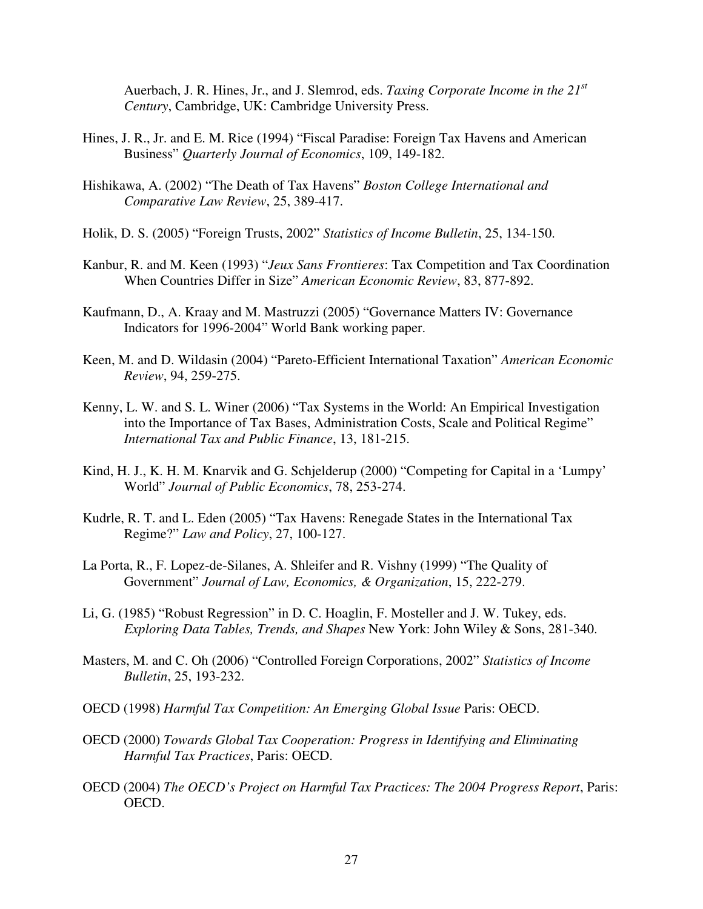Auerbach, J. R. Hines, Jr., and J. Slemrod, eds. *Taxing Corporate Income in the 21st Century*, Cambridge, UK: Cambridge University Press.

Hines, J. R., Jr. and E. M. Rice (1994) "Fiscal Paradise: Foreign Tax Havens and American Business" *Quarterly Journal of Economics*, 109, 149-182.

Hishikawa, A. (2002) "The Death of Tax Havens" *Boston College International and Comparative Law Review*, 25, 389-417.

Holik, D. S. (2005) "Foreign Trusts, 2002" *Statistics of Income Bulletin*, 25, 134-150.

Kanbur, R. and M. Keen (1993) "*Jeux Sans Frontieres*: Tax Competition and Tax Coordination When Countries Differ in Size" *American Economic Review*, 83, 877-892.

Kaufmann, D., A. Kraay and M. Mastruzzi (2005) "Governance Matters IV: Governance Indicators for 1996-2004" World Bank working paper.

Keen, M. and D. Wildasin (2004) "Pareto-Efficient International Taxation" *American Economic Review*, 94, 259-275.

Kenny, L. W. and S. L. Winer (2006) "Tax Systems in the World: An Empirical Investigation into the Importance of Tax Bases, Administration Costs, Scale and Political Regime" *International Tax and Public Finance*, 13, 181-215.

Kind, H. J., K. H. M. Knarvik and G. Schjelderup (2000) "Competing for Capital in a 'Lumpy' World" *Journal of Public Economics*, 78, 253-274.

Kudrle, R. T. and L. Eden (2005) "Tax Havens: Renegade States in the International Tax Regime?" *Law and Policy*, 27, 100-127.

La Porta, R., F. Lopez-de-Silanes, A. Shleifer and R. Vishny (1999) "The Quality of Government" *Journal of Law, Economics, & Organization*, 15, 222-279.

Li, G. (1985) "Robust Regression" in D. C. Hoaglin, F. Mosteller and J. W. Tukey, eds. *Exploring Data Tables, Trends, and Shapes* New York: John Wiley & Sons, 281-340.

Masters, M. and C. Oh (2006) "Controlled Foreign Corporations, 2002" *Statistics of Income Bulletin*, 25, 193-232.

OECD (1998) *Harmful Tax Competition: An Emerging Global Issue* Paris: OECD.

OECD (2000) *Towards Global Tax Cooperation: Progress in Identifying and Eliminating Harmful Tax Practices*, Paris: OECD.

OECD (2004) *The OECD's Project on Harmful Tax Practices: The 2004 Progress Report*, Paris: OECD.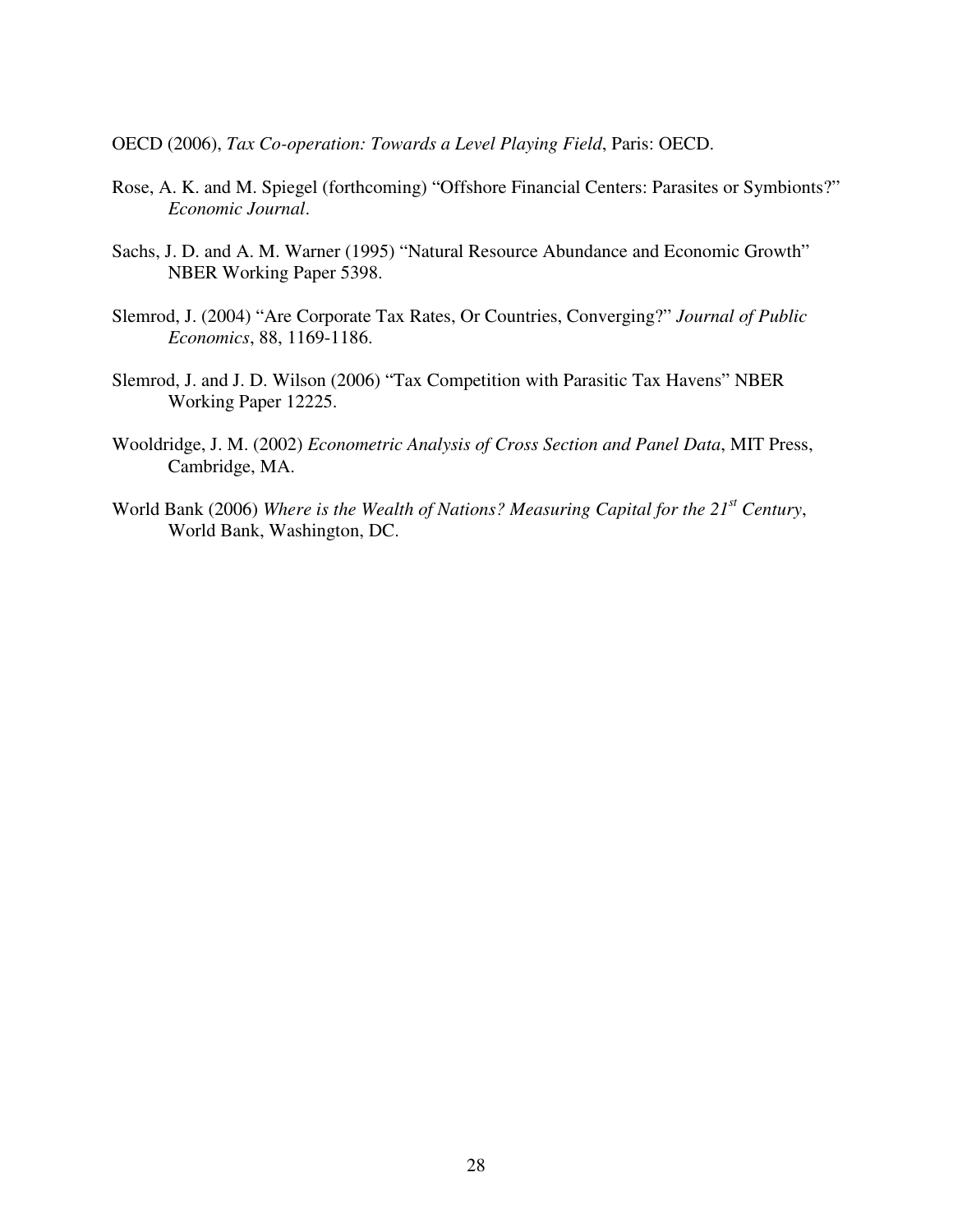OECD (2006), *Tax Co-operation: Towards a Level Playing Field*, Paris: OECD.

Rose, A. K. and M. Spiegel (forthcoming) "Offshore Financial Centers: Parasites or Symbionts?" *Economic Journal*.

Sachs, J. D. and A. M. Warner (1995) "Natural Resource Abundance and Economic Growth" NBER Working Paper 5398.

Slemrod, J. (2004) "Are Corporate Tax Rates, Or Countries, Converging?" *Journal of Public Economics*, 88, 1169-1186.

Slemrod, J. and J. D. Wilson (2006) "Tax Competition with Parasitic Tax Havens" NBER Working Paper 12225.

Wooldridge, J. M. (2002) *Econometric Analysis of Cross Section and Panel Data*, MIT Press, Cambridge, MA.

World Bank (2006) *Where is the Wealth of Nations? Measuring Capital for the 21st Century*, World Bank, Washington, DC.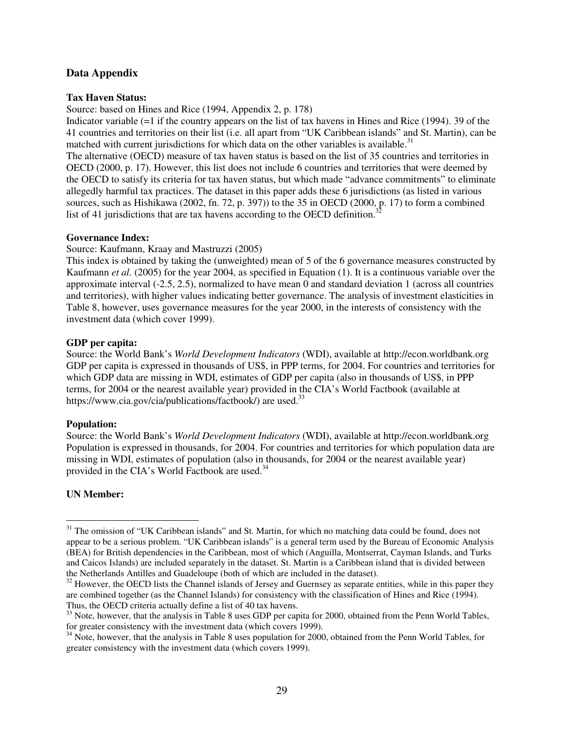## Data Appendix

**Tax Haven Status:**

Source: based on Hines and Rice (1994, Appendix 2, p. 178)

Indicator variable (=1 if the country appears on the list of tax havens in Hines and Rice (1994). 39 of the 41 countries and territories on their list (i.e. all apart from "UK Caribbean islands" and St. Martin), can be matched with current jurisdictions for which data on the other variables is available.[31]

The alternative (OECD) measure of tax haven status is based on the list of 35 countries and territories in OECD (2000, p. 17). However, this list does not include 6 countries and territories that were deemed by the OECD to satisfy its criteria for tax haven status, but which made "advance commitments" to eliminate allegedly harmful tax practices. The dataset in this paper adds these 6 jurisdictions (as listed in various sources, such as Hishikawa (2002, fn. 72, p. 397)) to the 35 in OECD (2000, p. 17) to form a combined list of 41 jurisdictions that are tax havens according to the OECD definition.[32]

**Governance Index:**

Source: Kaufmann, Kraay and Mastruzzi (2005)

This index is obtained by taking the (unweighted) mean of 5 of the 6 governance measures constructed by Kaufmann *et al.* (2005) for the year 2004, as specified in Equation (1). It is a continuous variable over the approximate interval (-2.5, 2.5), normalized to have mean 0 and standard deviation 1 (across all countries and territories), with higher values indicating better governance. The analysis of investment elasticities in Table 8, however, uses governance measures for the year 2000, in the interests of consistency with the investment data (which cover 1999).

**GDP per capita:**

Source: the World Bank's *World Development Indicators* (WDI), available at http://econ.worldbank.org

GDP per capita is expressed in thousands of US$, in PPP terms, for 2004. For countries and territories for which GDP data are missing in WDI, estimates of GDP per capita (also in thousands of US$, in PPP terms, for 2004 or the nearest available year) provided in the CIA's World Factbook (available at https://www.cia.gov/cia/publications/factbook/) are used.[33]

**Population:**

Source: the World Bank's *World Development Indicators* (WDI), available at http://econ.worldbank.org

Population is expressed in thousands, for 2004. For countries and territories for which population data are missing in WDI, estimates of population (also in thousands, for 2004 or the nearest available year) provided in the CIA's World Factbook are used.[34]

**UN Member:**

---

[31] The omission of "UK Caribbean islands" and St. Martin, for which no matching data could be found, does not appear to be a serious problem. "UK Caribbean islands" is a general term used by the Bureau of Economic Analysis (BEA) for British dependencies in the Caribbean, most of which (Anguilla, Montserrat, Cayman Islands, and Turks and Caicos Islands) are included separately in the dataset. St. Martin is a Caribbean island that is divided between the Netherlands Antilles and Guadeloupe (both of which are included in the dataset).

[32] However, the OECD lists the Channel islands of Jersey and Guernsey as separate entities, while in this paper they are combined together (as the Channel Islands) for consistency with the classification of Hines and Rice (1994). Thus, the OECD criteria actually define a list of 40 tax havens.

[33] Note, however, that the analysis in Table 8 uses GDP per capita for 2000, obtained from the Penn World Tables, for greater consistency with the investment data (which covers 1999).

[34] Note, however, that the analysis in Table 8 uses population for 2000, obtained from the Penn World Tables, for greater consistency with the investment data (which covers 1999).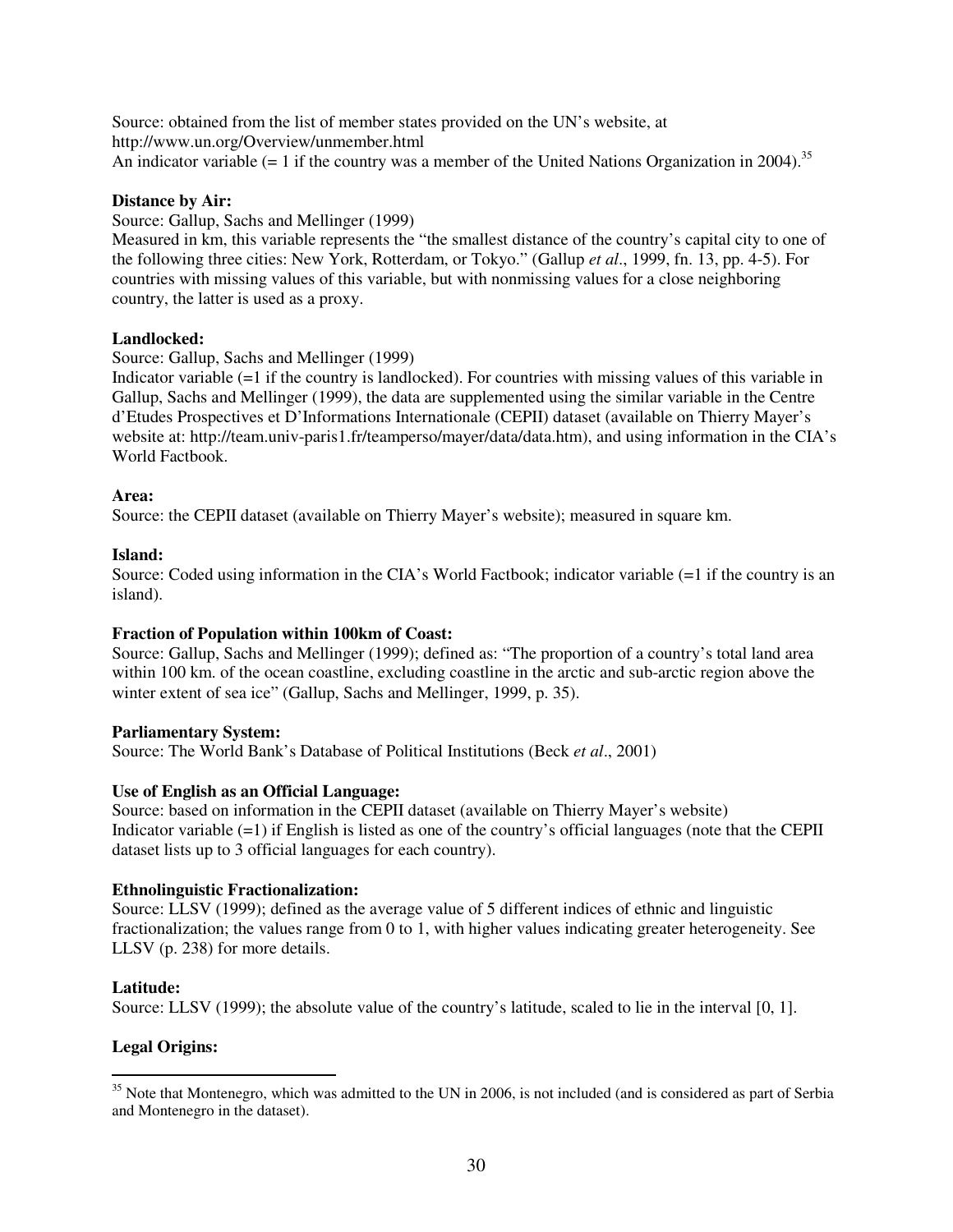Source: obtained from the list of member states provided on the UN's website, at http://www.un.org/Overview/unmember.html
An indicator variable (= 1 if the country was a member of the United Nations Organization in 2004).[35]

**Distance by Air:**
Source: Gallup, Sachs and Mellinger (1999)
Measured in km, this variable represents the "the smallest distance of the country's capital city to one of the following three cities: New York, Rotterdam, or Tokyo." (Gallup *et al*., 1999, fn. 13, pp. 4-5). For countries with missing values of this variable, but with nonmissing values for a close neighboring country, the latter is used as a proxy.

**Landlocked:**
Source: Gallup, Sachs and Mellinger (1999)
Indicator variable (=1 if the country is landlocked). For countries with missing values of this variable in Gallup, Sachs and Mellinger (1999), the data are supplemented using the similar variable in the Centre d'Etudes Prospectives et D'Informations Internationale (CEPII) dataset (available on Thierry Mayer's website at: http://team.univ-paris1.fr/teamperso/mayer/data/data.htm), and using information in the CIA's World Factbook.

**Area:**
Source: the CEPII dataset (available on Thierry Mayer's website); measured in square km.

**Island:**
Source: Coded using information in the CIA's World Factbook; indicator variable (=1 if the country is an island).

**Fraction of Population within 100km of Coast:**
Source: Gallup, Sachs and Mellinger (1999); defined as: "The proportion of a country's total land area within 100 km. of the ocean coastline, excluding coastline in the arctic and sub-arctic region above the winter extent of sea ice" (Gallup, Sachs and Mellinger, 1999, p. 35).

**Parliamentary System:**
Source: The World Bank's Database of Political Institutions (Beck *et al*., 2001)

**Use of English as an Official Language:**
Source: based on information in the CEPII dataset (available on Thierry Mayer's website)
Indicator variable (=1) if English is listed as one of the country's official languages (note that the CEPII dataset lists up to 3 official languages for each country).

**Ethnolinguistic Fractionalization:**
Source: LLSV (1999); defined as the average value of 5 different indices of ethnic and linguistic fractionalization; the values range from 0 to 1, with higher values indicating greater heterogeneity. See LLSV (p. 238) for more details.

**Latitude:**
Source: LLSV (1999); the absolute value of the country's latitude, scaled to lie in the interval [0, 1].

**Legal Origins:**

---

[35] Note that Montenegro, which was admitted to the UN in 2006, is not included (and is considered as part of Serbia and Montenegro in the dataset).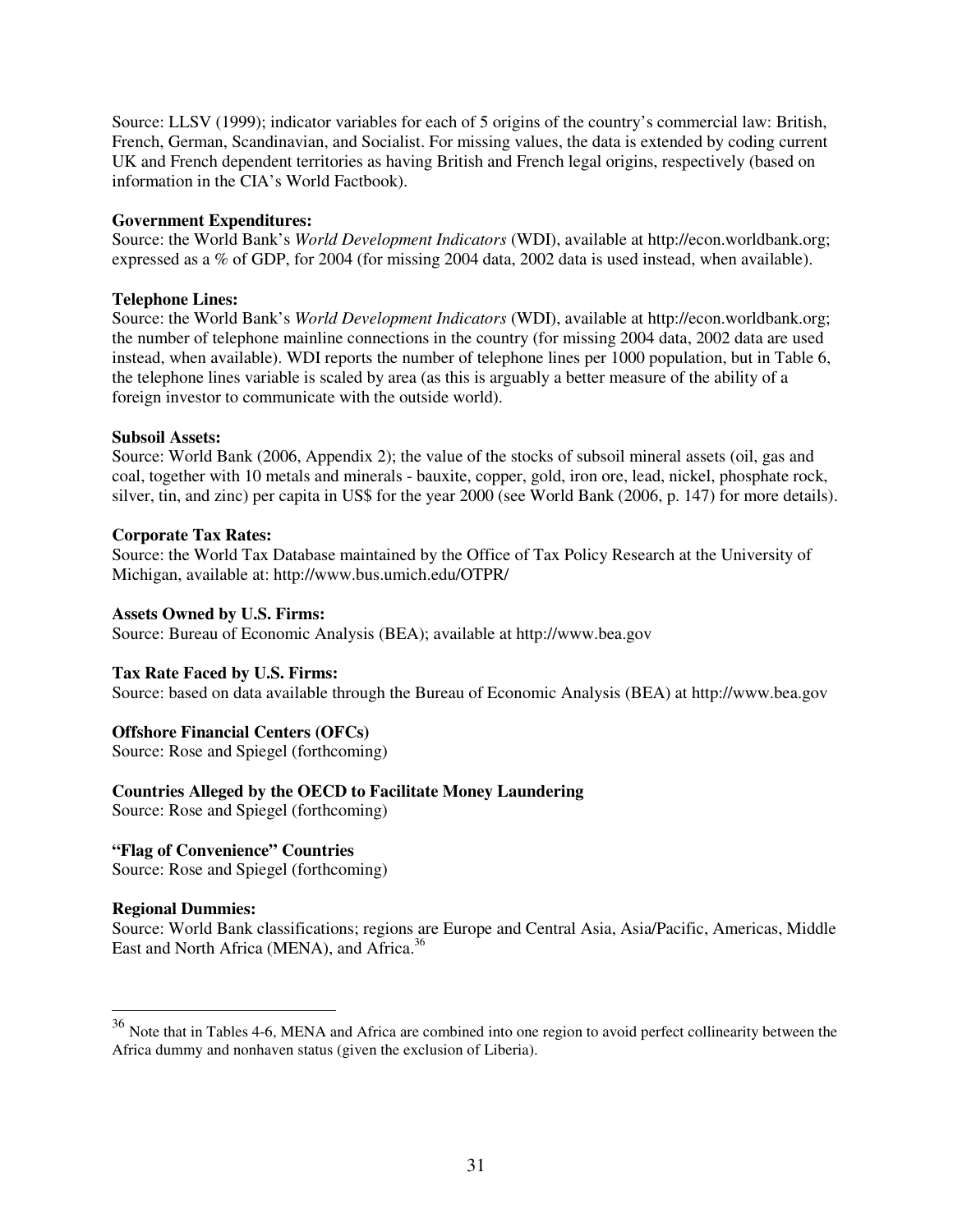Source: LLSV (1999); indicator variables for each of 5 origins of the country's commercial law: British, French, German, Scandinavian, and Socialist. For missing values, the data is extended by coding current UK and French dependent territories as having British and French legal origins, respectively (based on information in the CIA's World Factbook).

**Government Expenditures:**
Source: the World Bank's *World Development Indicators* (WDI), available at http://econ.worldbank.org; expressed as a % of GDP, for 2004 (for missing 2004 data, 2002 data is used instead, when available).

**Telephone Lines:**
Source: the World Bank's *World Development Indicators* (WDI), available at http://econ.worldbank.org; the number of telephone mainline connections in the country (for missing 2004 data, 2002 data are used instead, when available). WDI reports the number of telephone lines per 1000 population, but in Table 6, the telephone lines variable is scaled by area (as this is arguably a better measure of the ability of a foreign investor to communicate with the outside world).

**Subsoil Assets:**
Source: World Bank (2006, Appendix 2); the value of the stocks of subsoil mineral assets (oil, gas and coal, together with 10 metals and minerals - bauxite, copper, gold, iron ore, lead, nickel, phosphate rock, silver, tin, and zinc) per capita in US$ for the year 2000 (see World Bank (2006, p. 147) for more details).

**Corporate Tax Rates:**
Source: the World Tax Database maintained by the Office of Tax Policy Research at the University of Michigan, available at: http://www.bus.umich.edu/OTPR/

**Assets Owned by U.S. Firms:**
Source: Bureau of Economic Analysis (BEA); available at http://www.bea.gov

**Tax Rate Faced by U.S. Firms:**
Source: based on data available through the Bureau of Economic Analysis (BEA) at http://www.bea.gov

**Offshore Financial Centers (OFCs)**
Source: Rose and Spiegel (forthcoming)

**Countries Alleged by the OECD to Facilitate Money Laundering**
Source: Rose and Spiegel (forthcoming)

**"Flag of Convenience" Countries**
Source: Rose and Spiegel (forthcoming)

**Regional Dummies:**
Source: World Bank classifications; regions are Europe and Central Asia, Asia/Pacific, Americas, Middle East and North Africa (MENA), and Africa.[36]

[36] Note that in Tables 4-6, MENA and Africa are combined into one region to avoid perfect collinearity between the Africa dummy and nonhaven status (given the exclusion of Liberia).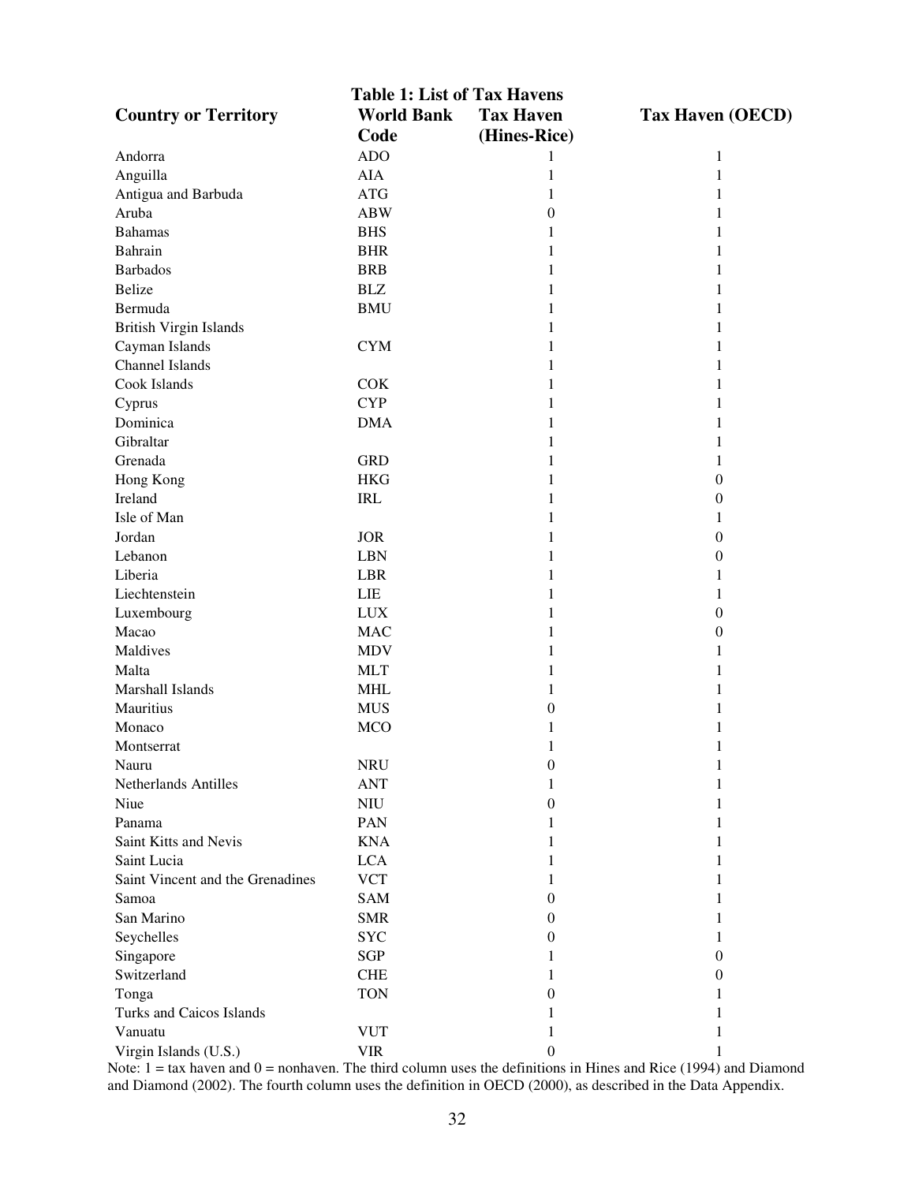**Table 1: List of Tax Havens**

| Country or Territory | World Bank Code | Tax Haven (Hines-Rice) | Tax Haven (OECD) |
|---|---|---|---|
| Andorra | ADO | 1 | 1 |
| Anguilla | AIA | 1 | 1 |
| Antigua and Barbuda | ATG | 1 | 1 |
| Aruba | ABW | 0 | 1 |
| Bahamas | BHS | 1 | 1 |
| Bahrain | BHR | 1 | 1 |
| Barbados | BRB | 1 | 1 |
| Belize | BLZ | 1 | 1 |
| Bermuda | BMU | 1 | 1 |
| British Virgin Islands | | 1 | 1 |
| Cayman Islands | CYM | 1 | 1 |
| Channel Islands | | 1 | 1 |
| Cook Islands | COK | 1 | 1 |
| Cyprus | CYP | 1 | 1 |
| Dominica | DMA | 1 | 1 |
| Gibraltar | | 1 | 1 |
| Grenada | GRD | 1 | 1 |
| Hong Kong | HKG | 1 | 0 |
| Ireland | IRL | 1 | 0 |
| Isle of Man | | 1 | 1 |
| Jordan | JOR | 1 | 0 |
| Lebanon | LBN | 1 | 0 |
| Liberia | LBR | 1 | 1 |
| Liechtenstein | LIE | 1 | 1 |
| Luxembourg | LUX | 1 | 0 |
| Macao | MAC | 1 | 0 |
| Maldives | MDV | 1 | 1 |
| Malta | MLT | 1 | 1 |
| Marshall Islands | MHL | 1 | 1 |
| Mauritius | MUS | 0 | 1 |
| Monaco | MCO | 1 | 1 |
| Montserrat | | 1 | 1 |
| Nauru | NRU | 0 | 1 |
| Netherlands Antilles | ANT | 1 | 1 |
| Niue | NIU | 0 | 1 |
| Panama | PAN | 1 | 1 |
| Saint Kitts and Nevis | KNA | 1 | 1 |
| Saint Lucia | LCA | 1 | 1 |
| Saint Vincent and the Grenadines | VCT | 1 | 1 |
| Samoa | SAM | 0 | 1 |
| San Marino | SMR | 0 | 1 |
| Seychelles | SYC | 0 | 1 |
| Singapore | SGP | 1 | 0 |
| Switzerland | CHE | 1 | 0 |
| Tonga | TON | 0 | 1 |
| Turks and Caicos Islands | | 1 | 1 |
| Vanuatu | VUT | 1 | 1 |
| Virgin Islands (U.S.) | VIR | 0 | 1 |

Note: 1 = tax haven and 0 = nonhaven. The third column uses the definitions in Hines and Rice (1994) and Diamond and Diamond (2002). The fourth column uses the definition in OECD (2000), as described in the Data Appendix.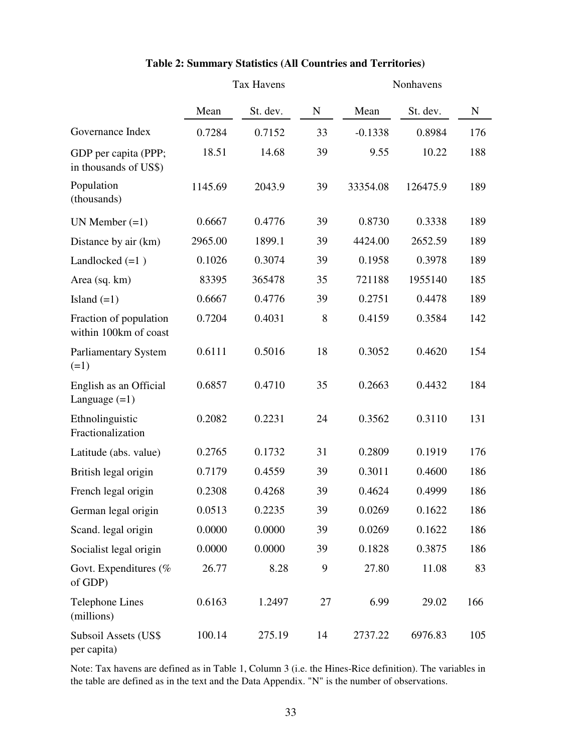**Table 2: Summary Statistics (All Countries and Territories)**

| | Tax Havens | | | Nonhavens | | |
|---|---|---|---|---|---|---|
| | Mean | St. dev. | N | Mean | St. dev. | N |
| Governance Index | 0.7284 | 0.7152 | 33 | -0.1338 | 0.8984 | 176 |
| GDP per capita (PPP; in thousands of US$) | 18.51 | 14.68 | 39 | 9.55 | 10.22 | 188 |
| Population (thousands) | 1145.69 | 2043.9 | 39 | 33354.08 | 126475.9 | 189 |
| UN Member (=1) | 0.6667 | 0.4776 | 39 | 0.8730 | 0.3338 | 189 |
| Distance by air (km) | 2965.00 | 1899.1 | 39 | 4424.00 | 2652.59 | 189 |
| Landlocked (=1 ) | 0.1026 | 0.3074 | 39 | 0.1958 | 0.3978 | 189 |
| Area (sq. km) | 83395 | 365478 | 35 | 721188 | 1955140 | 185 |
| Island (=1) | 0.6667 | 0.4776 | 39 | 0.2751 | 0.4478 | 189 |
| Fraction of population within 100km of coast | 0.7204 | 0.4031 | 8 | 0.4159 | 0.3584 | 142 |
| Parliamentary System (=1) | 0.6111 | 0.5016 | 18 | 0.3052 | 0.4620 | 154 |
| English as an Official Language (=1) | 0.6857 | 0.4710 | 35 | 0.2663 | 0.4432 | 184 |
| Ethnolinguistic Fractionalization | 0.2082 | 0.2231 | 24 | 0.3562 | 0.3110 | 131 |
| Latitude (abs. value) | 0.2765 | 0.1732 | 31 | 0.2809 | 0.1919 | 176 |
| British legal origin | 0.7179 | 0.4559 | 39 | 0.3011 | 0.4600 | 186 |
| French legal origin | 0.2308 | 0.4268 | 39 | 0.4624 | 0.4999 | 186 |
| German legal origin | 0.0513 | 0.2235 | 39 | 0.0269 | 0.1622 | 186 |
| Scand. legal origin | 0.0000 | 0.0000 | 39 | 0.0269 | 0.1622 | 186 |
| Socialist legal origin | 0.0000 | 0.0000 | 39 | 0.1828 | 0.3875 | 186 |
| Govt. Expenditures (% of GDP) | 26.77 | 8.28 | 9 | 27.80 | 11.08 | 83 |
| Telephone Lines (millions) | 0.6163 | 1.2497 | 27 | 6.99 | 29.02 | 166 |
| Subsoil Assets (US$ per capita) | 100.14 | 275.19 | 14 | 2737.22 | 6976.83 | 105 |

Note: Tax havens are defined as in Table 1, Column 3 (i.e. the Hines-Rice definition). The variables in the table are defined as in the text and the Data Appendix. "N" is the number of observations.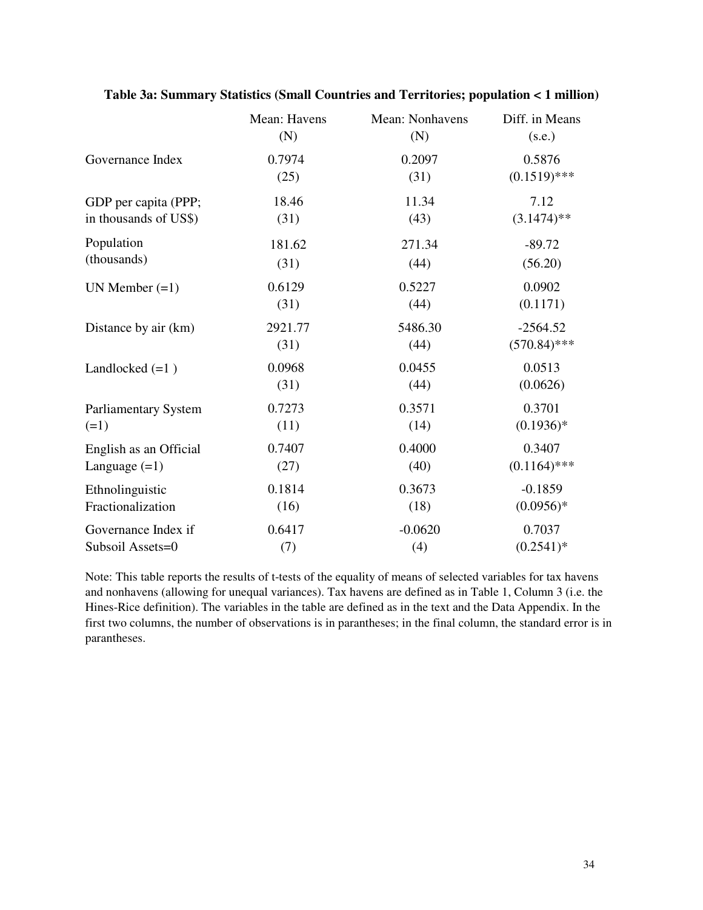**Table 3a: Summary Statistics (Small Countries and Territories; population < 1 million)**

| | Mean: Havens (N) | Mean: Nonhavens (N) | Diff. in Means (s.e.) |
|---|---|---|---|
| Governance Index | 0.7974 (25) | 0.2097 (31) | 0.5876 (0.1519)*** |
| GDP per capita (PPP; in thousands of US$) | 18.46 (31) | 11.34 (43) | 7.12 (3.1474)** |
| Population (thousands) | 181.62 (31) | 271.34 (44) | -89.72 (56.20) |
| UN Member (=1) | 0.6129 (31) | 0.5227 (44) | 0.0902 (0.1171) |
| Distance by air (km) | 2921.77 (31) | 5486.30 (44) | -2564.52 (570.84)*** |
| Landlocked (=1 ) | 0.0968 (31) | 0.0455 (44) | 0.0513 (0.0626) |
| Parliamentary System (=1) | 0.7273 (11) | 0.3571 (14) | 0.3701 (0.1936)* |
| English as an Official Language (=1) | 0.7407 (27) | 0.4000 (40) | 0.3407 (0.1164)*** |
| Ethnolinguistic Fractionalization | 0.1814 (16) | 0.3673 (18) | -0.1859 (0.0956)* |
| Governance Index if Subsoil Assets=0 | 0.6417 (7) | -0.0620 (4) | 0.7037 (0.2541)* |

Note: This table reports the results of t-tests of the equality of means of selected variables for tax havens and nonhavens (allowing for unequal variances). Tax havens are defined as in Table 1, Column 3 (i.e. the Hines-Rice definition). The variables in the table are defined as in the text and the Data Appendix. In the first two columns, the number of observations is in parantheses; in the final column, the standard error is in parantheses.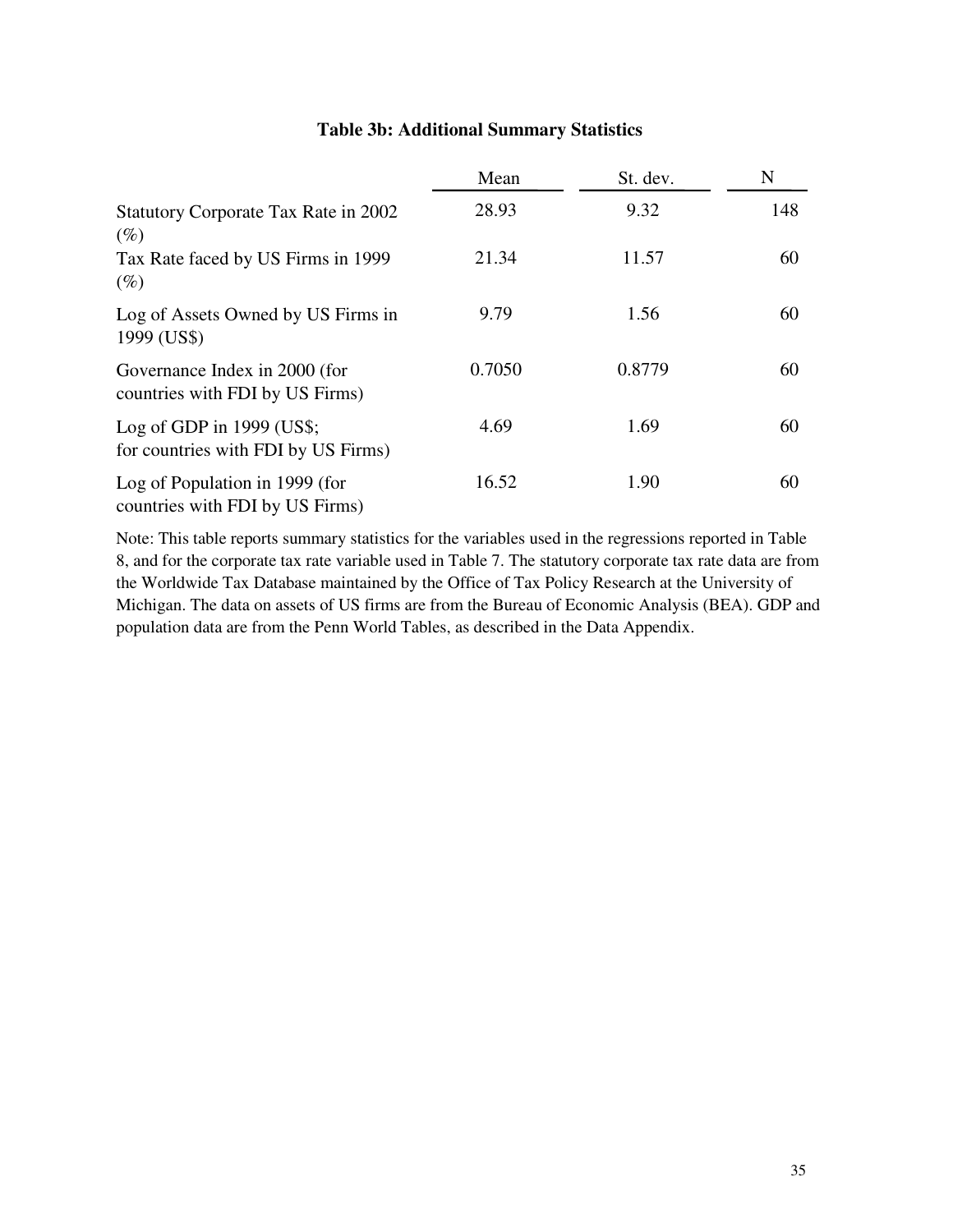**Table 3b: Additional Summary Statistics**

| | Mean | St. dev. | N |
|---|---|---|---|
| Statutory Corporate Tax Rate in 2002 (%) | 28.93 | 9.32 | 148 |
| Tax Rate faced by US Firms in 1999 (%) | 21.34 | 11.57 | 60 |
| Log of Assets Owned by US Firms in 1999 (US$) | 9.79 | 1.56 | 60 |
| Governance Index in 2000 (for countries with FDI by US Firms) | 0.7050 | 0.8779 | 60 |
| Log of GDP in 1999 (US$; for countries with FDI by US Firms) | 4.69 | 1.69 | 60 |
| Log of Population in 1999 (for countries with FDI by US Firms) | 16.52 | 1.90 | 60 |

Note: This table reports summary statistics for the variables used in the regressions reported in Table 8, and for the corporate tax rate variable used in Table 7. The statutory corporate tax rate data are from the Worldwide Tax Database maintained by the Office of Tax Policy Research at the University of Michigan. The data on assets of US firms are from the Bureau of Economic Analysis (BEA). GDP and population data are from the Penn World Tables, as described in the Data Appendix.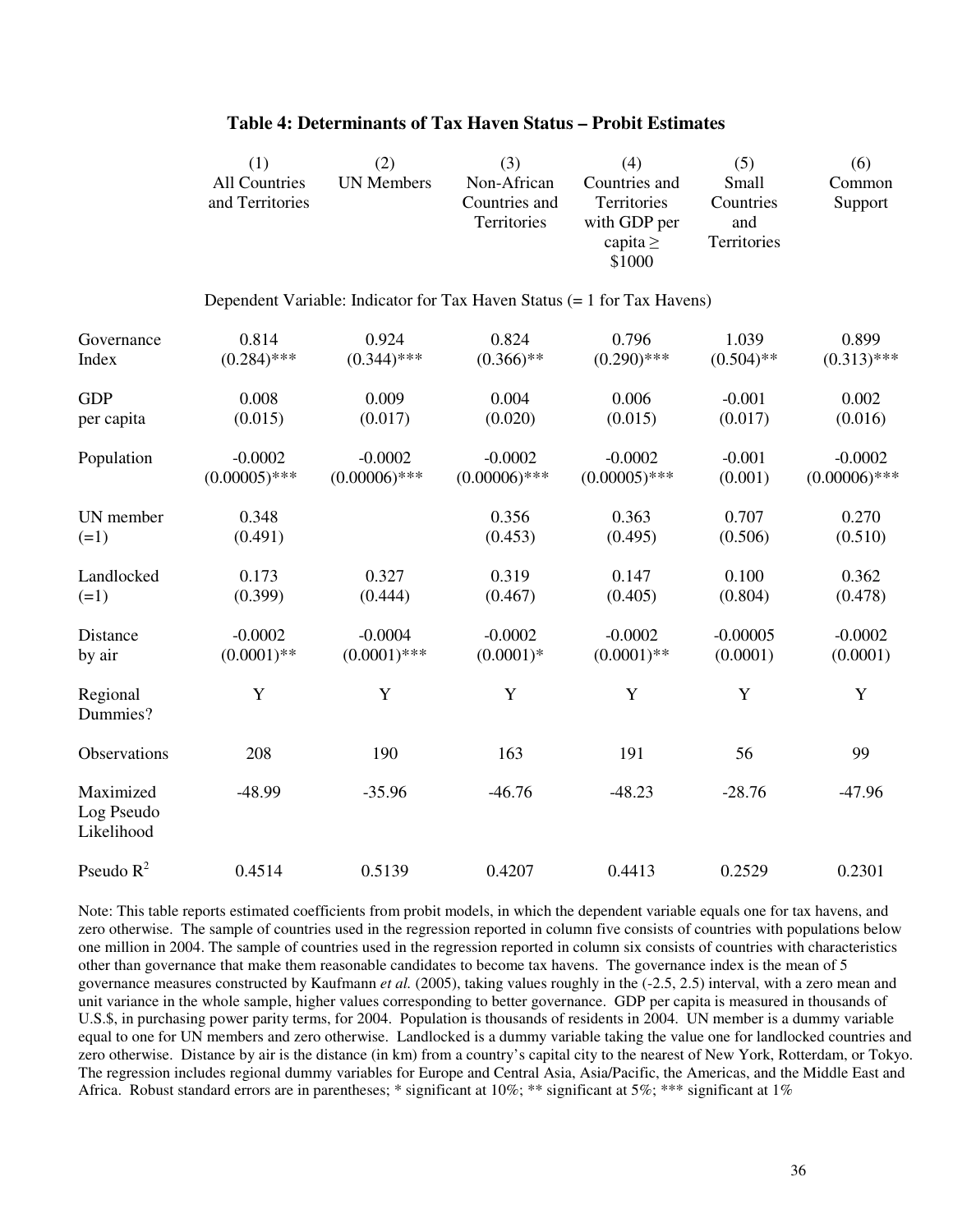### Table 4: Determinants of Tax Haven Status – Probit Estimates

| | (1) All Countries and Territories | (2) UN Members | (3) Non-African Countries and Territories | (4) Countries and Territories with GDP per capita ≥ \$1000 | (5) Small Countries and Territories | (6) Common Support |
|---|---|---|---|---|---|---|
| | Dependent Variable: Indicator for Tax Haven Status (= 1 for Tax Havens) | | | | | |
| Governance Index | 0.814 (0.284)*** | 0.924 (0.344)*** | 0.824 (0.366)** | 0.796 (0.290)*** | 1.039 (0.504)** | 0.899 (0.313)*** |
| GDP per capita | 0.008 (0.015) | 0.009 (0.017) | 0.004 (0.020) | 0.006 (0.015) | -0.001 (0.017) | 0.002 (0.016) |
| Population | -0.0002 (0.00005)*** | -0.0002 (0.00006)*** | -0.0002 (0.00006)*** | -0.0002 (0.00005)*** | -0.001 (0.001) | -0.0002 (0.00006)*** |
| UN member (=1) | 0.348 (0.491) | | 0.356 (0.453) | 0.363 (0.495) | 0.707 (0.506) | 0.270 (0.510) |
| Landlocked (=1) | 0.173 (0.399) | 0.327 (0.444) | 0.319 (0.467) | 0.147 (0.405) | 0.100 (0.804) | 0.362 (0.478) |
| Distance by air | -0.0002 (0.0001)** | -0.0004 (0.0001)*** | -0.0002 (0.0001)* | -0.0002 (0.0001)** | -0.00005 (0.0001) | -0.0002 (0.0001) |
| Regional Dummies? | Y | Y | Y | Y | Y | Y |
| Observations | 208 | 190 | 163 | 191 | 56 | 99 |
| Maximized Log Pseudo Likelihood | -48.99 | -35.96 | -46.76 | -48.23 | -28.76 | -47.96 |
| Pseudo $R^2$ | 0.4514 | 0.5139 | 0.4207 | 0.4413 | 0.2529 | 0.2301 |

Note: This table reports estimated coefficients from probit models, in which the dependent variable equals one for tax havens, and zero otherwise. The sample of countries used in the regression reported in column five consists of countries with populations below one million in 2004. The sample of countries used in the regression reported in column six consists of countries with characteristics other than governance that make them reasonable candidates to become tax havens. The governance index is the mean of 5 governance measures constructed by Kaufmann *et al.* (2005), taking values roughly in the (-2.5, 2.5) interval, with a zero mean and unit variance in the whole sample, higher values corresponding to better governance. GDP per capita is measured in thousands of U.S.\$, in purchasing power parity terms, for 2004. Population is thousands of residents in 2004. UN member is a dummy variable equal to one for UN members and zero otherwise. Landlocked is a dummy variable taking the value one for landlocked countries and zero otherwise. Distance by air is the distance (in km) from a country's capital city to the nearest of New York, Rotterdam, or Tokyo. The regression includes regional dummy variables for Europe and Central Asia, Asia/Pacific, the Americas, and the Middle East and Africa. Robust standard errors are in parentheses; * significant at 10%; ** significant at 5%; *** significant at 1%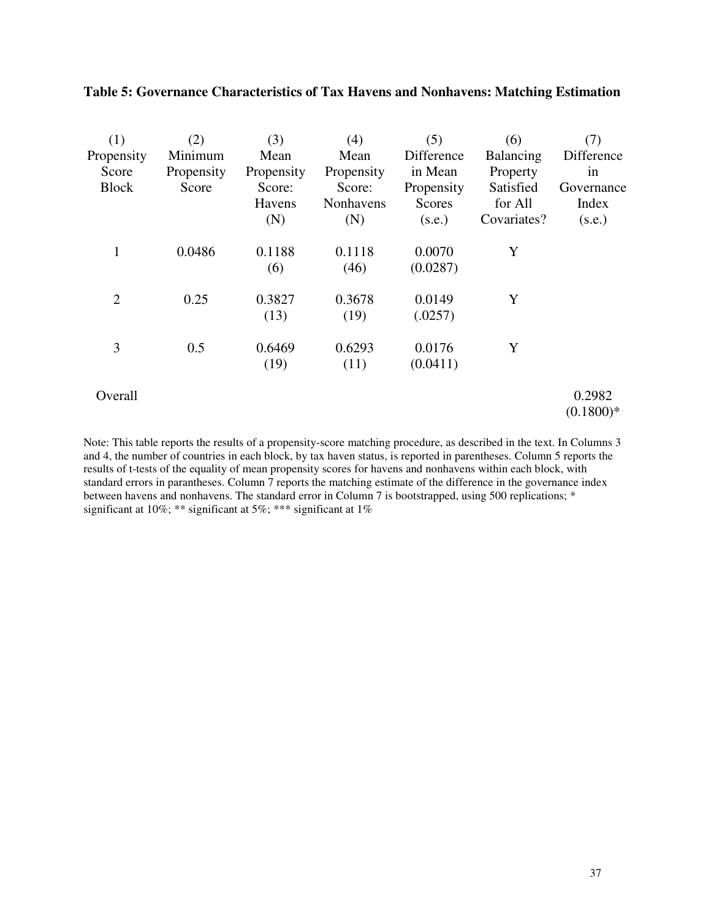**Table 5: Governance Characteristics of Tax Havens and Nonhavens: Matching Estimation**

| (1) Propensity Score Block | (2) Minimum Propensity Score | (3) Mean Propensity Score: Havens (N) | (4) Mean Propensity Score: Nonhavens (N) | (5) Difference in Mean Propensity Scores (s.e.) | (6) Balancing Property Satisfied for All Covariates? | (7) Difference in Governance Index (s.e.) |
|---|---|---|---|---|---|---|
| 1 | 0.0486 | 0.1188 (6) | 0.1118 (46) | 0.0070 (0.0287) | Y | |
| 2 | 0.25 | 0.3827 (13) | 0.3678 (19) | 0.0149 (.0257) | Y | |
| 3 | 0.5 | 0.6469 (19) | 0.6293 (11) | 0.0176 (0.0411) | Y | |
| Overall | | | | | | 0.2982 (0.1800)* |

Note: This table reports the results of a propensity-score matching procedure, as described in the text. In Columns 3 and 4, the number of countries in each block, by tax haven status, is reported in parentheses. Column 5 reports the results of t-tests of the equality of mean propensity scores for havens and nonhavens within each block, with standard errors in parantheses. Column 7 reports the matching estimate of the difference in the governance index between havens and nonhavens. The standard error in Column 7 is bootstrapped, using 500 replications; * significant at 10%; ** significant at 5%; *** significant at 1%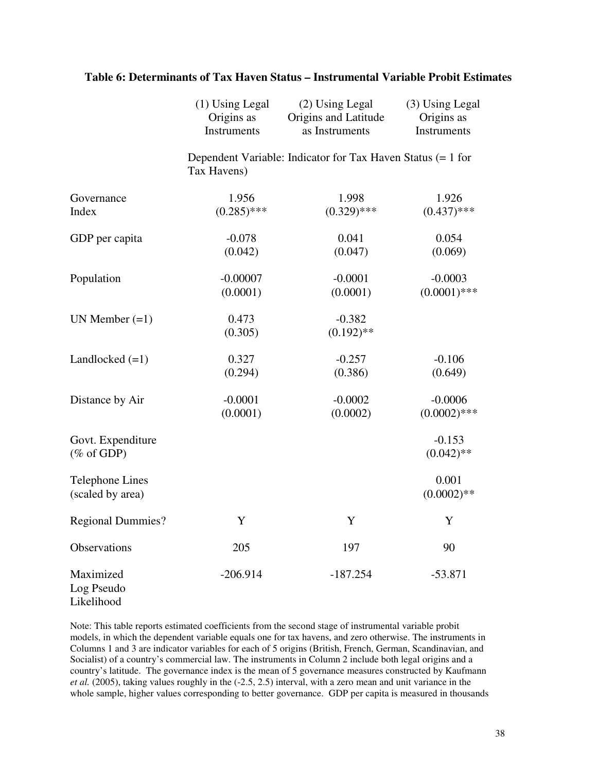**Table 6: Determinants of Tax Haven Status – Instrumental Variable Probit Estimates**

| | (1) Using Legal Origins as Instruments | (2) Using Legal Origins and Latitude as Instruments | (3) Using Legal Origins as Instruments |
|---|---|---|---|
| | Dependent Variable: Indicator for Tax Haven Status (= 1 for Tax Havens) | | |
| Governance Index | 1.956<br>(0.285)*** | 1.998<br>(0.329)*** | 1.926<br>(0.437)*** |
| GDP per capita | -0.078<br>(0.042) | 0.041<br>(0.047) | 0.054<br>(0.069) |
| Population | -0.00007<br>(0.0001) | -0.0001<br>(0.0001) | -0.0003<br>(0.0001)*** |
| UN Member (=1) | 0.473<br>(0.305) | -0.382<br>(0.192)** | |
| Landlocked (=1) | 0.327<br>(0.294) | -0.257<br>(0.386) | -0.106<br>(0.649) |
| Distance by Air | -0.0001<br>(0.0001) | -0.0002<br>(0.0002) | -0.0006<br>(0.0002)*** |
| Govt. Expenditure (% of GDP) | | | -0.153<br>(0.042)** |
| Telephone Lines (scaled by area) | | | 0.001<br>(0.0002)** |
| Regional Dummies? | Y | Y | Y |
| Observations | 205 | 197 | 90 |
| Maximized Log Pseudo Likelihood | -206.914 | -187.254 | -53.871 |

Note: This table reports estimated coefficients from the second stage of instrumental variable probit models, in which the dependent variable equals one for tax havens, and zero otherwise. The instruments in Columns 1 and 3 are indicator variables for each of 5 origins (British, French, German, Scandinavian, and Socialist) of a country's commercial law. The instruments in Column 2 include both legal origins and a country's latitude. The governance index is the mean of 5 governance measures constructed by Kaufmann *et al.* (2005), taking values roughly in the (-2.5, 2.5) interval, with a zero mean and unit variance in the whole sample, higher values corresponding to better governance. GDP per capita is measured in thousands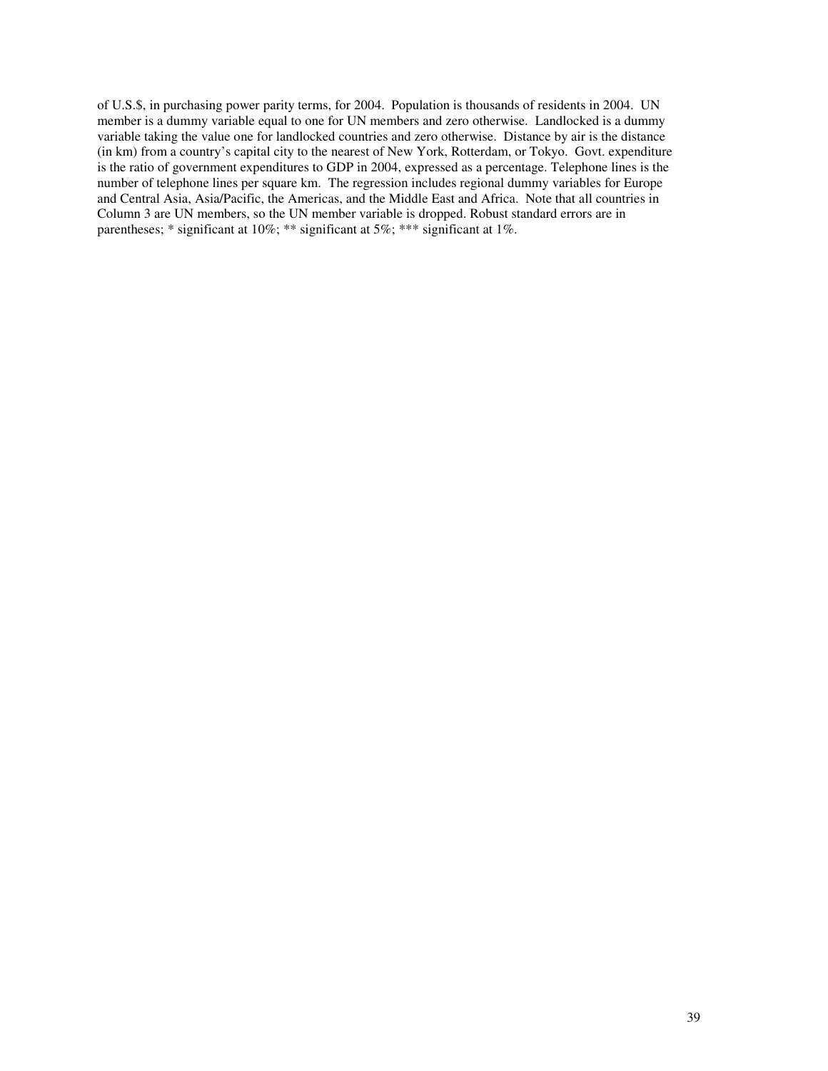of U.S.$, in purchasing power parity terms, for 2004. Population is thousands of residents in 2004. UN member is a dummy variable equal to one for UN members and zero otherwise. Landlocked is a dummy variable taking the value one for landlocked countries and zero otherwise. Distance by air is the distance (in km) from a country's capital city to the nearest of New York, Rotterdam, or Tokyo. Govt. expenditure is the ratio of government expenditures to GDP in 2004, expressed as a percentage. Telephone lines is the number of telephone lines per square km. The regression includes regional dummy variables for Europe and Central Asia, Asia/Pacific, the Americas, and the Middle East and Africa. Note that all countries in Column 3 are UN members, so the UN member variable is dropped. Robust standard errors are in parentheses; * significant at 10%; ** significant at 5%; *** significant at 1%.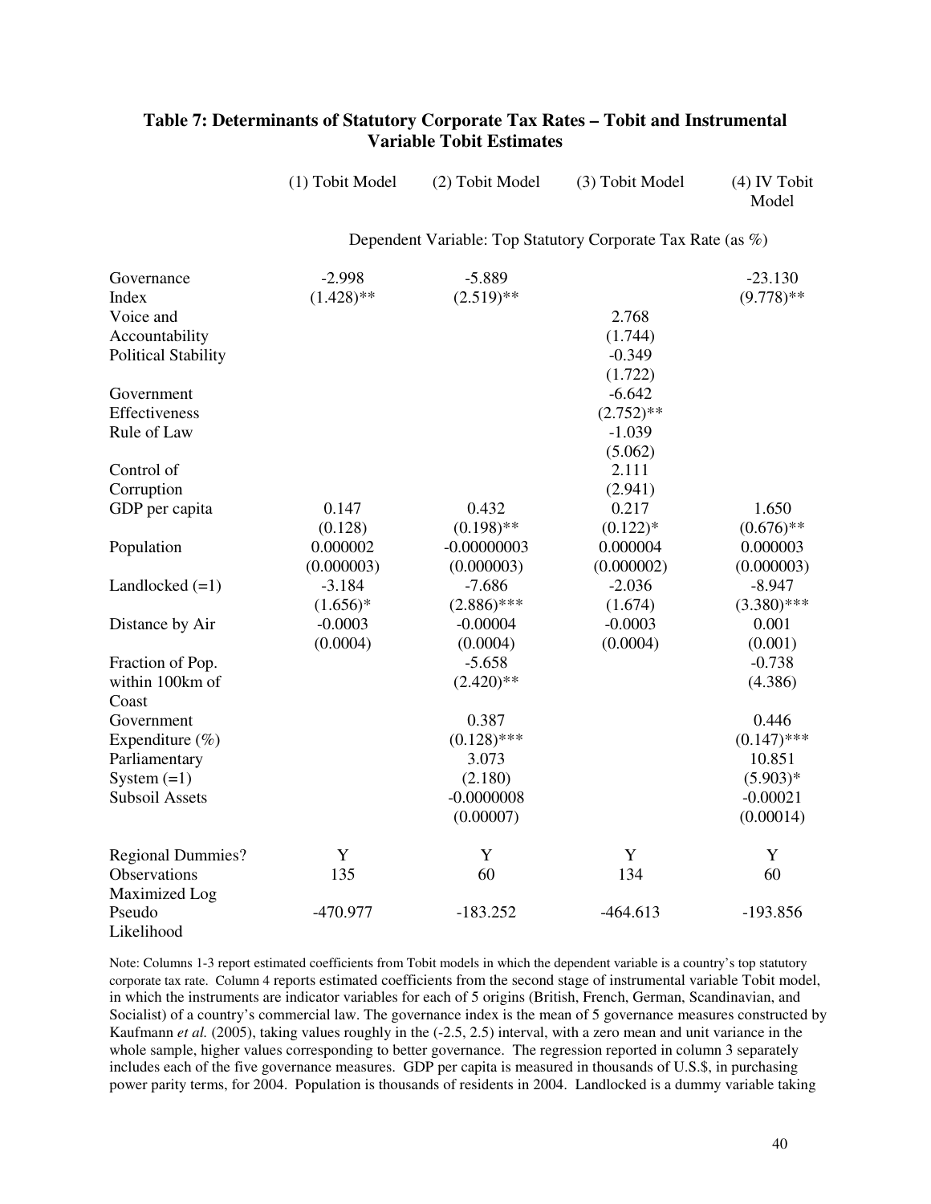**Table 7: Determinants of Statutory Corporate Tax Rates – Tobit and Instrumental Variable Tobit Estimates**

| | (1) Tobit Model | (2) Tobit Model | (3) Tobit Model | (4) IV Tobit Model |
|---|---|---|---|---|
| | Dependent Variable: Top Statutory Corporate Tax Rate (as %) | | | |
| Governance Index | -2.998 | -5.889 | | -23.130 |
| | (1.428)** | (2.519)** | | (9.778)** |
| Voice and Accountability | | | 2.768 | |
| | | | (1.744) | |
| Political Stability | | | -0.349 | |
| | | | (1.722) | |
| Government Effectiveness | | | -6.642 | |
| | | | (2.752)** | |
| Rule of Law | | | -1.039 | |
| | | | (5.062) | |
| Control of Corruption | | | 2.111 | |
| | | | (2.941) | |
| GDP per capita | 0.147 | 0.432 | 0.217 | 1.650 |
| | (0.128) | (0.198)** | (0.122)* | (0.676)** |
| Population | 0.000002 | -0.00000003 | 0.000004 | 0.000003 |
| | (0.000003) | (0.000003) | (0.000002) | (0.000003) |
| Landlocked (=1) | -3.184 | -7.686 | -2.036 | -8.947 |
| | (1.656)* | (2.886)*** | (1.674) | (3.380)*** |
| Distance by Air | -0.0003 | -0.00004 | -0.0003 | 0.001 |
| | (0.0004) | (0.0004) | (0.0004) | (0.001) |
| Fraction of Pop. within 100km of Coast | | -5.658 | | -0.738 |
| | | (2.420)** | | (4.386) |
| Government Expenditure (%) | | 0.387 | | 0.446 |
| | | (0.128)*** | | (0.147)*** |
| Parliamentary System (=1) | | 3.073 | | 10.851 |
| | | (2.180) | | (5.903)* |
| Subsoil Assets | | -0.0000008 | | -0.00021 |
| | | (0.00007) | | (0.00014) |
| Regional Dummies? | Y | Y | Y | Y |
| Observations | 135 | 60 | 134 | 60 |
| Maximized Log Pseudo Likelihood | -470.977 | -183.252 | -464.613 | -193.856 |

Note: Columns 1-3 report estimated coefficients from Tobit models in which the dependent variable is a country's top statutory corporate tax rate. Column 4 reports estimated coefficients from the second stage of instrumental variable Tobit model, in which the instruments are indicator variables for each of 5 origins (British, French, German, Scandinavian, and Socialist) of a country's commercial law. The governance index is the mean of 5 governance measures constructed by Kaufmann *et al.* (2005), taking values roughly in the (-2.5, 2.5) interval, with a zero mean and unit variance in the whole sample, higher values corresponding to better governance. The regression reported in column 3 separately includes each of the five governance measures. GDP per capita is measured in thousands of U.S.$, in purchasing power parity terms, for 2004. Population is thousands of residents in 2004. Landlocked is a dummy variable taking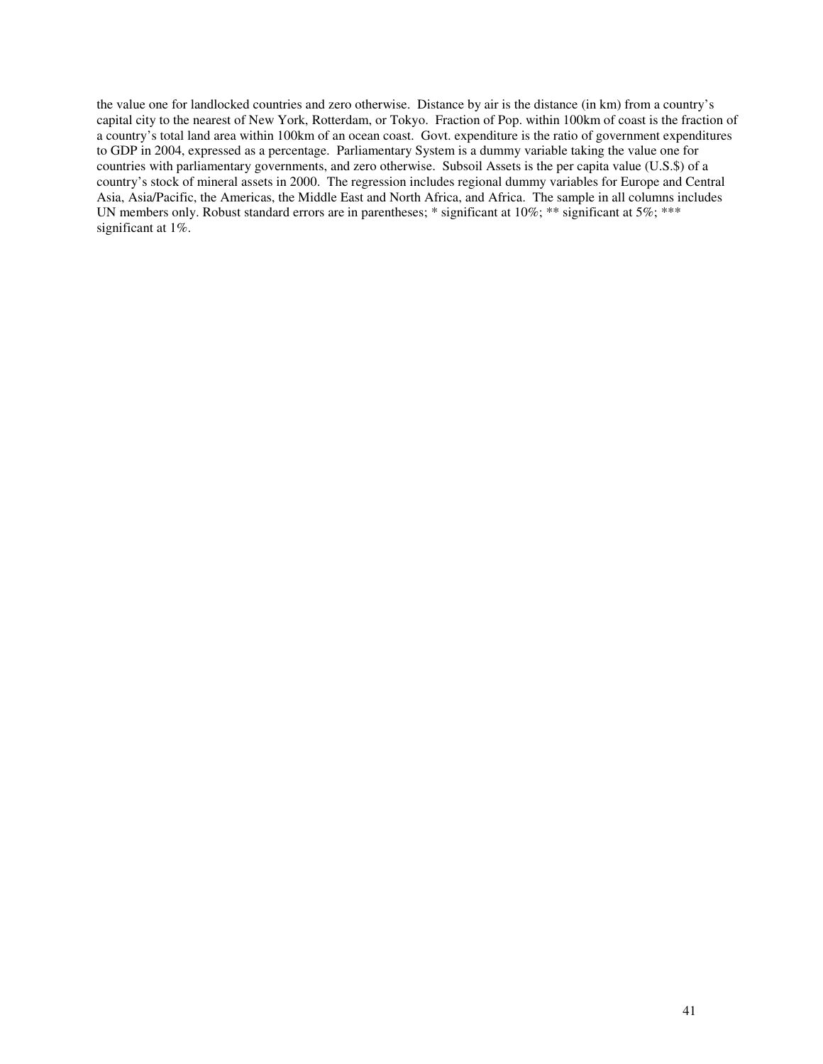the value one for landlocked countries and zero otherwise. Distance by air is the distance (in km) from a country's capital city to the nearest of New York, Rotterdam, or Tokyo. Fraction of Pop. within 100km of coast is the fraction of a country's total land area within 100km of an ocean coast. Govt. expenditure is the ratio of government expenditures to GDP in 2004, expressed as a percentage. Parliamentary System is a dummy variable taking the value one for countries with parliamentary governments, and zero otherwise. Subsoil Assets is the per capita value (U.S.$) of a country's stock of mineral assets in 2000. The regression includes regional dummy variables for Europe and Central Asia, Asia/Pacific, the Americas, the Middle East and North Africa, and Africa. The sample in all columns includes UN members only. Robust standard errors are in parentheses; * significant at 10%; ** significant at 5%; *** significant at 1%.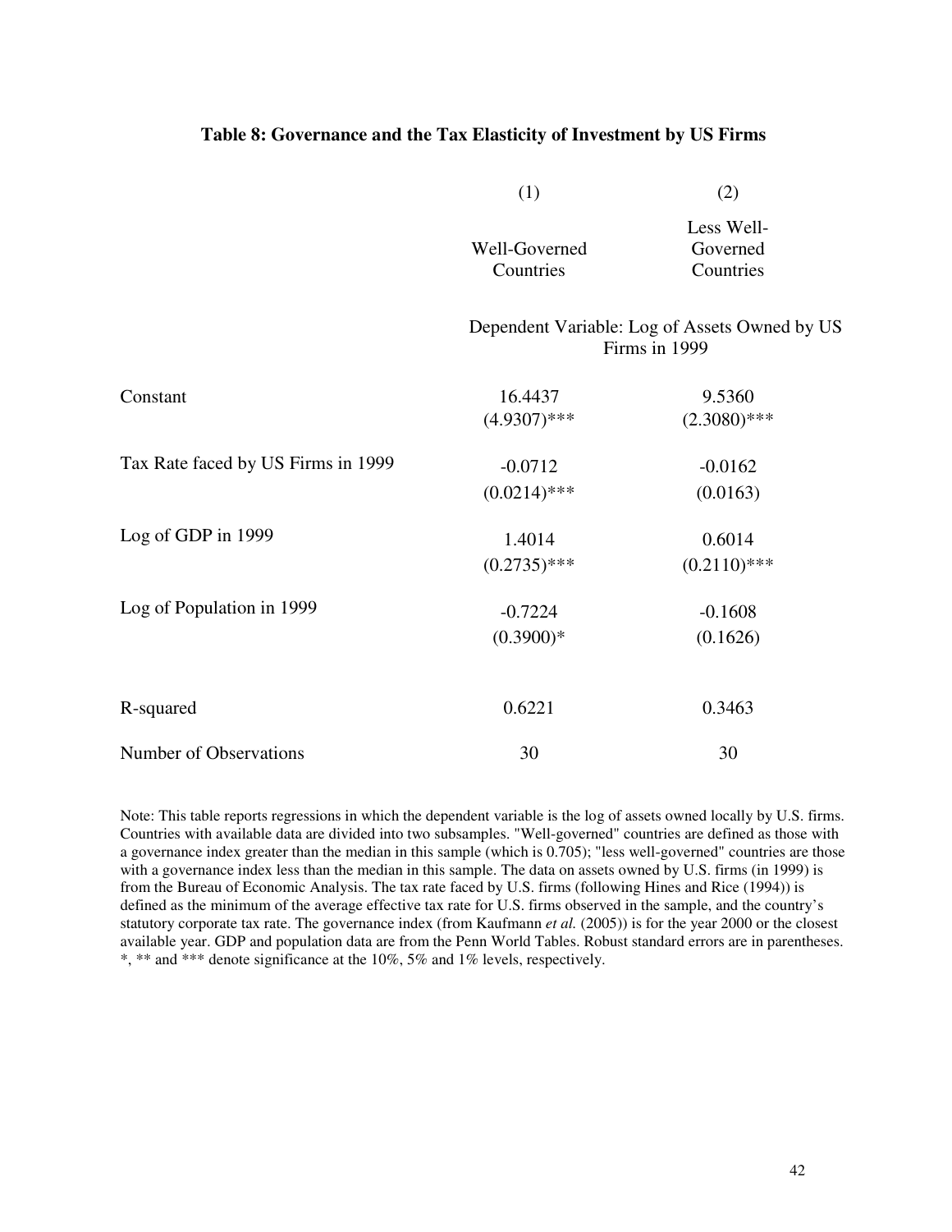**Table 8: Governance and the Tax Elasticity of Investment by US Firms**

| | (1) | (2) |
|---|---|---|
| | Well-Governed Countries | Less Well-Governed Countries |
| | Dependent Variable: Log of Assets Owned by US Firms in 1999 | |
| Constant | 16.4437 | 9.5360 |
| | (4.9307)*** | (2.3080)*** |
| Tax Rate faced by US Firms in 1999 | -0.0712 | -0.0162 |
| | (0.0214)*** | (0.0163) |
| Log of GDP in 1999 | 1.4014 | 0.6014 |
| | (0.2735)*** | (0.2110)*** |
| Log of Population in 1999 | -0.7224 | -0.1608 |
| | (0.3900)* | (0.1626) |
| R-squared | 0.6221 | 0.3463 |
| Number of Observations | 30 | 30 |

Note: This table reports regressions in which the dependent variable is the log of assets owned locally by U.S. firms. Countries with available data are divided into two subsamples. "Well-governed" countries are defined as those with a governance index greater than the median in this sample (which is 0.705); "less well-governed" countries are those with a governance index less than the median in this sample. The data on assets owned by U.S. firms (in 1999) is from the Bureau of Economic Analysis. The tax rate faced by U.S. firms (following Hines and Rice (1994)) is defined as the minimum of the average effective tax rate for U.S. firms observed in the sample, and the country's statutory corporate tax rate. The governance index (from Kaufmann *et al.* (2005)) is for the year 2000 or the closest available year. GDP and population data are from the Penn World Tables. Robust standard errors are in parentheses. *, ** and *** denote significance at the 10%, 5% and 1% levels, respectively.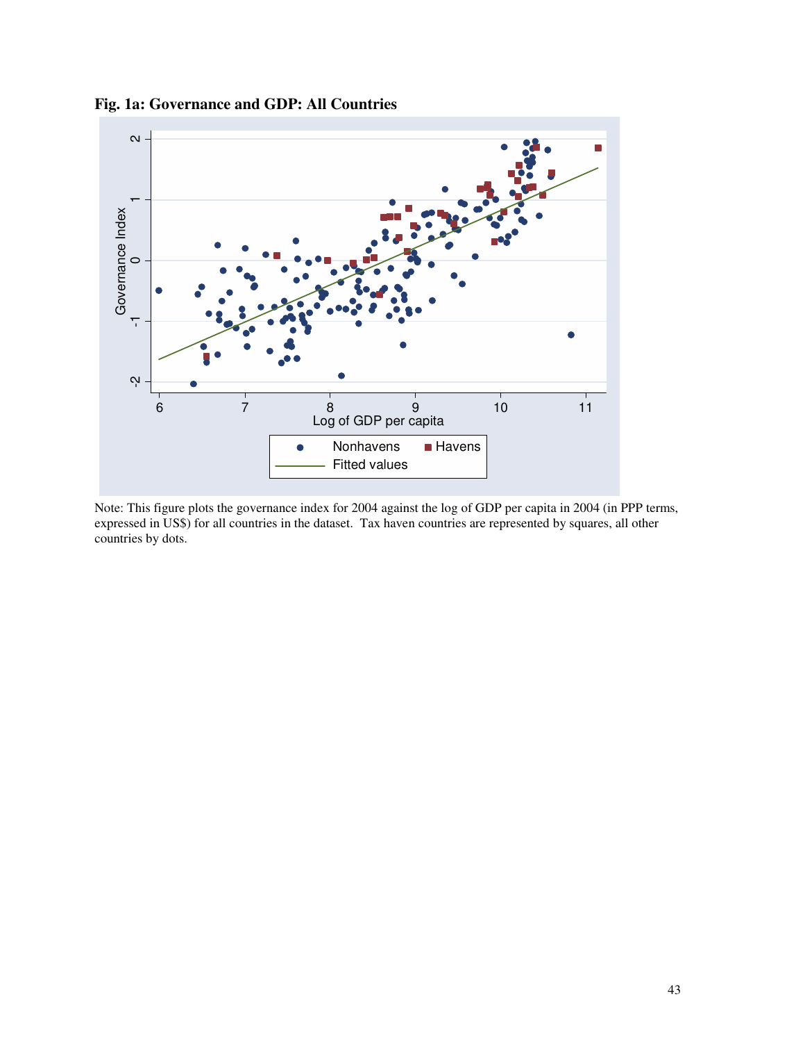**Fig. 1a: Governance and GDP: All Countries**

Note: This figure plots the governance index for 2004 against the log of GDP per capita in 2004 (in PPP terms, expressed in US$) for all countries in the dataset. Tax haven countries are represented by squares, all other countries by dots.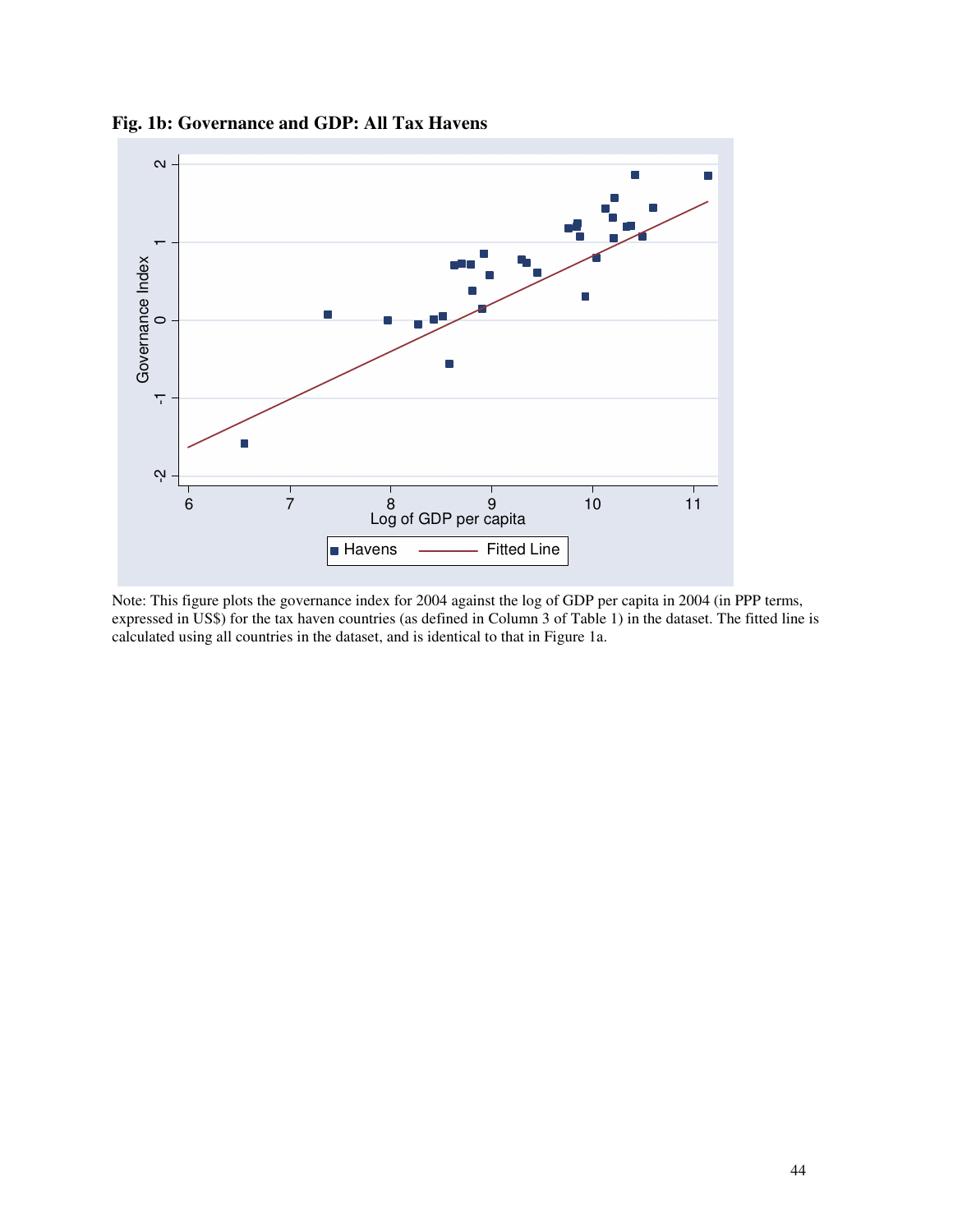**Fig. 1b: Governance and GDP: All Tax Havens**

Note: This figure plots the governance index for 2004 against the log of GDP per capita in 2004 (in PPP terms, expressed in US$) for the tax haven countries (as defined in Column 3 of Table 1) in the dataset. The fitted line is calculated using all countries in the dataset, and is identical to that in Figure 1a.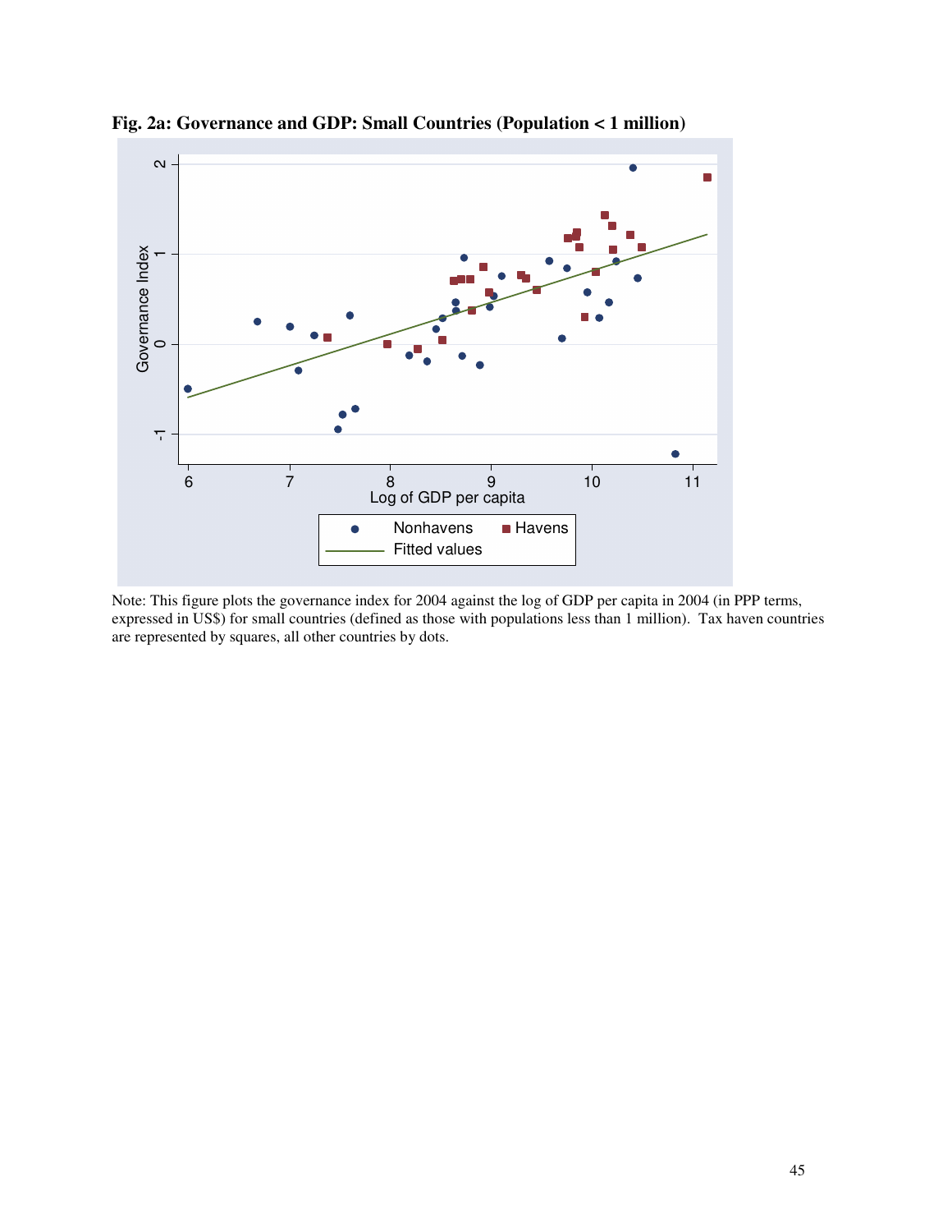**Fig. 2a: Governance and GDP: Small Countries (Population < 1 million)**

Note: This figure plots the governance index for 2004 against the log of GDP per capita in 2004 (in PPP terms, expressed in US$) for small countries (defined as those with populations less than 1 million). Tax haven countries are represented by squares, all other countries by dots.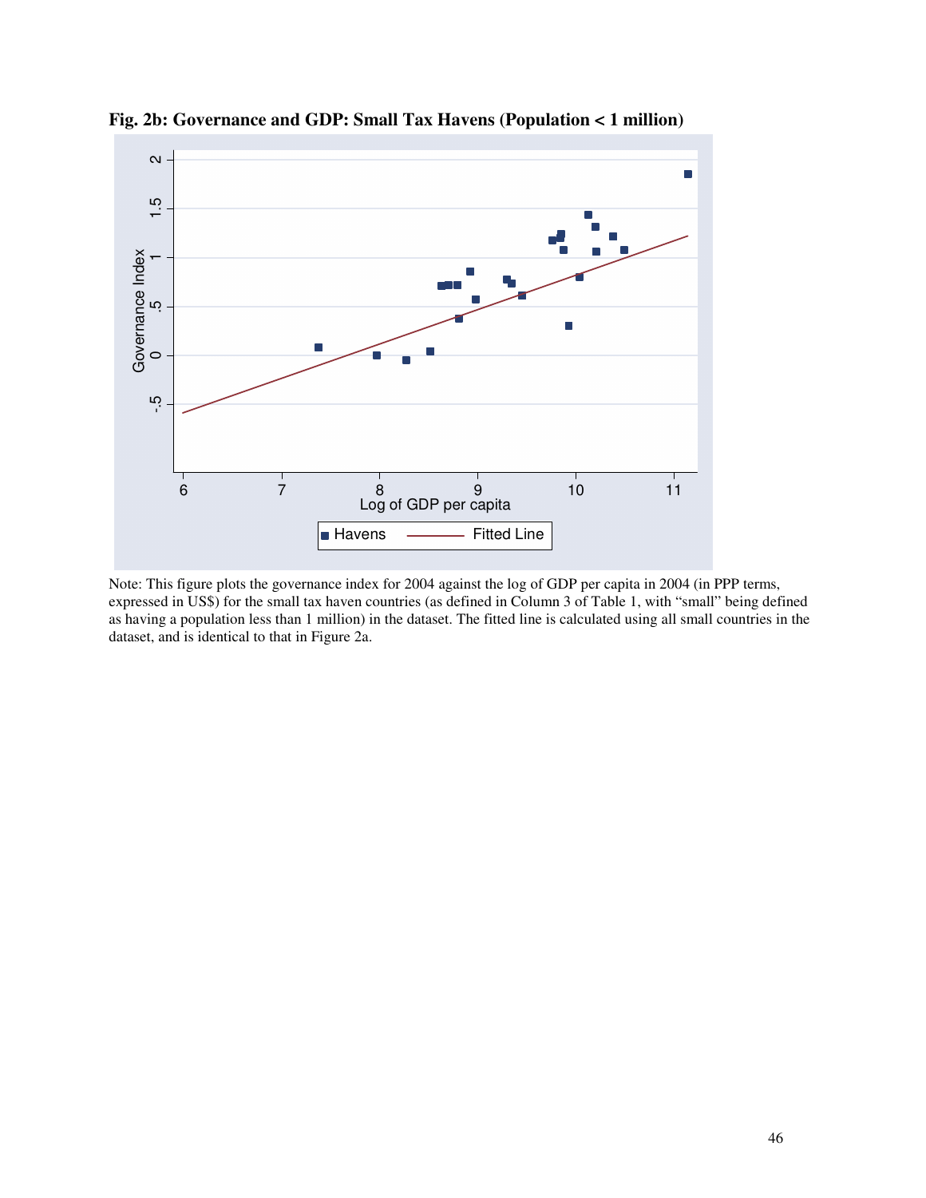**Fig. 2b: Governance and GDP: Small Tax Havens (Population < 1 million)**

Note: This figure plots the governance index for 2004 against the log of GDP per capita in 2004 (in PPP terms, expressed in US$) for the small tax haven countries (as defined in Column 3 of Table 1, with "small" being defined as having a population less than 1 million) in the dataset. The fitted line is calculated using all small countries in the dataset, and is identical to that in Figure 2a.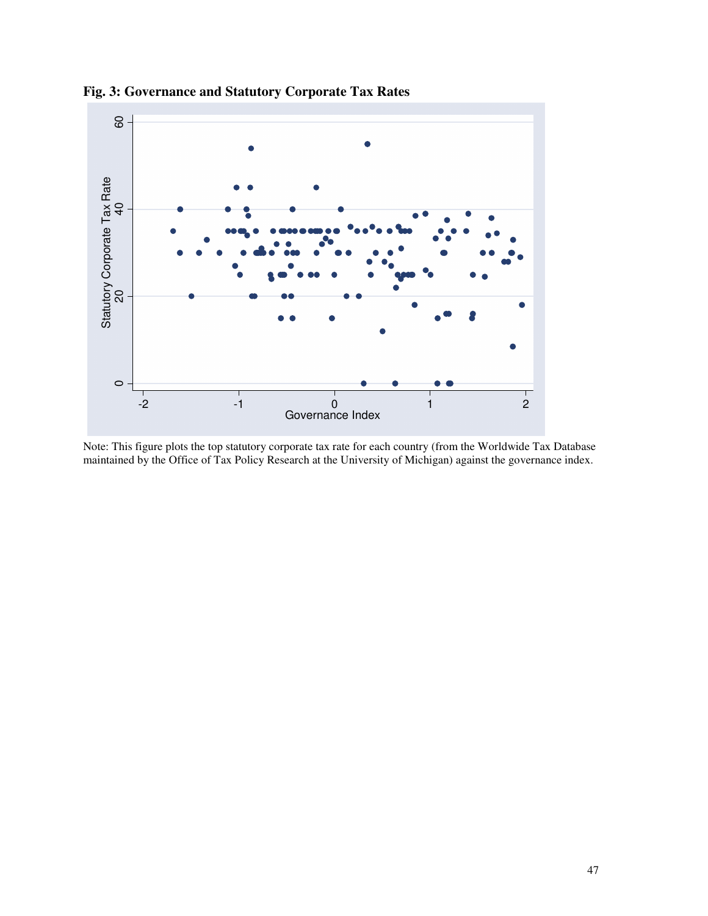**Fig. 3: Governance and Statutory Corporate Tax Rates**

Note: This figure plots the top statutory corporate tax rate for each country (from the Worldwide Tax Database maintained by the Office of Tax Policy Research at the University of Michigan) against the governance index.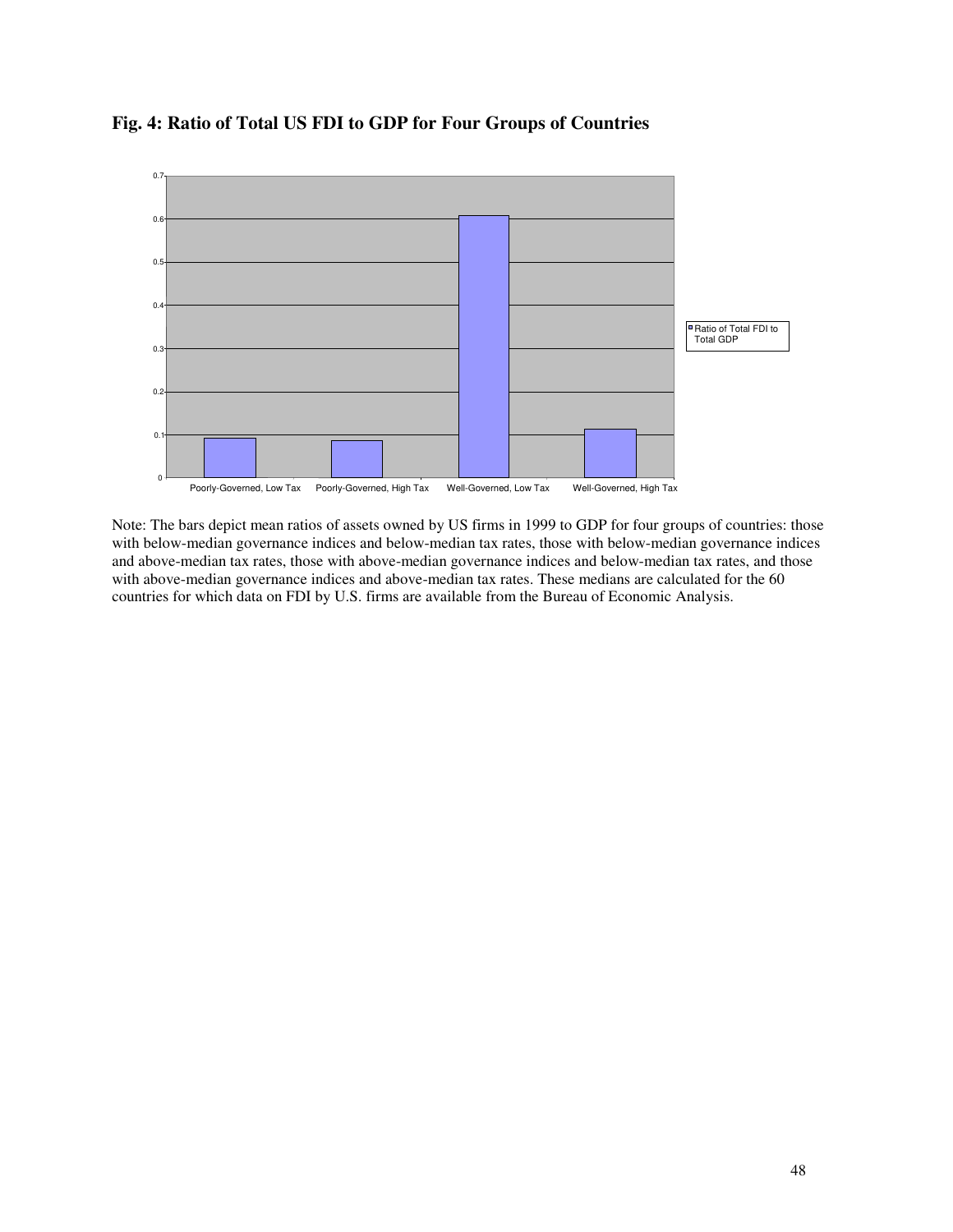**Fig. 4: Ratio of Total US FDI to GDP for Four Groups of Countries**

0.7
0.6
0.5
0.4
0.3
0.2
0.1
0

Poorly-Governed, Low Tax
Poorly-Governed, High Tax
Well-Governed, Low Tax
Well-Governed, High Tax

Ratio of Total FDI to Total GDP

Note: The bars depict mean ratios of assets owned by US firms in 1999 to GDP for four groups of countries: those with below-median governance indices and below-median tax rates, those with below-median governance indices and above-median tax rates, those with above-median governance indices and below-median tax rates, and those with above-median governance indices and above-median tax rates. These medians are calculated for the 60 countries for which data on FDI by U.S. firms are available from the Bureau of Economic Analysis.